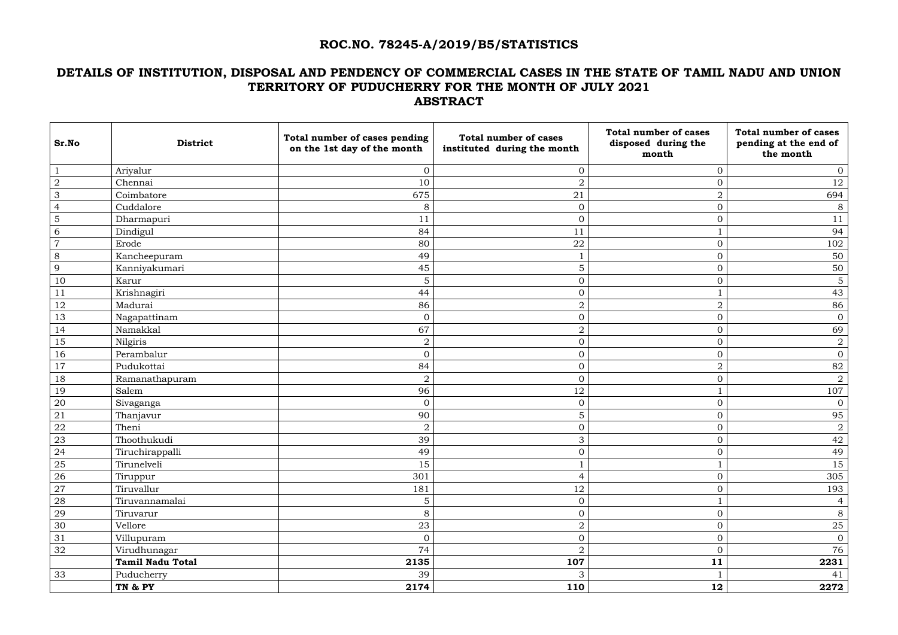## ROC.NO. 78245-A/2019/B5/STATISTICS

## DETAILS OF INSTITUTION, DISPOSAL AND PENDENCY OF COMMERCIAL CASES IN THE STATE OF TAMIL NADU AND UNION TERRITORY OF PUDUCHERRY FOR THE MONTH OF JULY 2021

## ABSTRACT

| Sr.No | District | Total number of cases pending on the 1st day of the month | Total number of cases instituted during the month | Total number of cases disposed during the month | Total number of cases pending at the end of the month |
|---|---|---|---|---|---|
| 1 | Ariyalur | 0 | 0 | 0 | 0 |
| 2 | Chennai | 10 | 2 | 0 | 12 |
| 3 | Coimbatore | 675 | 21 | 2 | 694 |
| 4 | Cuddalore | 8 | 0 | 0 | 8 |
| 5 | Dharmapuri | 11 | 0 | 0 | 11 |
| 6 | Dindigul | 84 | 11 | 1 | 94 |
| 7 | Erode | 80 | 22 | 0 | 102 |
| 8 | Kancheepuram | 49 | 1 | 0 | 50 |
| 9 | Kanniyakumari | 45 | 5 | 0 | 50 |
| 10 | Karur | 5 | 0 | 0 | 5 |
| 11 | Krishnagiri | 44 | 0 | 1 | 43 |
| 12 | Madurai | 86 | 2 | 2 | 86 |
| 13 | Nagapattinam | 0 | 0 | 0 | 0 |
| 14 | Namakkal | 67 | 2 | 0 | 69 |
| 15 | Nilgiris | 2 | 0 | 0 | 2 |
| 16 | Perambalur | 0 | 0 | 0 | 0 |
| 17 | Pudukottai | 84 | 0 | 2 | 82 |
| 18 | Ramanathapuram | 2 | 0 | 0 | 2 |
| 19 | Salem | 96 | 12 | 1 | 107 |
| 20 | Sivaganga | 0 | 0 | 0 | 0 |
| 21 | Thanjavur | 90 | 5 | 0 | 95 |
| 22 | Theni | 2 | 0 | 0 | 2 |
| 23 | Thoothukudi | 39 | 3 | 0 | 42 |
| 24 | Tiruchirappalli | 49 | 0 | 0 | 49 |
| 25 | Tirunelveli | 15 | 1 | 1 | 15 |
| 26 | Tiruppur | 301 | 4 | 0 | 305 |
| 27 | Tiruvallur | 181 | 12 | 0 | 193 |
| 28 | Tiruvannamalai | 5 | 0 | 1 | 4 |
| 29 | Tiruvarur | 8 | 0 | 0 | 8 |
| 30 | Vellore | 23 | 2 | 0 | 25 |
| 31 | Villupuram | 0 | 0 | 0 | 0 |
| 32 | Virudhunagar | 74 | 2 | 0 | 76 |
| | **Tamil Nadu Total** | **2135** | **107** | **11** | **2231** |
| 33 | Puducherry | 39 | 3 | 1 | 41 |
| | **TN & PY** | **2174** | **110** | **12** | **2272** |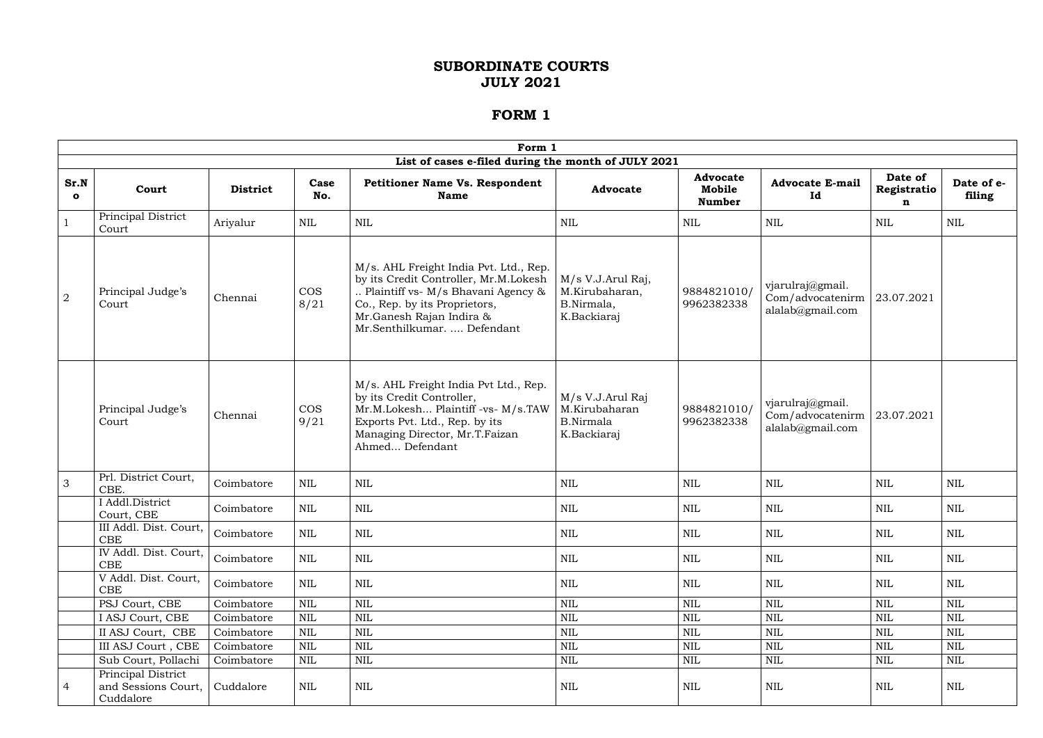# SUBORDINATE COURTS
# JULY 2021

## FORM 1

| Form 1 | | | | | | | | | |
|---|---|---|---|---|---|---|---|---|---|
| **List of cases e-filed during the month of JULY 2021** | | | | | | | | | |
| **Sr.No** | **Court** | **District** | **Case No.** | **Petitioner Name Vs. Respondent Name** | **Advocate** | **Advocate Mobile Number** | **Advocate E-mail Id** | **Date of Registration** | **Date of e-filing** |
| 1 | Principal District Court | Ariyalur | NIL | NIL | NIL | NIL | NIL | NIL | NIL |
| 2 | Principal Judge's Court | Chennai | COS 8/21 | M/s. AHL Freight India Pvt. Ltd., Rep. by its Credit Controller, Mr.M.Lokesh .. Plaintiff vs- M/s Bhavani Agency & Co., Rep. by its Proprietors, Mr.Ganesh Rajan Indira & Mr.Senthilkumar. .... Defendant | M/s V.J.Arul Raj, M.Kirubaharan, B.Nirmala, K.Backiaraj | 9884821010/ 9962382338 | vjarulraj@gmail. Com/advocatenirmalalab@gmail.com | 23.07.2021 | |
| | Principal Judge's Court | Chennai | COS 9/21 | M/s. AHL Freight India Pvt Ltd., Rep. by its Credit Controller, Mr.M.Lokesh... Plaintiff -vs- M/s.TAW Exports Pvt. Ltd., Rep. by its Managing Director, Mr.T.Faizan Ahmed... Defendant | M/s V.J.Arul Raj M.Kirubaharan B.Nirmala K.Backiaraj | 9884821010/ 9962382338 | vjarulraj@gmail. Com/advocatenirmalalab@gmail.com | 23.07.2021 | |
| 3 | Prl. District Court, CBE. | Coimbatore | NIL | NIL | NIL | NIL | NIL | NIL | NIL |
| | I Addl.District Court, CBE | Coimbatore | NIL | NIL | NIL | NIL | NIL | NIL | NIL |
| | III Addl. Dist. Court, CBE | Coimbatore | NIL | NIL | NIL | NIL | NIL | NIL | NIL |
| | IV Addl. Dist. Court, CBE | Coimbatore | NIL | NIL | NIL | NIL | NIL | NIL | NIL |
| | V Addl. Dist. Court, CBE | Coimbatore | NIL | NIL | NIL | NIL | NIL | NIL | NIL |
| | PSJ Court, CBE | Coimbatore | NIL | NIL | NIL | NIL | NIL | NIL | NIL |
| | I ASJ Court, CBE | Coimbatore | NIL | NIL | NIL | NIL | NIL | NIL | NIL |
| | II ASJ Court, CBE | Coimbatore | NIL | NIL | NIL | NIL | NIL | NIL | NIL |
| | III ASJ Court , CBE | Coimbatore | NIL | NIL | NIL | NIL | NIL | NIL | NIL |
| | Sub Court, Pollachi | Coimbatore | NIL | NIL | NIL | NIL | NIL | NIL | NIL |
| 4 | Principal District and Sessions Court, Cuddalore | Cuddalore | NIL | NIL | NIL | NIL | NIL | NIL | NIL |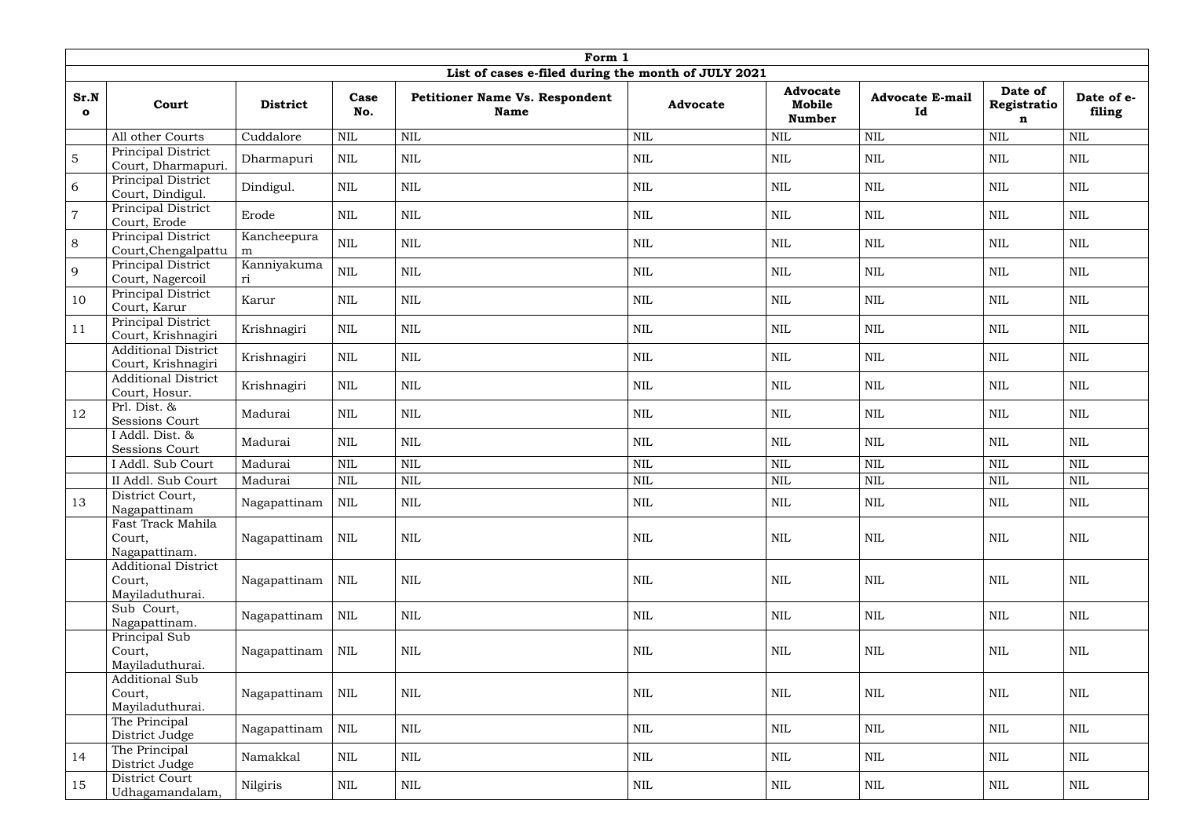| Form 1 | | | | | | | | | |
|---|---|---|---|---|---|---|---|---|---|
| **List of cases e-filed during the month of JULY 2021** | | | | | | | | | |
| **Sr.No** | **Court** | **District** | **Case No.** | **Petitioner Name Vs. Respondent Name** | **Advocate** | **Advocate Mobile Number** | **Advocate E-mail Id** | **Date of Registration** | **Date of e-filing** |
| | All other Courts | Cuddalore | NIL | NIL | NIL | NIL | NIL | NIL | NIL |
| 5 | Principal District Court, Dharmapuri. | Dharmapuri | NIL | NIL | NIL | NIL | NIL | NIL | NIL |
| 6 | Principal District Court, Dindigul. | Dindigul. | NIL | NIL | NIL | NIL | NIL | NIL | NIL |
| 7 | Principal District Court, Erode | Erode | NIL | NIL | NIL | NIL | NIL | NIL | NIL |
| 8 | Principal District Court,Chengalpattu | Kancheepuram | NIL | NIL | NIL | NIL | NIL | NIL | NIL |
| 9 | Principal District Court, Nagercoil | Kanniyakumari | NIL | NIL | NIL | NIL | NIL | NIL | NIL |
| 10 | Principal District Court, Karur | Karur | NIL | NIL | NIL | NIL | NIL | NIL | NIL |
| 11 | Principal District Court, Krishnagiri | Krishnagiri | NIL | NIL | NIL | NIL | NIL | NIL | NIL |
| | Additional District Court, Krishnagiri | Krishnagiri | NIL | NIL | NIL | NIL | NIL | NIL | NIL |
| | Additional District Court, Hosur. | Krishnagiri | NIL | NIL | NIL | NIL | NIL | NIL | NIL |
| 12 | Prl. Dist. & Sessions Court | Madurai | NIL | NIL | NIL | NIL | NIL | NIL | NIL |
| | I Addl. Dist. & Sessions Court | Madurai | NIL | NIL | NIL | NIL | NIL | NIL | NIL |
| | I Addl. Sub Court | Madurai | NIL | NIL | NIL | NIL | NIL | NIL | NIL |
| | II Addl. Sub Court | Madurai | NIL | NIL | NIL | NIL | NIL | NIL | NIL |
| 13 | District Court, Nagapattinam | Nagapattinam | NIL | NIL | NIL | NIL | NIL | NIL | NIL |
| | Fast Track Mahila Court, Nagapattinam. | Nagapattinam | NIL | NIL | NIL | NIL | NIL | NIL | NIL |
| | Additional District Court, Mayiladuthurai. | Nagapattinam | NIL | NIL | NIL | NIL | NIL | NIL | NIL |
| | Sub Court, Nagapattinam. | Nagapattinam | NIL | NIL | NIL | NIL | NIL | NIL | NIL |
| | Principal Sub Court, Mayiladuthurai. | Nagapattinam | NIL | NIL | NIL | NIL | NIL | NIL | NIL |
| | Additional Sub Court, Mayiladuthurai. | Nagapattinam | NIL | NIL | NIL | NIL | NIL | NIL | NIL |
| | The Principal District Judge | Nagapattinam | NIL | NIL | NIL | NIL | NIL | NIL | NIL |
| 14 | The Principal District Judge | Namakkal | NIL | NIL | NIL | NIL | NIL | NIL | NIL |
| 15 | District Court Udhagamandalam, | Nilgiris | NIL | NIL | NIL | NIL | NIL | NIL | NIL |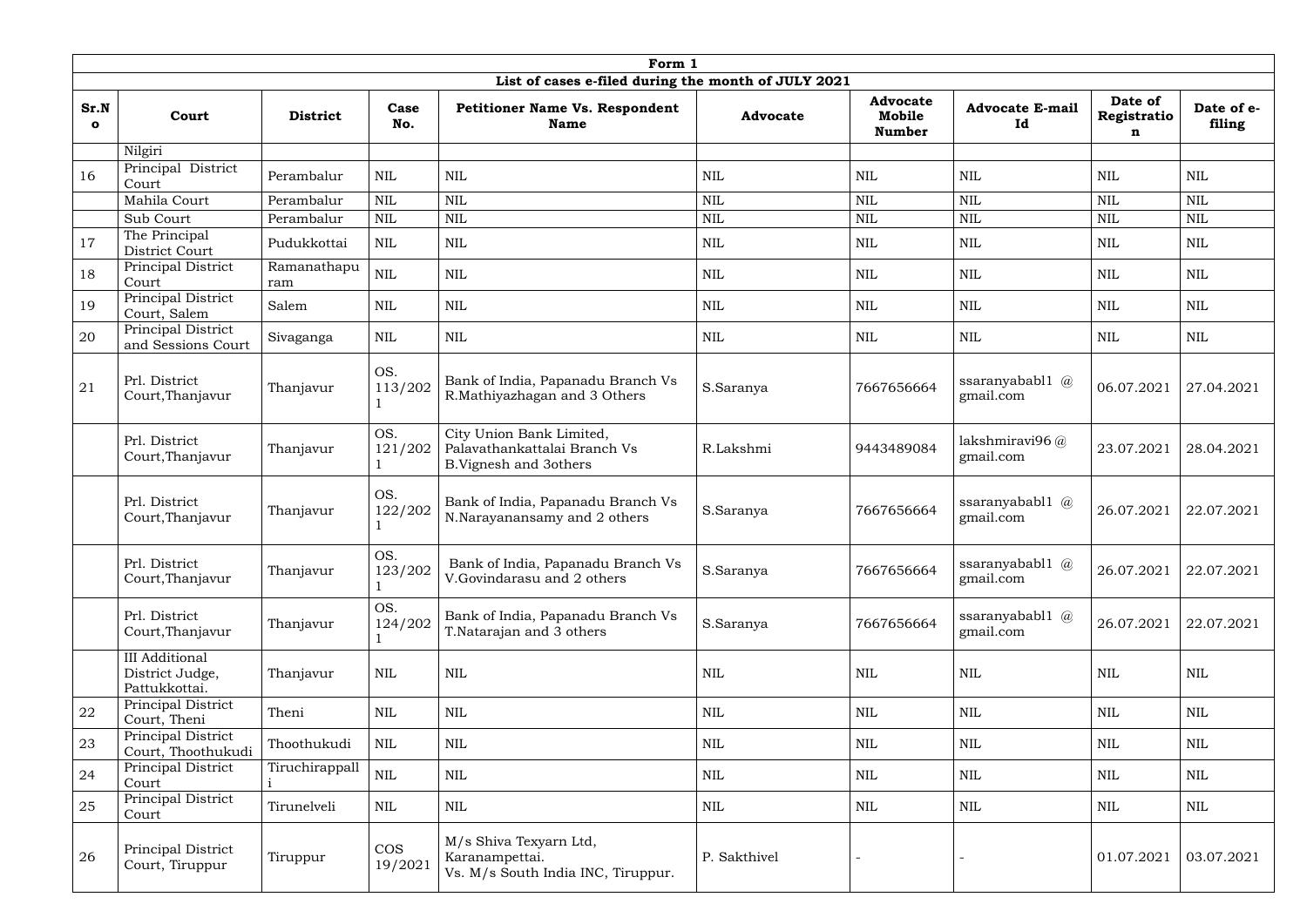| Form 1 | | | | | | | | | |
|---|---|---|---|---|---|---|---|---|---|
| List of cases e-filed during the month of JULY 2021 | | | | | | | | | |
| Sr.No | Court | District | Case No. | Petitioner Name Vs. Respondent Name | Advocate | Advocate Mobile Number | Advocate E-mail Id | Date of Registration | Date of e-filing |
| | Nilgiri | | | | | | | | |
| 16 | Principal District Court | Perambalur | NIL | NIL | NIL | NIL | NIL | NIL | NIL |
| | Mahila Court | Perambalur | NIL | NIL | NIL | NIL | NIL | NIL | NIL |
| | Sub Court | Perambalur | NIL | NIL | NIL | NIL | NIL | NIL | NIL |
| 17 | The Principal District Court | Pudukkottai | NIL | NIL | NIL | NIL | NIL | NIL | NIL |
| 18 | Principal District Court | Ramanathapuram | NIL | NIL | NIL | NIL | NIL | NIL | NIL |
| 19 | Principal District Court, Salem | Salem | NIL | NIL | NIL | NIL | NIL | NIL | NIL |
| 20 | Principal District and Sessions Court | Sivaganga | NIL | NIL | NIL | NIL | NIL | NIL | NIL |
| 21 | Prl. District Court,Thanjavur | Thanjavur | OS. 113/2021 | Bank of India, Papanadu Branch Vs R.Mathiyazhagan and 3 Others | S.Saranya | 7667656664 | ssaranyababl1 @ gmail.com | 06.07.2021 | 27.04.2021 |
| | Prl. District Court,Thanjavur | Thanjavur | OS. 121/2021 | City Union Bank Limited, Palavathankattalai Branch Vs B.Vignesh and 3others | R.Lakshmi | 9443489084 | lakshmiravi96 @ gmail.com | 23.07.2021 | 28.04.2021 |
| | Prl. District Court,Thanjavur | Thanjavur | OS. 122/2021 | Bank of India, Papanadu Branch Vs N.Narayanansamy and 2 others | S.Saranya | 7667656664 | ssaranyababl1 @ gmail.com | 26.07.2021 | 22.07.2021 |
| | Prl. District Court,Thanjavur | Thanjavur | OS. 123/2021 | Bank of India, Papanadu Branch Vs V.Govindarasu and 2 others | S.Saranya | 7667656664 | ssaranyababl1 @ gmail.com | 26.07.2021 | 22.07.2021 |
| | Prl. District Court,Thanjavur | Thanjavur | OS. 124/2021 | Bank of India, Papanadu Branch Vs T.Natarajan and 3 others | S.Saranya | 7667656664 | ssaranyababl1 @ gmail.com | 26.07.2021 | 22.07.2021 |
| | III Additional District Judge, Pattukkottai. | Thanjavur | NIL | NIL | NIL | NIL | NIL | NIL | NIL |
| 22 | Principal District Court, Theni | Theni | NIL | NIL | NIL | NIL | NIL | NIL | NIL |
| 23 | Principal District Court, Thoothukudi | Thoothukudi | NIL | NIL | NIL | NIL | NIL | NIL | NIL |
| 24 | Principal District Court | Tiruchirappalli | NIL | NIL | NIL | NIL | NIL | NIL | NIL |
| 25 | Principal District Court | Tirunelveli | NIL | NIL | NIL | NIL | NIL | NIL | NIL |
| 26 | Principal District Court, Tiruppur | Tiruppur | COS 19/2021 | M/s Shiva Texyarn Ltd, Karanampettai. Vs. M/s South India INC, Tiruppur. | P. Sakthivel | - | - | 01.07.2021 | 03.07.2021 |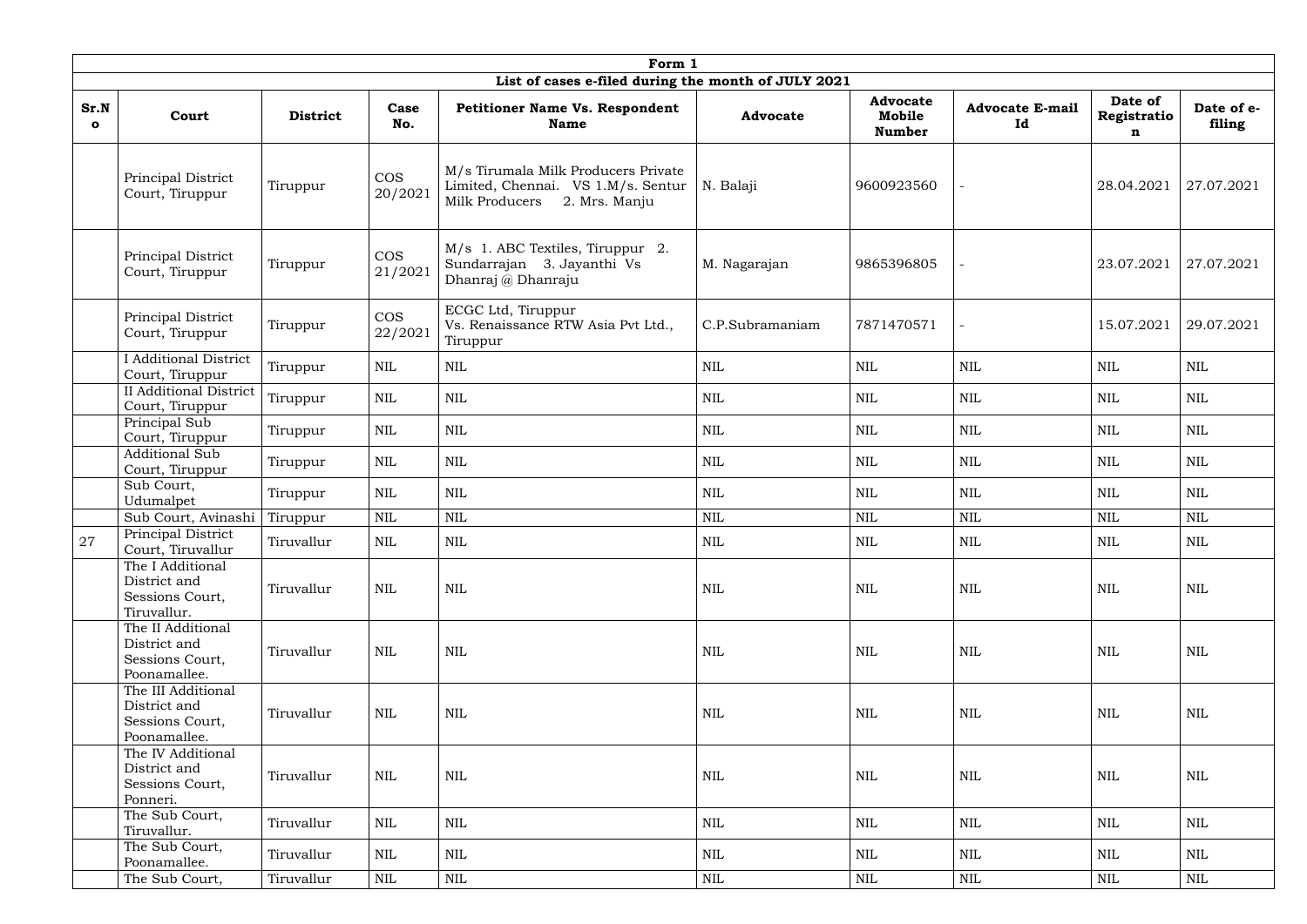| Form 1 | | | | | | | | | |
|---|---|---|---|---|---|---|---|---|---|
| List of cases e-filed during the month of JULY 2021 | | | | | | | | | |
| Sr.No | Court | District | Case No. | Petitioner Name Vs. Respondent Name | Advocate | Advocate Mobile Number | Advocate E-mail Id | Date of Registration | Date of e-filing |
| | Principal District Court, Tiruppur | Tiruppur | COS 20/2021 | M/s Tirumala Milk Producers Private Limited, Chennai. VS 1.M/s. Sentur Milk Producers 2. Mrs. Manju | N. Balaji | 9600923560 | - | 28.04.2021 | 27.07.2021 |
| | Principal District Court, Tiruppur | Tiruppur | COS 21/2021 | M/s 1. ABC Textiles, Tiruppur 2. Sundarrajan 3. Jayanthi Vs Dhanraj @ Dhanraju | M. Nagarajan | 9865396805 | - | 23.07.2021 | 27.07.2021 |
| | Principal District Court, Tiruppur | Tiruppur | COS 22/2021 | ECGC Ltd, Tiruppur Vs. Renaissance RTW Asia Pvt Ltd., Tiruppur | C.P.Subramaniam | 7871470571 | - | 15.07.2021 | 29.07.2021 |
| | I Additional District Court, Tiruppur | Tiruppur | NIL | NIL | NIL | NIL | NIL | NIL | NIL |
| | II Additional District Court, Tiruppur | Tiruppur | NIL | NIL | NIL | NIL | NIL | NIL | NIL |
| | Principal Sub Court, Tiruppur | Tiruppur | NIL | NIL | NIL | NIL | NIL | NIL | NIL |
| | Additional Sub Court, Tiruppur | Tiruppur | NIL | NIL | NIL | NIL | NIL | NIL | NIL |
| | Sub Court, Udumalpet | Tiruppur | NIL | NIL | NIL | NIL | NIL | NIL | NIL |
| | Sub Court, Avinashi | Tiruppur | NIL | NIL | NIL | NIL | NIL | NIL | NIL |
| 27 | Principal District Court, Tiruvallur | Tiruvallur | NIL | NIL | NIL | NIL | NIL | NIL | NIL |
| | The I Additional District and Sessions Court, Tiruvallur. | Tiruvallur | NIL | NIL | NIL | NIL | NIL | NIL | NIL |
| | The II Additional District and Sessions Court, Poonamallee. | Tiruvallur | NIL | NIL | NIL | NIL | NIL | NIL | NIL |
| | The III Additional District and Sessions Court, Poonamallee. | Tiruvallur | NIL | NIL | NIL | NIL | NIL | NIL | NIL |
| | The IV Additional District and Sessions Court, Ponneri. | Tiruvallur | NIL | NIL | NIL | NIL | NIL | NIL | NIL |
| | The Sub Court, Tiruvallur. | Tiruvallur | NIL | NIL | NIL | NIL | NIL | NIL | NIL |
| | The Sub Court, Poonamallee. | Tiruvallur | NIL | NIL | NIL | NIL | NIL | NIL | NIL |
| | The Sub Court, | Tiruvallur | NIL | NIL | NIL | NIL | NIL | NIL | NIL |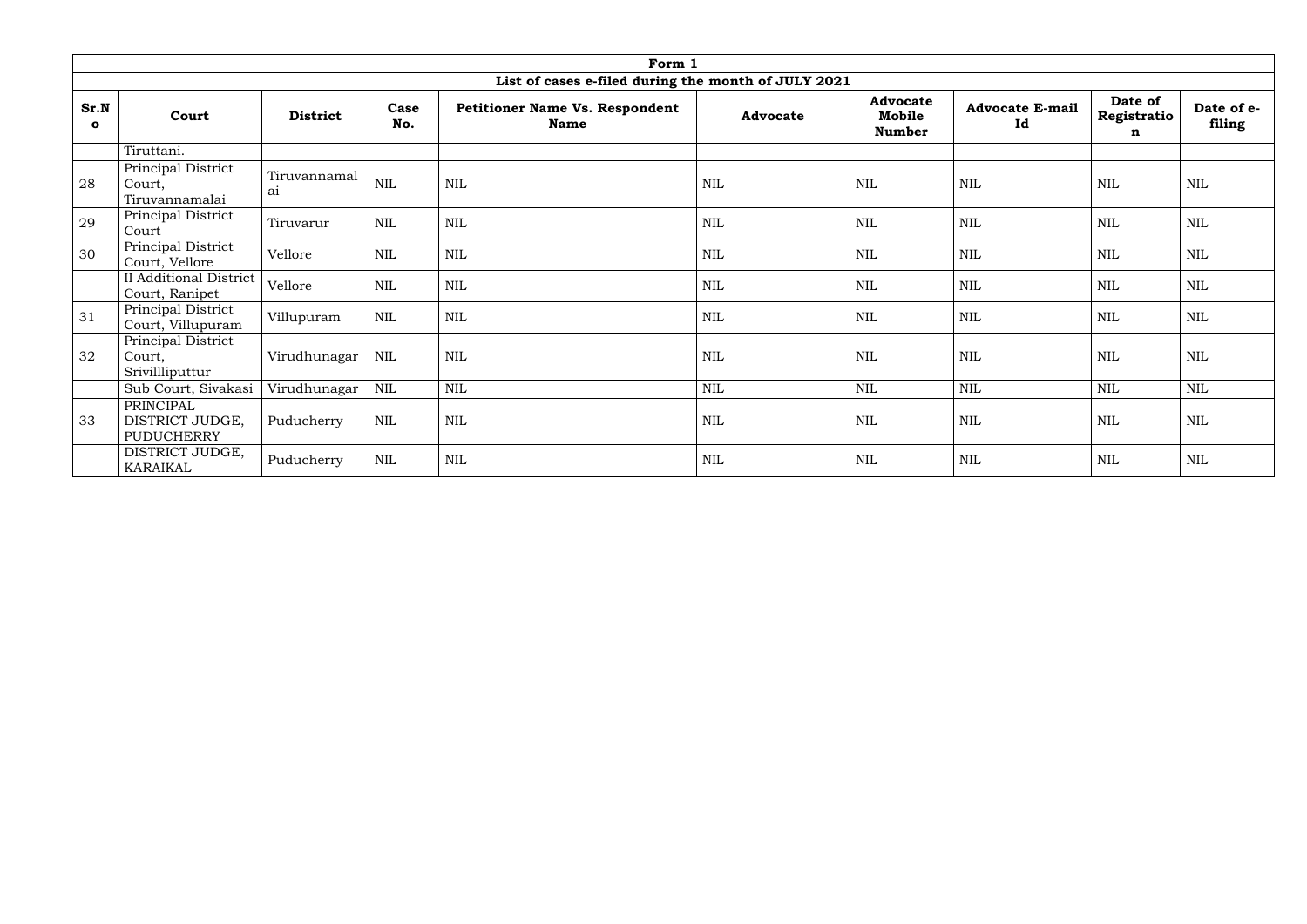| Form 1 | | | | | | | | | |
|---|---|---|---|---|---|---|---|---|---|
| List of cases e-filed during the month of JULY 2021 | | | | | | | | | |
| Sr.No | Court | District | Case No. | Petitioner Name Vs. Respondent Name | Advocate | Advocate Mobile Number | Advocate E-mail Id | Date of Registration | Date of e-filing |
| | Tiruttani. | | | | | | | | |
| 28 | Principal District Court, Tiruvannamalai | Tiruvannamalai | NIL | NIL | NIL | NIL | NIL | NIL | NIL |
| 29 | Principal District Court | Tiruvarur | NIL | NIL | NIL | NIL | NIL | NIL | NIL |
| 30 | Principal District Court, Vellore | Vellore | NIL | NIL | NIL | NIL | NIL | NIL | NIL |
| | II Additional District Court, Ranipet | Vellore | NIL | NIL | NIL | NIL | NIL | NIL | NIL |
| 31 | Principal District Court, Villupuram | Villupuram | NIL | NIL | NIL | NIL | NIL | NIL | NIL |
| 32 | Principal District Court, Srivillliputtur | Virudhunagar | NIL | NIL | NIL | NIL | NIL | NIL | NIL |
| | Sub Court, Sivakasi | Virudhunagar | NIL | NIL | NIL | NIL | NIL | NIL | NIL |
| 33 | PRINCIPAL DISTRICT JUDGE, PUDUCHERRY | Puducherry | NIL | NIL | NIL | NIL | NIL | NIL | NIL |
| | DISTRICT JUDGE, KARAIKAL | Puducherry | NIL | NIL | NIL | NIL | NIL | NIL | NIL |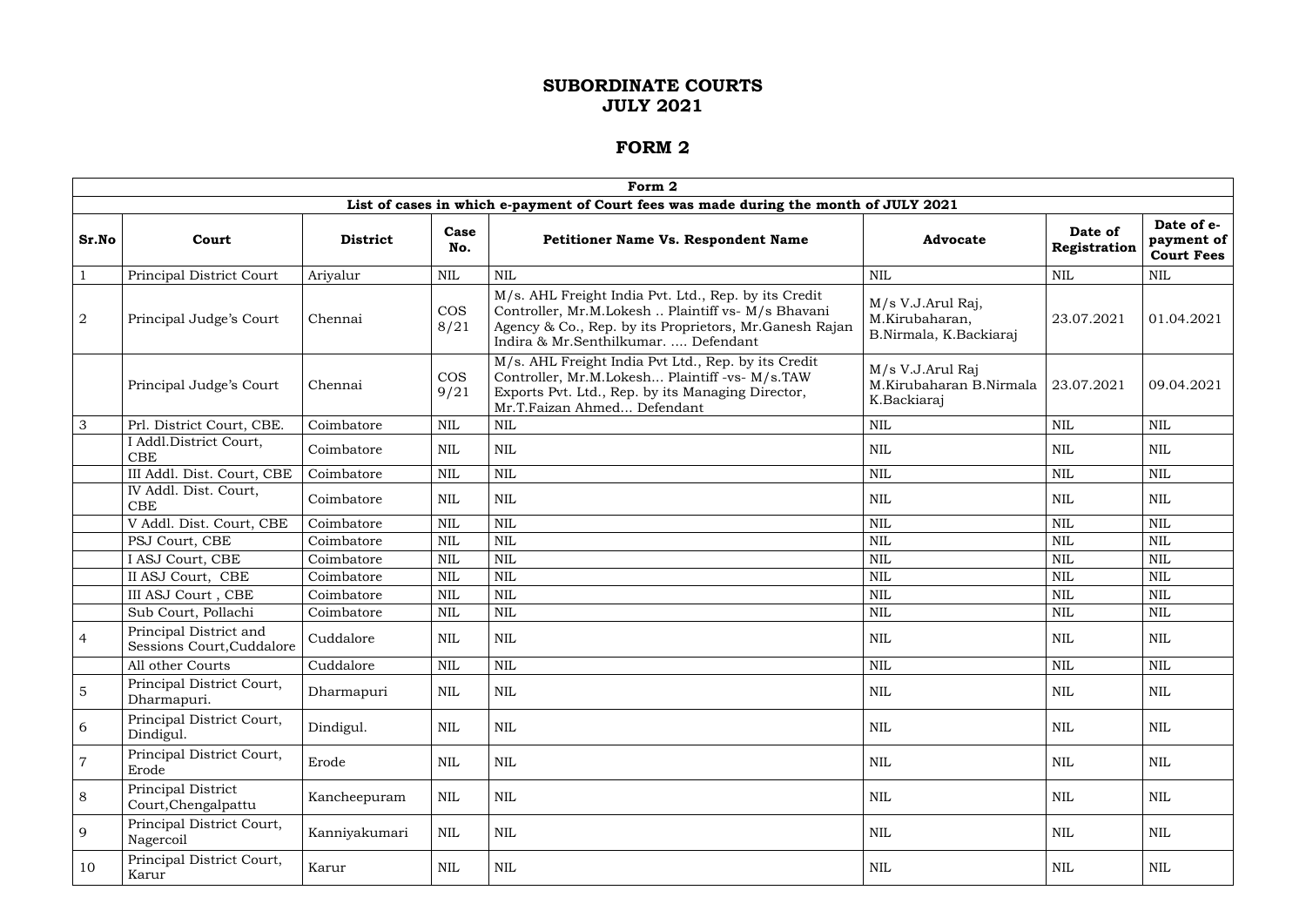# SUBORDINATE COURTS
# JULY 2021

# FORM 2

| Form 2 | | | | | | | |
|---|---|---|---|---|---|---|---|
| **List of cases in which e-payment of Court fees was made during the month of JULY 2021** | | | | | | | |
| **Sr.No** | **Court** | **District** | **Case No.** | **Petitioner Name Vs. Respondent Name** | **Advocate** | **Date of Registration** | **Date of e-payment of Court Fees** |
| 1 | Principal District Court | Ariyalur | NIL | NIL | NIL | NIL | NIL |
| 2 | Principal Judge's Court | Chennai | COS 8/21 | M/s. AHL Freight India Pvt. Ltd., Rep. by its Credit Controller, Mr.M.Lokesh .. Plaintiff vs- M/s Bhavani Agency & Co., Rep. by its Proprietors, Mr.Ganesh Rajan Indira & Mr.Senthilkumar. .... Defendant | M/s V.J.Arul Raj, M.Kirubaharan, B.Nirmala, K.Backiaraj | 23.07.2021 | 01.04.2021 |
| | Principal Judge's Court | Chennai | COS 9/21 | M/s. AHL Freight India Pvt Ltd., Rep. by its Credit Controller, Mr.M.Lokesh... Plaintiff -vs- M/s.TAW Exports Pvt. Ltd., Rep. by its Managing Director, Mr.T.Faizan Ahmed... Defendant | M/s V.J.Arul Raj M.Kirubaharan B.Nirmala K.Backiaraj | 23.07.2021 | 09.04.2021 |
| 3 | Prl. District Court, CBE. | Coimbatore | NIL | NIL | NIL | NIL | NIL |
| | I Addl.District Court, CBE | Coimbatore | NIL | NIL | NIL | NIL | NIL |
| | III Addl. Dist. Court, CBE | Coimbatore | NIL | NIL | NIL | NIL | NIL |
| | IV Addl. Dist. Court, CBE | Coimbatore | NIL | NIL | NIL | NIL | NIL |
| | V Addl. Dist. Court, CBE | Coimbatore | NIL | NIL | NIL | NIL | NIL |
| | PSJ Court, CBE | Coimbatore | NIL | NIL | NIL | NIL | NIL |
| | I ASJ Court, CBE | Coimbatore | NIL | NIL | NIL | NIL | NIL |
| | II ASJ Court, CBE | Coimbatore | NIL | NIL | NIL | NIL | NIL |
| | III ASJ Court , CBE | Coimbatore | NIL | NIL | NIL | NIL | NIL |
| | Sub Court, Pollachi | Coimbatore | NIL | NIL | NIL | NIL | NIL |
| 4 | Principal District and Sessions Court,Cuddalore | Cuddalore | NIL | NIL | NIL | NIL | NIL |
| | All other Courts | Cuddalore | NIL | NIL | NIL | NIL | NIL |
| 5 | Principal District Court, Dharmapuri. | Dharmapuri | NIL | NIL | NIL | NIL | NIL |
| 6 | Principal District Court, Dindigul. | Dindigul. | NIL | NIL | NIL | NIL | NIL |
| 7 | Principal District Court, Erode | Erode | NIL | NIL | NIL | NIL | NIL |
| 8 | Principal District Court,Chengalpattu | Kancheepuram | NIL | NIL | NIL | NIL | NIL |
| 9 | Principal District Court, Nagercoil | Kanniyakumari | NIL | NIL | NIL | NIL | NIL |
| 10 | Principal District Court, Karur | Karur | NIL | NIL | NIL | NIL | NIL |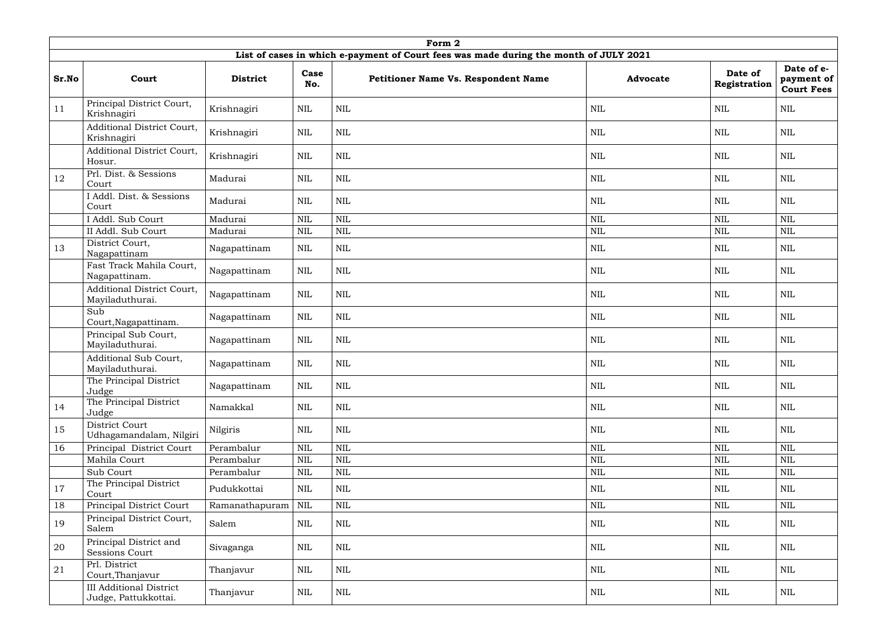| Form 2 | | | | | | | |
|---|---|---|---|---|---|---|---|
| **List of cases in which e-payment of Court fees was made during the month of JULY 2021** | | | | | | | |
| **Sr.No** | **Court** | **District** | **Case No.** | **Petitioner Name Vs. Respondent Name** | **Advocate** | **Date of Registration** | **Date of e-payment of Court Fees** |
| 11 | Principal District Court, Krishnagiri | Krishnagiri | NIL | NIL | NIL | NIL | NIL |
| | Additional District Court, Krishnagiri | Krishnagiri | NIL | NIL | NIL | NIL | NIL |
| | Additional District Court, Hosur. | Krishnagiri | NIL | NIL | NIL | NIL | NIL |
| 12 | Prl. Dist. & Sessions Court | Madurai | NIL | NIL | NIL | NIL | NIL |
| | I Addl. Dist. & Sessions Court | Madurai | NIL | NIL | NIL | NIL | NIL |
| | I Addl. Sub Court | Madurai | NIL | NIL | NIL | NIL | NIL |
| | II Addl. Sub Court | Madurai | NIL | NIL | NIL | NIL | NIL |
| 13 | District Court, Nagapattinam | Nagapattinam | NIL | NIL | NIL | NIL | NIL |
| | Fast Track Mahila Court, Nagapattinam. | Nagapattinam | NIL | NIL | NIL | NIL | NIL |
| | Additional District Court, Mayiladuthurai. | Nagapattinam | NIL | NIL | NIL | NIL | NIL |
| | Sub Court,Nagapattinam. | Nagapattinam | NIL | NIL | NIL | NIL | NIL |
| | Principal Sub Court, Mayiladuthurai. | Nagapattinam | NIL | NIL | NIL | NIL | NIL |
| | Additional Sub Court, Mayiladuthurai. | Nagapattinam | NIL | NIL | NIL | NIL | NIL |
| | The Principal District Judge | Nagapattinam | NIL | NIL | NIL | NIL | NIL |
| 14 | The Principal District Judge | Namakkal | NIL | NIL | NIL | NIL | NIL |
| 15 | District Court Udhagamandalam, Nilgiri | Nilgiris | NIL | NIL | NIL | NIL | NIL |
| 16 | Principal District Court | Perambalur | NIL | NIL | NIL | NIL | NIL |
| | Mahila Court | Perambalur | NIL | NIL | NIL | NIL | NIL |
| | Sub Court | Perambalur | NIL | NIL | NIL | NIL | NIL |
| 17 | The Principal District Court | Pudukkottai | NIL | NIL | NIL | NIL | NIL |
| 18 | Principal District Court | Ramanathapuram | NIL | NIL | NIL | NIL | NIL |
| 19 | Principal District Court, Salem | Salem | NIL | NIL | NIL | NIL | NIL |
| 20 | Principal District and Sessions Court | Sivaganga | NIL | NIL | NIL | NIL | NIL |
| 21 | Prl. District Court,Thanjavur | Thanjavur | NIL | NIL | NIL | NIL | NIL |
| | III Additional District Judge, Pattukkottai. | Thanjavur | NIL | NIL | NIL | NIL | NIL |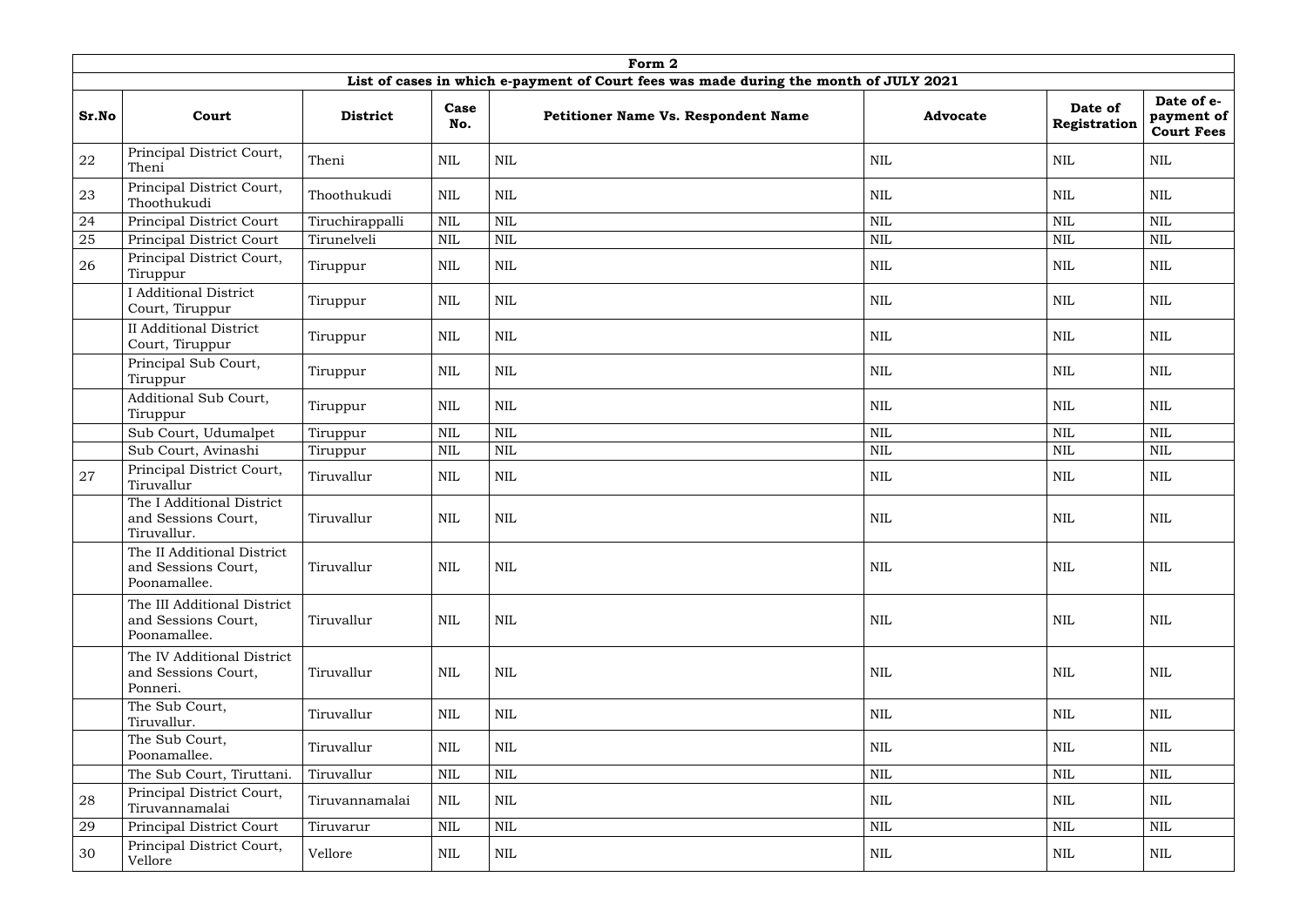| Form 2 | | | | | | | |
|---|---|---|---|---|---|---|---|
| List of cases in which e-payment of Court fees was made during the month of JULY 2021 | | | | | | | |
| **Sr.No** | **Court** | **District** | **Case No.** | **Petitioner Name Vs. Respondent Name** | **Advocate** | **Date of Registration** | **Date of e-payment of Court Fees** |
| 22 | Principal District Court, Theni | Theni | NIL | NIL | NIL | NIL | NIL |
| 23 | Principal District Court, Thoothukudi | Thoothukudi | NIL | NIL | NIL | NIL | NIL |
| 24 | Principal District Court | Tiruchirappalli | NIL | NIL | NIL | NIL | NIL |
| 25 | Principal District Court | Tirunelveli | NIL | NIL | NIL | NIL | NIL |
| 26 | Principal District Court, Tiruppur | Tiruppur | NIL | NIL | NIL | NIL | NIL |
| | I Additional District Court, Tiruppur | Tiruppur | NIL | NIL | NIL | NIL | NIL |
| | II Additional District Court, Tiruppur | Tiruppur | NIL | NIL | NIL | NIL | NIL |
| | Principal Sub Court, Tiruppur | Tiruppur | NIL | NIL | NIL | NIL | NIL |
| | Additional Sub Court, Tiruppur | Tiruppur | NIL | NIL | NIL | NIL | NIL |
| | Sub Court, Udumalpet | Tiruppur | NIL | NIL | NIL | NIL | NIL |
| | Sub Court, Avinashi | Tiruppur | NIL | NIL | NIL | NIL | NIL |
| 27 | Principal District Court, Tiruvallur | Tiruvallur | NIL | NIL | NIL | NIL | NIL |
| | The I Additional District and Sessions Court, Tiruvallur. | Tiruvallur | NIL | NIL | NIL | NIL | NIL |
| | The II Additional District and Sessions Court, Poonamallee. | Tiruvallur | NIL | NIL | NIL | NIL | NIL |
| | The III Additional District and Sessions Court, Poonamallee. | Tiruvallur | NIL | NIL | NIL | NIL | NIL |
| | The IV Additional District and Sessions Court, Ponneri. | Tiruvallur | NIL | NIL | NIL | NIL | NIL |
| | The Sub Court, Tiruvallur. | Tiruvallur | NIL | NIL | NIL | NIL | NIL |
| | The Sub Court, Poonamallee. | Tiruvallur | NIL | NIL | NIL | NIL | NIL |
| | The Sub Court, Tiruttani. | Tiruvallur | NIL | NIL | NIL | NIL | NIL |
| 28 | Principal District Court, Tiruvannamalai | Tiruvannamalai | NIL | NIL | NIL | NIL | NIL |
| 29 | Principal District Court | Tiruvarur | NIL | NIL | NIL | NIL | NIL |
| 30 | Principal District Court, Vellore | Vellore | NIL | NIL | NIL | NIL | NIL |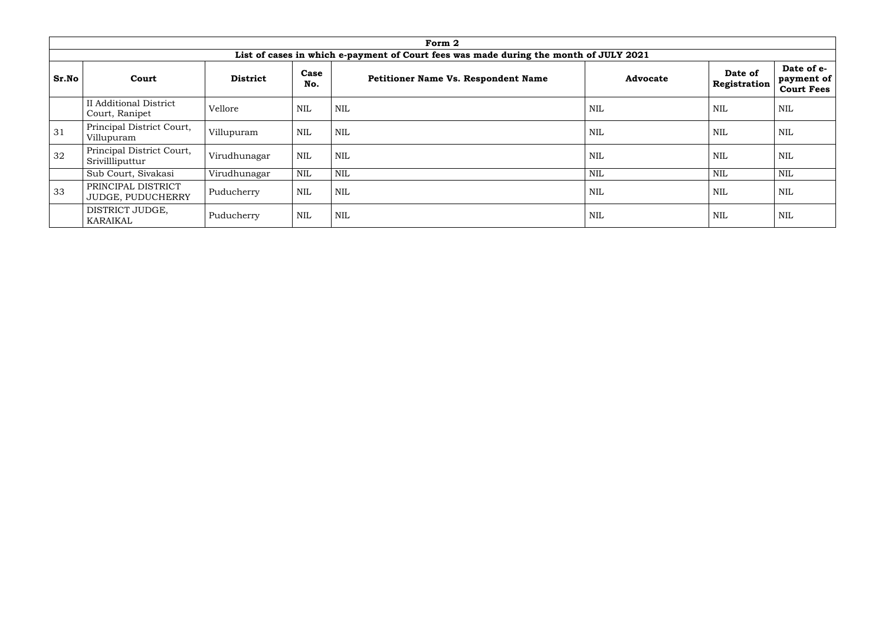| Form 2 | | | | | | | |
|---|---|---|---|---|---|---|---|
| **List of cases in which e-payment of Court fees was made during the month of JULY 2021** | | | | | | | |
| **Sr.No** | **Court** | **District** | **Case No.** | **Petitioner Name Vs. Respondent Name** | **Advocate** | **Date of Registration** | **Date of e-payment of Court Fees** |
| | II Additional District Court, Ranipet | Vellore | NIL | NIL | NIL | NIL | NIL |
| 31 | Principal District Court, Villupuram | Villupuram | NIL | NIL | NIL | NIL | NIL |
| 32 | Principal District Court, Srivillliputtur | Virudhunagar | NIL | NIL | NIL | NIL | NIL |
| | Sub Court, Sivakasi | Virudhunagar | NIL | NIL | NIL | NIL | NIL |
| 33 | PRINCIPAL DISTRICT JUDGE, PUDUCHERRY | Puducherry | NIL | NIL | NIL | NIL | NIL |
| | DISTRICT JUDGE, KARAIKAL | Puducherry | NIL | NIL | NIL | NIL | NIL |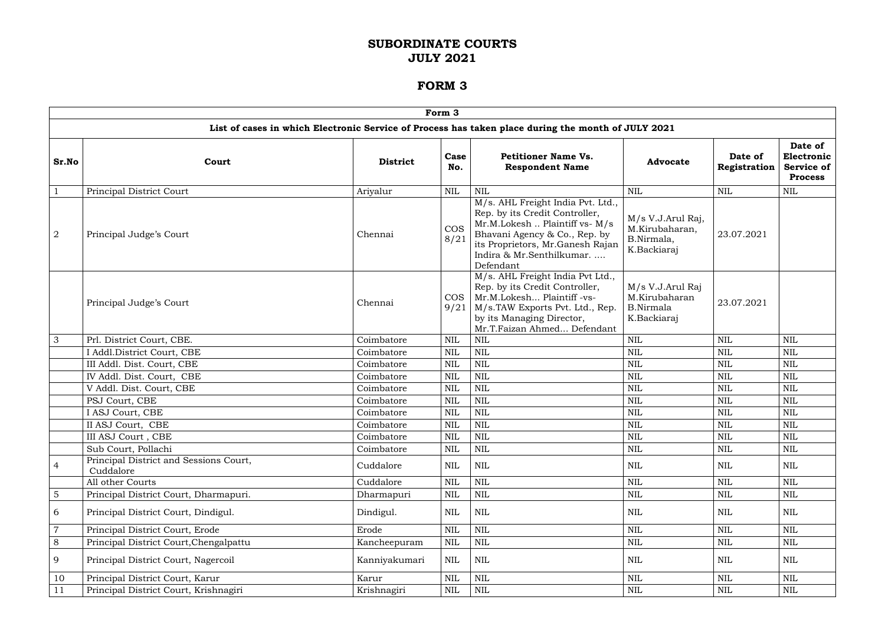# SUBORDINATE COURTS
# JULY 2021

# FORM 3

| Form 3 | | | | | | | |
|---|---|---|---|---|---|---|---|
| **List of cases in which Electronic Service of Process has taken place during the month of JULY 2021** | | | | | | | |
| **Sr.No** | **Court** | **District** | **Case No.** | **Petitioner Name Vs. Respondent Name** | **Advocate** | **Date of Registration** | **Date of Electronic Service of Process** |
| 1 | Principal District Court | Ariyalur | NIL | NIL | NIL | NIL | NIL |
| 2 | Principal Judge's Court | Chennai | COS 8/21 | M/s. AHL Freight India Pvt. Ltd., Rep. by its Credit Controller, Mr.M.Lokesh .. Plaintiff vs- M/s Bhavani Agency & Co., Rep. by its Proprietors, Mr.Ganesh Rajan Indira & Mr.Senthilkumar. .... Defendant | M/s V.J.Arul Raj, M.Kirubaharan, B.Nirmala, K.Backiaraj | 23.07.2021 | |
| | Principal Judge's Court | Chennai | COS 9/21 | M/s. AHL Freight India Pvt Ltd., Rep. by its Credit Controller, Mr.M.Lokesh... Plaintiff -vs- M/s.TAW Exports Pvt. Ltd., Rep. by its Managing Director, Mr.T.Faizan Ahmed... Defendant | M/s V.J.Arul Raj M.Kirubaharan B.Nirmala K.Backiaraj | 23.07.2021 | |
| 3 | Prl. District Court, CBE. | Coimbatore | NIL | NIL | NIL | NIL | NIL |
| | I Addl.District Court, CBE | Coimbatore | NIL | NIL | NIL | NIL | NIL |
| | III Addl. Dist. Court, CBE | Coimbatore | NIL | NIL | NIL | NIL | NIL |
| | IV Addl. Dist. Court, CBE | Coimbatore | NIL | NIL | NIL | NIL | NIL |
| | V Addl. Dist. Court, CBE | Coimbatore | NIL | NIL | NIL | NIL | NIL |
| | PSJ Court, CBE | Coimbatore | NIL | NIL | NIL | NIL | NIL |
| | I ASJ Court, CBE | Coimbatore | NIL | NIL | NIL | NIL | NIL |
| | II ASJ Court, CBE | Coimbatore | NIL | NIL | NIL | NIL | NIL |
| | III ASJ Court , CBE | Coimbatore | NIL | NIL | NIL | NIL | NIL |
| | Sub Court, Pollachi | Coimbatore | NIL | NIL | NIL | NIL | NIL |
| 4 | Principal District and Sessions Court, Cuddalore | Cuddalore | NIL | NIL | NIL | NIL | NIL |
| | All other Courts | Cuddalore | NIL | NIL | NIL | NIL | NIL |
| 5 | Principal District Court, Dharmapuri. | Dharmapuri | NIL | NIL | NIL | NIL | NIL |
| 6 | Principal District Court, Dindigul. | Dindigul. | NIL | NIL | NIL | NIL | NIL |
| 7 | Principal District Court, Erode | Erode | NIL | NIL | NIL | NIL | NIL |
| 8 | Principal District Court,Chengalpattu | Kancheepuram | NIL | NIL | NIL | NIL | NIL |
| 9 | Principal District Court, Nagercoil | Kanniyakumari | NIL | NIL | NIL | NIL | NIL |
| 10 | Principal District Court, Karur | Karur | NIL | NIL | NIL | NIL | NIL |
| 11 | Principal District Court, Krishnagiri | Krishnagiri | NIL | NIL | NIL | NIL | NIL |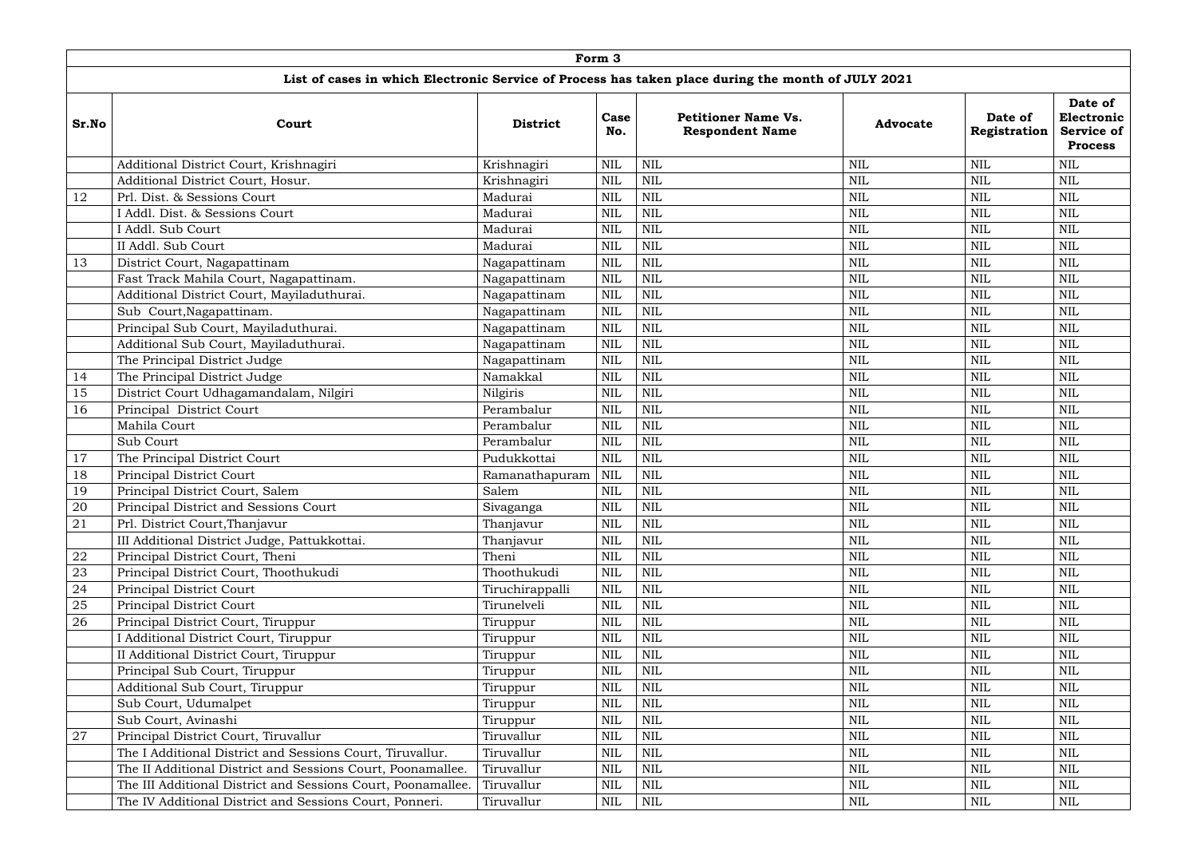| Form 3 | | | | | | | |
|---|---|---|---|---|---|---|---|
| **List of cases in which Electronic Service of Process has taken place during the month of JULY 2021** | | | | | | | |
| **Sr.No** | **Court** | **District** | **Case No.** | **Petitioner Name Vs. Respondent Name** | **Advocate** | **Date of Registration** | **Date of Electronic Service of Process** |
| | Additional District Court, Krishnagiri | Krishnagiri | NIL | NIL | NIL | NIL | NIL |
| | Additional District Court, Hosur. | Krishnagiri | NIL | NIL | NIL | NIL | NIL |
| 12 | Prl. Dist. & Sessions Court | Madurai | NIL | NIL | NIL | NIL | NIL |
| | I Addl. Dist. & Sessions Court | Madurai | NIL | NIL | NIL | NIL | NIL |
| | I Addl. Sub Court | Madurai | NIL | NIL | NIL | NIL | NIL |
| | II Addl. Sub Court | Madurai | NIL | NIL | NIL | NIL | NIL |
| 13 | District Court, Nagapattinam | Nagapattinam | NIL | NIL | NIL | NIL | NIL |
| | Fast Track Mahila Court, Nagapattinam. | Nagapattinam | NIL | NIL | NIL | NIL | NIL |
| | Additional District Court, Mayiladuthurai. | Nagapattinam | NIL | NIL | NIL | NIL | NIL |
| | Sub Court,Nagapattinam. | Nagapattinam | NIL | NIL | NIL | NIL | NIL |
| | Principal Sub Court, Mayiladuthurai. | Nagapattinam | NIL | NIL | NIL | NIL | NIL |
| | Additional Sub Court, Mayiladuthurai. | Nagapattinam | NIL | NIL | NIL | NIL | NIL |
| | The Principal District Judge | Nagapattinam | NIL | NIL | NIL | NIL | NIL |
| 14 | The Principal District Judge | Namakkal | NIL | NIL | NIL | NIL | NIL |
| 15 | District Court Udhagamandalam, Nilgiri | Nilgiris | NIL | NIL | NIL | NIL | NIL |
| 16 | Principal District Court | Perambalur | NIL | NIL | NIL | NIL | NIL |
| | Mahila Court | Perambalur | NIL | NIL | NIL | NIL | NIL |
| | Sub Court | Perambalur | NIL | NIL | NIL | NIL | NIL |
| 17 | The Principal District Court | Pudukkottai | NIL | NIL | NIL | NIL | NIL |
| 18 | Principal District Court | Ramanathapuram | NIL | NIL | NIL | NIL | NIL |
| 19 | Principal District Court, Salem | Salem | NIL | NIL | NIL | NIL | NIL |
| 20 | Principal District and Sessions Court | Sivaganga | NIL | NIL | NIL | NIL | NIL |
| 21 | Prl. District Court,Thanjavur | Thanjavur | NIL | NIL | NIL | NIL | NIL |
| | III Additional District Judge, Pattukkottai. | Thanjavur | NIL | NIL | NIL | NIL | NIL |
| 22 | Principal District Court, Theni | Theni | NIL | NIL | NIL | NIL | NIL |
| 23 | Principal District Court, Thoothukudi | Thoothukudi | NIL | NIL | NIL | NIL | NIL |
| 24 | Principal District Court | Tiruchirappalli | NIL | NIL | NIL | NIL | NIL |
| 25 | Principal District Court | Tirunelveli | NIL | NIL | NIL | NIL | NIL |
| 26 | Principal District Court, Tiruppur | Tiruppur | NIL | NIL | NIL | NIL | NIL |
| | I Additional District Court, Tiruppur | Tiruppur | NIL | NIL | NIL | NIL | NIL |
| | II Additional District Court, Tiruppur | Tiruppur | NIL | NIL | NIL | NIL | NIL |
| | Principal Sub Court, Tiruppur | Tiruppur | NIL | NIL | NIL | NIL | NIL |
| | Additional Sub Court, Tiruppur | Tiruppur | NIL | NIL | NIL | NIL | NIL |
| | Sub Court, Udumalpet | Tiruppur | NIL | NIL | NIL | NIL | NIL |
| | Sub Court, Avinashi | Tiruppur | NIL | NIL | NIL | NIL | NIL |
| 27 | Principal District Court, Tiruvallur | Tiruvallur | NIL | NIL | NIL | NIL | NIL |
| | The I Additional District and Sessions Court, Tiruvallur. | Tiruvallur | NIL | NIL | NIL | NIL | NIL |
| | The II Additional District and Sessions Court, Poonamallee. | Tiruvallur | NIL | NIL | NIL | NIL | NIL |
| | The III Additional District and Sessions Court, Poonamallee. | Tiruvallur | NIL | NIL | NIL | NIL | NIL |
| | The IV Additional District and Sessions Court, Ponneri. | Tiruvallur | NIL | NIL | NIL | NIL | NIL |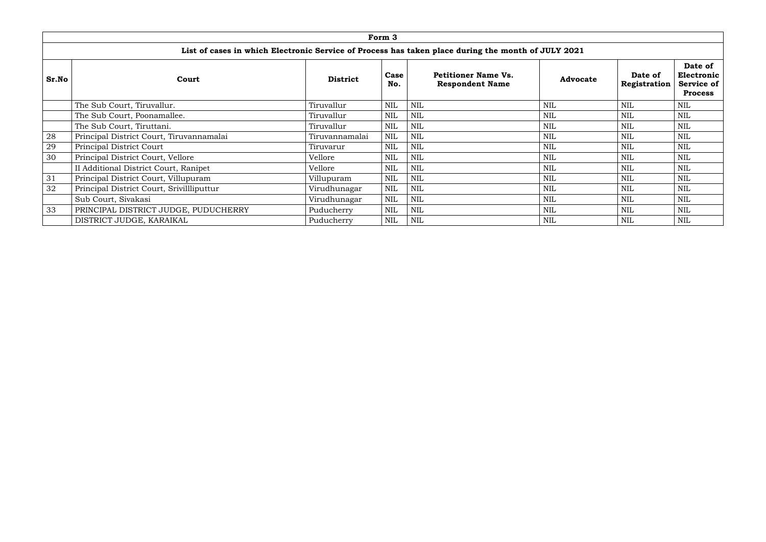| Form 3 | | | | | | | |
|---|---|---|---|---|---|---|---|
| **List of cases in which Electronic Service of Process has taken place during the month of JULY 2021** | | | | | | | |
| **Sr.No** | **Court** | **District** | **Case No.** | **Petitioner Name Vs. Respondent Name** | **Advocate** | **Date of Registration** | **Date of Electronic Service of Process** |
| | The Sub Court, Tiruvallur. | Tiruvallur | NIL | NIL | NIL | NIL | NIL |
| | The Sub Court, Poonamallee. | Tiruvallur | NIL | NIL | NIL | NIL | NIL |
| | The Sub Court, Tiruttani. | Tiruvallur | NIL | NIL | NIL | NIL | NIL |
| 28 | Principal District Court, Tiruvannamalai | Tiruvannamalai | NIL | NIL | NIL | NIL | NIL |
| 29 | Principal District Court | Tiruvarur | NIL | NIL | NIL | NIL | NIL |
| 30 | Principal District Court, Vellore | Vellore | NIL | NIL | NIL | NIL | NIL |
| | II Additional District Court, Ranipet | Vellore | NIL | NIL | NIL | NIL | NIL |
| 31 | Principal District Court, Villupuram | Villupuram | NIL | NIL | NIL | NIL | NIL |
| 32 | Principal District Court, Srivillliputtur | Virudhunagar | NIL | NIL | NIL | NIL | NIL |
| | Sub Court, Sivakasi | Virudhunagar | NIL | NIL | NIL | NIL | NIL |
| 33 | PRINCIPAL DISTRICT JUDGE, PUDUCHERRY | Puducherry | NIL | NIL | NIL | NIL | NIL |
| | DISTRICT JUDGE, KARAIKAL | Puducherry | NIL | NIL | NIL | NIL | NIL |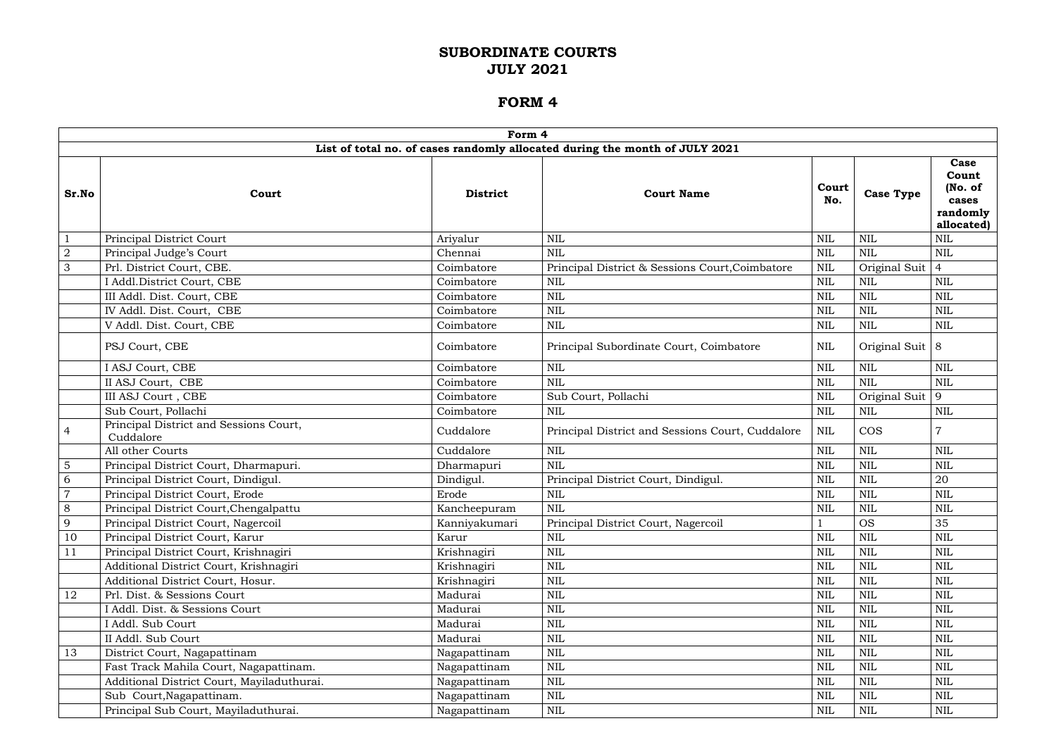# SUBORDINATE COURTS
# JULY 2021

## FORM 4

| Form 4 | | | | | | |
|---|---|---|---|---|---|---|
| **List of total no. of cases randomly allocated during the month of JULY 2021** | | | | | | |
| **Sr.No** | **Court** | **District** | **Court Name** | **Court No.** | **Case Type** | **Case Count (No. of cases randomly allocated)** |
| 1 | Principal District Court | Ariyalur | NIL | NIL | NIL | NIL |
| 2 | Principal Judge's Court | Chennai | NIL | NIL | NIL | NIL |
| 3 | Prl. District Court, CBE. | Coimbatore | Principal District & Sessions Court,Coimbatore | NIL | Original Suit | 4 |
| | I Addl.District Court, CBE | Coimbatore | NIL | NIL | NIL | NIL |
| | III Addl. Dist. Court, CBE | Coimbatore | NIL | NIL | NIL | NIL |
| | IV Addl. Dist. Court, CBE | Coimbatore | NIL | NIL | NIL | NIL |
| | V Addl. Dist. Court, CBE | Coimbatore | NIL | NIL | NIL | NIL |
| | PSJ Court, CBE | Coimbatore | Principal Subordinate Court, Coimbatore | NIL | Original Suit | 8 |
| | I ASJ Court, CBE | Coimbatore | NIL | NIL | NIL | NIL |
| | II ASJ Court, CBE | Coimbatore | NIL | NIL | NIL | NIL |
| | III ASJ Court , CBE | Coimbatore | Sub Court, Pollachi | NIL | Original Suit | 9 |
| | Sub Court, Pollachi | Coimbatore | NIL | NIL | NIL | NIL |
| 4 | Principal District and Sessions Court, Cuddalore | Cuddalore | Principal District and Sessions Court, Cuddalore | NIL | COS | 7 |
| | All other Courts | Cuddalore | NIL | NIL | NIL | NIL |
| 5 | Principal District Court, Dharmapuri. | Dharmapuri | NIL | NIL | NIL | NIL |
| 6 | Principal District Court, Dindigul. | Dindigul. | Principal District Court, Dindigul. | NIL | NIL | 20 |
| 7 | Principal District Court, Erode | Erode | NIL | NIL | NIL | NIL |
| 8 | Principal District Court,Chengalpattu | Kancheepuram | NIL | NIL | NIL | NIL |
| 9 | Principal District Court, Nagercoil | Kanniyakumari | Principal District Court, Nagercoil | 1 | OS | 35 |
| 10 | Principal District Court, Karur | Karur | NIL | NIL | NIL | NIL |
| 11 | Principal District Court, Krishnagiri | Krishnagiri | NIL | NIL | NIL | NIL |
| | Additional District Court, Krishnagiri | Krishnagiri | NIL | NIL | NIL | NIL |
| | Additional District Court, Hosur. | Krishnagiri | NIL | NIL | NIL | NIL |
| 12 | Prl. Dist. & Sessions Court | Madurai | NIL | NIL | NIL | NIL |
| | I Addl. Dist. & Sessions Court | Madurai | NIL | NIL | NIL | NIL |
| | I Addl. Sub Court | Madurai | NIL | NIL | NIL | NIL |
| | II Addl. Sub Court | Madurai | NIL | NIL | NIL | NIL |
| 13 | District Court, Nagapattinam | Nagapattinam | NIL | NIL | NIL | NIL |
| | Fast Track Mahila Court, Nagapattinam. | Nagapattinam | NIL | NIL | NIL | NIL |
| | Additional District Court, Mayiladuthurai. | Nagapattinam | NIL | NIL | NIL | NIL |
| | Sub Court,Nagapattinam. | Nagapattinam | NIL | NIL | NIL | NIL |
| | Principal Sub Court, Mayiladuthurai. | Nagapattinam | NIL | NIL | NIL | NIL |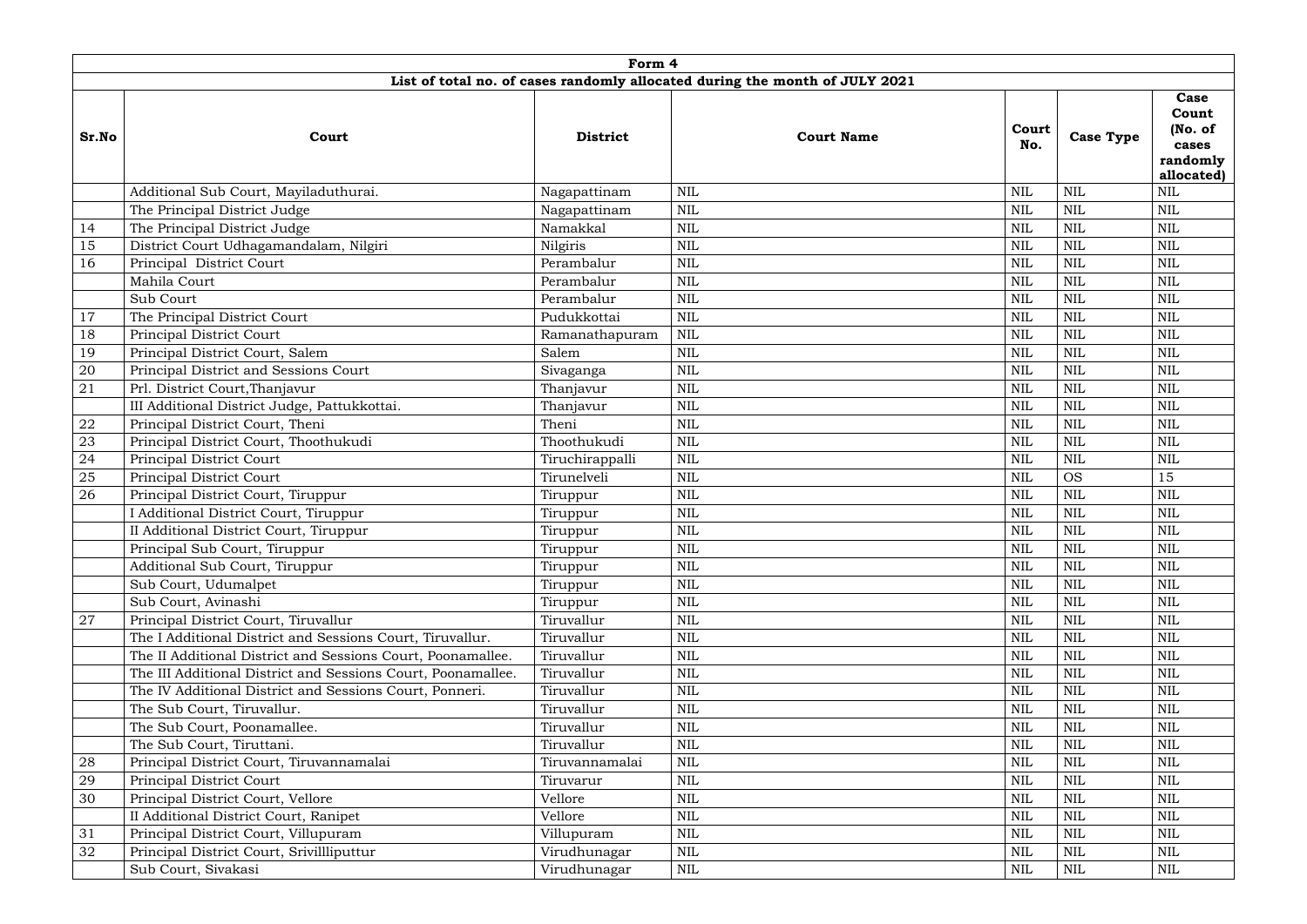| Form 4 | | | | | | |
|---|---|---|---|---|---|---|
| **List of total no. of cases randomly allocated during the month of JULY 2021** | | | | | | |
| **Sr.No** | **Court** | **District** | **Court Name** | **Court No.** | **Case Type** | **Case Count (No. of cases randomly allocated)** |
| | Additional Sub Court, Mayiladuthurai. | Nagapattinam | NIL | NIL | NIL | NIL |
| | The Principal District Judge | Nagapattinam | NIL | NIL | NIL | NIL |
| 14 | The Principal District Judge | Namakkal | NIL | NIL | NIL | NIL |
| 15 | District Court Udhagamandalam, Nilgiri | Nilgiris | NIL | NIL | NIL | NIL |
| 16 | Principal District Court | Perambalur | NIL | NIL | NIL | NIL |
| | Mahila Court | Perambalur | NIL | NIL | NIL | NIL |
| | Sub Court | Perambalur | NIL | NIL | NIL | NIL |
| 17 | The Principal District Court | Pudukkottai | NIL | NIL | NIL | NIL |
| 18 | Principal District Court | Ramanathapuram | NIL | NIL | NIL | NIL |
| 19 | Principal District Court, Salem | Salem | NIL | NIL | NIL | NIL |
| 20 | Principal District and Sessions Court | Sivaganga | NIL | NIL | NIL | NIL |
| 21 | Prl. District Court,Thanjavur | Thanjavur | NIL | NIL | NIL | NIL |
| | III Additional District Judge, Pattukkottai. | Thanjavur | NIL | NIL | NIL | NIL |
| 22 | Principal District Court, Theni | Theni | NIL | NIL | NIL | NIL |
| 23 | Principal District Court, Thoothukudi | Thoothukudi | NIL | NIL | NIL | NIL |
| 24 | Principal District Court | Tiruchirappalli | NIL | NIL | NIL | NIL |
| 25 | Principal District Court | Tirunelveli | NIL | NIL | OS | 15 |
| 26 | Principal District Court, Tiruppur | Tiruppur | NIL | NIL | NIL | NIL |
| | I Additional District Court, Tiruppur | Tiruppur | NIL | NIL | NIL | NIL |
| | II Additional District Court, Tiruppur | Tiruppur | NIL | NIL | NIL | NIL |
| | Principal Sub Court, Tiruppur | Tiruppur | NIL | NIL | NIL | NIL |
| | Additional Sub Court, Tiruppur | Tiruppur | NIL | NIL | NIL | NIL |
| | Sub Court, Udumalpet | Tiruppur | NIL | NIL | NIL | NIL |
| | Sub Court, Avinashi | Tiruppur | NIL | NIL | NIL | NIL |
| 27 | Principal District Court, Tiruvallur | Tiruvallur | NIL | NIL | NIL | NIL |
| | The I Additional District and Sessions Court, Tiruvallur. | Tiruvallur | NIL | NIL | NIL | NIL |
| | The II Additional District and Sessions Court, Poonamallee. | Tiruvallur | NIL | NIL | NIL | NIL |
| | The III Additional District and Sessions Court, Poonamallee. | Tiruvallur | NIL | NIL | NIL | NIL |
| | The IV Additional District and Sessions Court, Ponneri. | Tiruvallur | NIL | NIL | NIL | NIL |
| | The Sub Court, Tiruvallur. | Tiruvallur | NIL | NIL | NIL | NIL |
| | The Sub Court, Poonamallee. | Tiruvallur | NIL | NIL | NIL | NIL |
| | The Sub Court, Tiruttani. | Tiruvallur | NIL | NIL | NIL | NIL |
| 28 | Principal District Court, Tiruvannamalai | Tiruvannamalai | NIL | NIL | NIL | NIL |
| 29 | Principal District Court | Tiruvarur | NIL | NIL | NIL | NIL |
| 30 | Principal District Court, Vellore | Vellore | NIL | NIL | NIL | NIL |
| | II Additional District Court, Ranipet | Vellore | NIL | NIL | NIL | NIL |
| 31 | Principal District Court, Villupuram | Villupuram | NIL | NIL | NIL | NIL |
| 32 | Principal District Court, Srivillliputtur | Virudhunagar | NIL | NIL | NIL | NIL |
| | Sub Court, Sivakasi | Virudhunagar | NIL | NIL | NIL | NIL |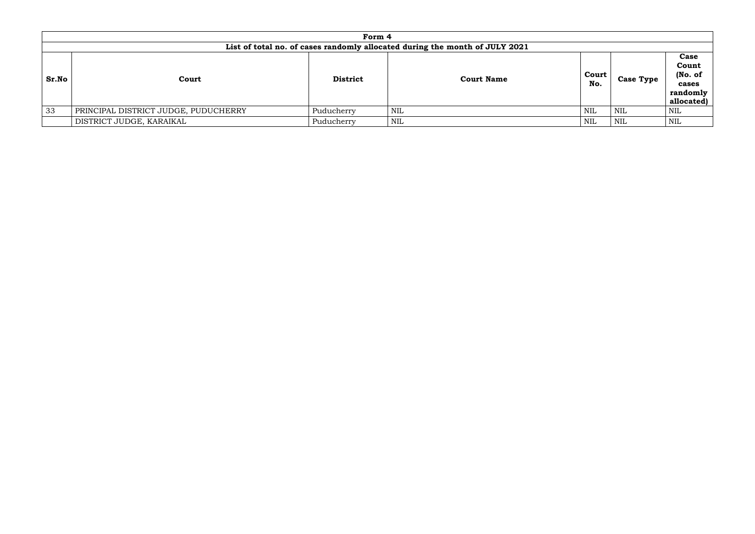| Form 4 | | | | | | |
|---|---|---|---|---|---|---|
| **List of total no. of cases randomly allocated during the month of JULY 2021** | | | | | | |
| **Sr.No** | **Court** | **District** | **Court Name** | **Court No.** | **Case Type** | **Case Count (No. of cases randomly allocated)** |
| 33 | PRINCIPAL DISTRICT JUDGE, PUDUCHERRY | Puducherry | NIL | NIL | NIL | NIL |
| | DISTRICT JUDGE, KARAIKAL | Puducherry | NIL | NIL | NIL | NIL |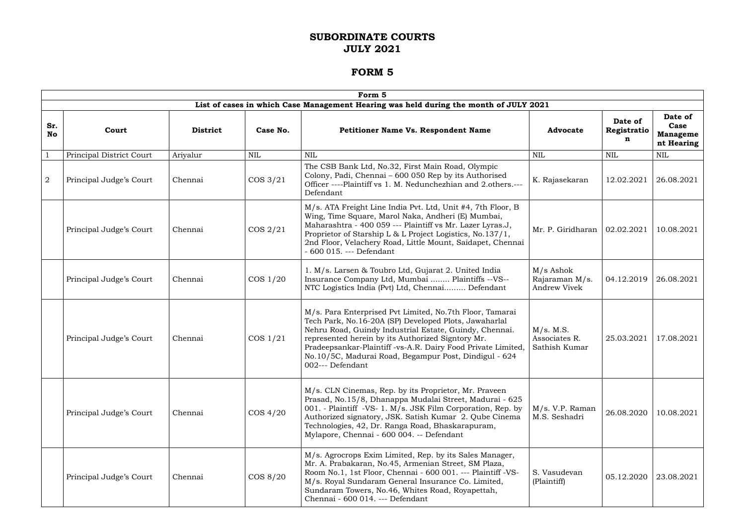# SUBORDINATE COURTS
# JULY 2021

## FORM 5

| Form 5 | | | | | | | |
|---|---|---|---|---|---|---|---|
| **List of cases in which Case Management Hearing was held during the month of JULY 2021** | | | | | | | |
| **Sr. No** | **Court** | **District** | **Case No.** | **Petitioner Name Vs. Respondent Name** | **Advocate** | **Date of Registration** | **Date of Case Management Hearing** |
| 1 | Principal District Court | Ariyalur | NIL | NIL | NIL | NIL | NIL |
| 2 | Principal Judge's Court | Chennai | COS 3/21 | The CSB Bank Ltd, No.32, First Main Road, Olympic Colony, Padi, Chennai – 600 050 Rep by its Authorised Officer ----Plaintiff vs 1. M. Nedunchezhian and 2.others.--- Defendant | K. Rajasekaran | 12.02.2021 | 26.08.2021 |
| | Principal Judge's Court | Chennai | COS 2/21 | M/s. ATA Freight Line India Pvt. Ltd, Unit #4, 7th Floor, B Wing, Time Square, Marol Naka, Andheri (E) Mumbai, Maharashtra - 400 059 --- Plaintiff vs Mr. Lazer Lyras.J, Proprietor of Starship L & L Project Logistics, No.137/1, 2nd Floor, Velachery Road, Little Mount, Saidapet, Chennai - 600 015. --- Defendant | Mr. P. Giridharan | 02.02.2021 | 10.08.2021 |
| | Principal Judge's Court | Chennai | COS 1/20 | 1. M/s. Larsen & Toubro Ltd, Gujarat 2. United India Insurance Company Ltd, Mumbai ........ Plaintiffs --VS-- NTC Logistics India (Pvt) Ltd, Chennai......... Defendant | M/s Ashok Rajaraman M/s. Andrew Vivek | 04.12.2019 | 26.08.2021 |
| | Principal Judge's Court | Chennai | COS 1/21 | M/s. Para Enterprised Pvt Limited, No.7th Floor, Tamarai Tech Park, No.16-20A (SP) Developed Plots, Jawaharlal Nehru Road, Guindy Industrial Estate, Guindy, Chennai. represented herein by its Authorized Signtory Mr. Pradeepsankar-Plaintiff -vs-A.R. Dairy Food Private Limited, No.10/5C, Madurai Road, Begampur Post, Dindigul - 624 002--- Defendant | M/s. M.S. Associates R. Sathish Kumar | 25.03.2021 | 17.08.2021 |
| | Principal Judge's Court | Chennai | COS 4/20 | M/s. CLN Cinemas, Rep. by its Proprietor, Mr. Praveen Prasad, No.15/8, Dhanappa Mudalai Street, Madurai - 625 001. - Plaintiff -VS- 1. M/s. JSK Film Corporation, Rep. by Authorized signatory, JSK. Satish Kumar 2. Qube Cinema Technologies, 42, Dr. Ranga Road, Bhaskarapuram, Mylapore, Chennai - 600 004. -- Defendant | M/s. V.P. Raman M.S. Seshadri | 26.08.2020 | 10.08.2021 |
| | Principal Judge's Court | Chennai | COS 8/20 | M/s. Agrocrops Exim Limited, Rep. by its Sales Manager, Mr. A. Prabakaran, No.45, Armenian Street, SM Plaza, Room No.1, 1st Floor, Chennai - 600 001. --- Plaintiff -VS- M/s. Royal Sundaram General Insurance Co. Limited, Sundaram Towers, No.46, Whites Road, Royapettah, Chennai - 600 014. --- Defendant | S. Vasudevan (Plaintiff) | 05.12.2020 | 23.08.2021 |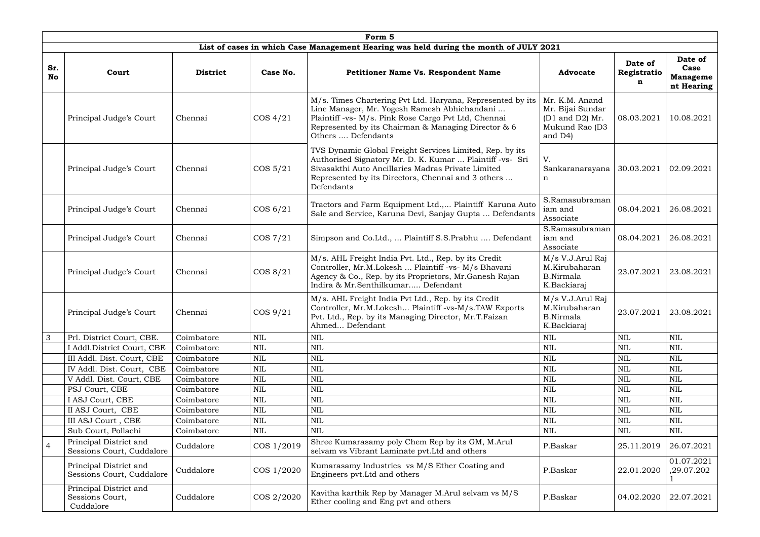| Form 5 | | | | | | | |
|---|---|---|---|---|---|---|---|
| **List of cases in which Case Management Hearing was held during the month of JULY 2021** | | | | | | | |
| **Sr. No** | **Court** | **District** | **Case No.** | **Petitioner Name Vs. Respondent Name** | **Advocate** | **Date of Registration** | **Date of Case Management Hearing** |
| | Principal Judge's Court | Chennai | COS 4/21 | M/s. Times Chartering Pvt Ltd. Haryana, Represented by its Line Manager, Mr. Yogesh Ramesh Abhichandani ... Plaintiff -vs- M/s. Pink Rose Cargo Pvt Ltd, Chennai Represented by its Chairman & Managing Director & 6 Others .... Defendants | Mr. K.M. Anand Mr. Bijai Sundar (D1 and D2) Mr. Mukund Rao (D3 and D4) | 08.03.2021 | 10.08.2021 |
| | Principal Judge's Court | Chennai | COS 5/21 | TVS Dynamic Global Freight Services Limited, Rep. by its Authorised Signatory Mr. D. K. Kumar ... Plaintiff -vs- Sri Sivasakthi Auto Ancillaries Madras Private Limited Represented by its Directors, Chennai and 3 others ... Defendants | V. Sankaranarayanan | 30.03.2021 | 02.09.2021 |
| | Principal Judge's Court | Chennai | COS 6/21 | Tractors and Farm Equipment Ltd.,... Plaintiff Karuna Auto Sale and Service, Karuna Devi, Sanjay Gupta ... Defendants | S.Ramasubramaniam and Associate | 08.04.2021 | 26.08.2021 |
| | Principal Judge's Court | Chennai | COS 7/21 | Simpson and Co.Ltd., ... Plaintiff S.S.Prabhu .... Defendant | S.Ramasubramaniam and Associate | 08.04.2021 | 26.08.2021 |
| | Principal Judge's Court | Chennai | COS 8/21 | M/s. AHL Freight India Pvt. Ltd., Rep. by its Credit Controller, Mr.M.Lokesh ... Plaintiff -vs- M/s Bhavani Agency & Co., Rep. by its Proprietors, Mr.Ganesh Rajan Indira & Mr.Senthilkumar..... Defendant | M/s V.J.Arul Raj M.Kirubaharan B.Nirmala K.Backiaraj | 23.07.2021 | 23.08.2021 |
| | Principal Judge's Court | Chennai | COS 9/21 | M/s. AHL Freight India Pvt Ltd., Rep. by its Credit Controller, Mr.M.Lokesh... Plaintiff -vs-M/s.TAW Exports Pvt. Ltd., Rep. by its Managing Director, Mr.T.Faizan Ahmed... Defendant | M/s V.J.Arul Raj M.Kirubaharan B.Nirmala K.Backiaraj | 23.07.2021 | 23.08.2021 |
| 3 | Prl. District Court, CBE. | Coimbatore | NIL | NIL | NIL | NIL | NIL |
| | I Addl.District Court, CBE | Coimbatore | NIL | NIL | NIL | NIL | NIL |
| | III Addl. Dist. Court, CBE | Coimbatore | NIL | NIL | NIL | NIL | NIL |
| | IV Addl. Dist. Court, CBE | Coimbatore | NIL | NIL | NIL | NIL | NIL |
| | V Addl. Dist. Court, CBE | Coimbatore | NIL | NIL | NIL | NIL | NIL |
| | PSJ Court, CBE | Coimbatore | NIL | NIL | NIL | NIL | NIL |
| | I ASJ Court, CBE | Coimbatore | NIL | NIL | NIL | NIL | NIL |
| | II ASJ Court, CBE | Coimbatore | NIL | NIL | NIL | NIL | NIL |
| | III ASJ Court , CBE | Coimbatore | NIL | NIL | NIL | NIL | NIL |
| | Sub Court, Pollachi | Coimbatore | NIL | NIL | NIL | NIL | NIL |
| 4 | Principal District and Sessions Court, Cuddalore | Cuddalore | COS 1/2019 | Shree Kumarasamy poly Chem Rep by its GM, M.Arul selvam vs Vibrant Laminate pvt.Ltd and others | P.Baskar | 25.11.2019 | 26.07.2021 |
| | Principal District and Sessions Court, Cuddalore | Cuddalore | COS 1/2020 | Kumarasamy Industries vs M/S Ether Coating and Engineers pvt.Ltd and others | P.Baskar | 22.01.2020 | 01.07.2021 ,29.07.2021 |
| | Principal District and Sessions Court, Cuddalore | Cuddalore | COS 2/2020 | Kavitha karthik Rep by Manager M.Arul selvam vs M/S Ether cooling and Eng pvt and others | P.Baskar | 04.02.2020 | 22.07.2021 |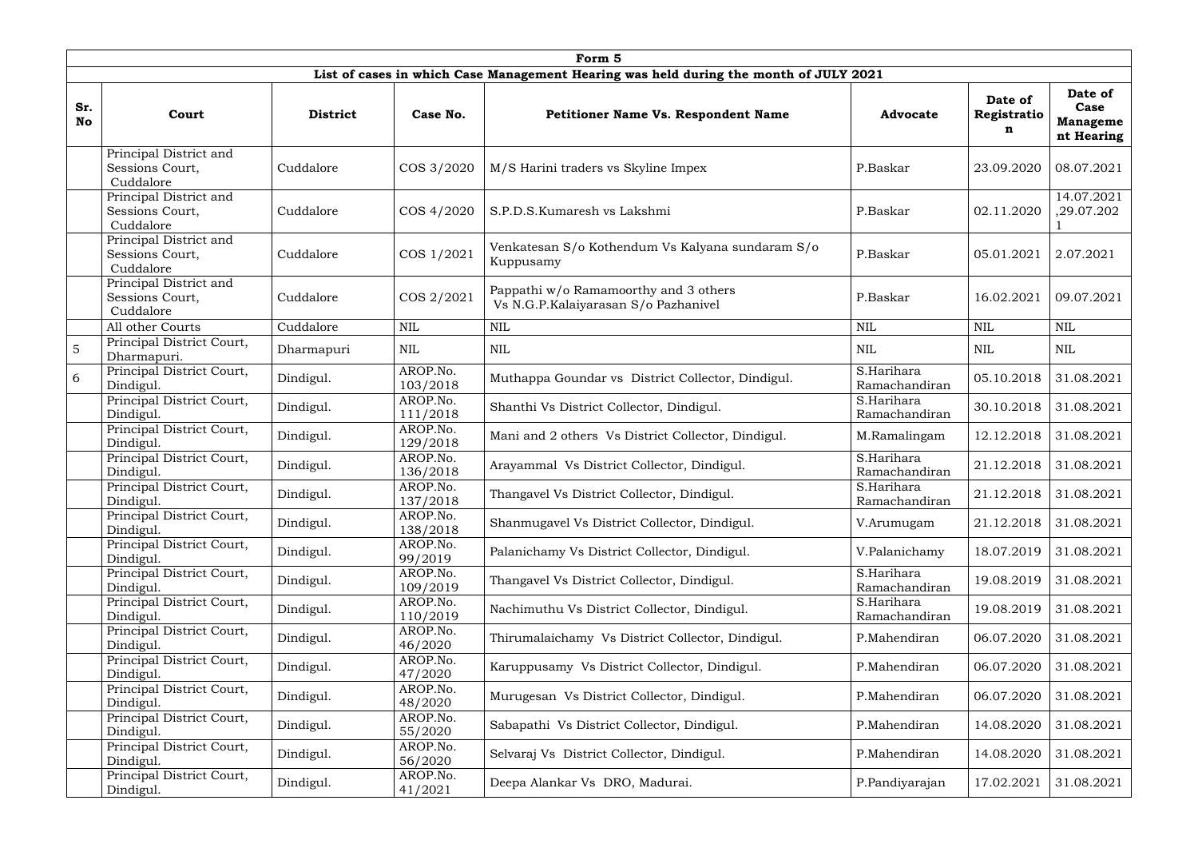| Form 5 | | | | | | | |
|---|---|---|---|---|---|---|---|
| **List of cases in which Case Management Hearing was held during the month of JULY 2021** | | | | | | | |
| **Sr. No** | **Court** | **District** | **Case No.** | **Petitioner Name Vs. Respondent Name** | **Advocate** | **Date of Registration** | **Date of Case Management Hearing** |
| | Principal District and Sessions Court, Cuddalore | Cuddalore | COS 3/2020 | M/S Harini traders vs Skyline Impex | P.Baskar | 23.09.2020 | 08.07.2021 |
| | Principal District and Sessions Court, Cuddalore | Cuddalore | COS 4/2020 | S.P.D.S.Kumaresh vs Lakshmi | P.Baskar | 02.11.2020 | 14.07.2021 ,29.07.2021 |
| | Principal District and Sessions Court, Cuddalore | Cuddalore | COS 1/2021 | Venkatesan S/o Kothendum Vs Kalyana sundaram S/o Kuppusamy | P.Baskar | 05.01.2021 | 2.07.2021 |
| | Principal District and Sessions Court, Cuddalore | Cuddalore | COS 2/2021 | Pappathi w/o Ramamoorthy and 3 others Vs N.G.P.Kalaiyarasan S/o Pazhanivel | P.Baskar | 16.02.2021 | 09.07.2021 |
| | All other Courts | Cuddalore | NIL | NIL | NIL | NIL | NIL |
| 5 | Principal District Court, Dharmapuri. | Dharmapuri | NIL | NIL | NIL | NIL | NIL |
| 6 | Principal District Court, Dindigul. | Dindigul. | AROP.No. 103/2018 | Muthappa Goundar vs District Collector, Dindigul. | S.Harihara Ramachandiran | 05.10.2018 | 31.08.2021 |
| | Principal District Court, Dindigul. | Dindigul. | AROP.No. 111/2018 | Shanthi Vs District Collector, Dindigul. | S.Harihara Ramachandiran | 30.10.2018 | 31.08.2021 |
| | Principal District Court, Dindigul. | Dindigul. | AROP.No. 129/2018 | Mani and 2 others Vs District Collector, Dindigul. | M.Ramalingam | 12.12.2018 | 31.08.2021 |
| | Principal District Court, Dindigul. | Dindigul. | AROP.No. 136/2018 | Arayammal Vs District Collector, Dindigul. | S.Harihara Ramachandiran | 21.12.2018 | 31.08.2021 |
| | Principal District Court, Dindigul. | Dindigul. | AROP.No. 137/2018 | Thangavel Vs District Collector, Dindigul. | S.Harihara Ramachandiran | 21.12.2018 | 31.08.2021 |
| | Principal District Court, Dindigul. | Dindigul. | AROP.No. 138/2018 | Shanmugavel Vs District Collector, Dindigul. | V.Arumugam | 21.12.2018 | 31.08.2021 |
| | Principal District Court, Dindigul. | Dindigul. | AROP.No. 99/2019 | Palanichamy Vs District Collector, Dindigul. | V.Palanichamy | 18.07.2019 | 31.08.2021 |
| | Principal District Court, Dindigul. | Dindigul. | AROP.No. 109/2019 | Thangavel Vs District Collector, Dindigul. | S.Harihara Ramachandiran | 19.08.2019 | 31.08.2021 |
| | Principal District Court, Dindigul. | Dindigul. | AROP.No. 110/2019 | Nachimuthu Vs District Collector, Dindigul. | S.Harihara Ramachandiran | 19.08.2019 | 31.08.2021 |
| | Principal District Court, Dindigul. | Dindigul. | AROP.No. 46/2020 | Thirumalaichamy Vs District Collector, Dindigul. | P.Mahendiran | 06.07.2020 | 31.08.2021 |
| | Principal District Court, Dindigul. | Dindigul. | AROP.No. 47/2020 | Karuppusamy Vs District Collector, Dindigul. | P.Mahendiran | 06.07.2020 | 31.08.2021 |
| | Principal District Court, Dindigul. | Dindigul. | AROP.No. 48/2020 | Murugesan Vs District Collector, Dindigul. | P.Mahendiran | 06.07.2020 | 31.08.2021 |
| | Principal District Court, Dindigul. | Dindigul. | AROP.No. 55/2020 | Sabapathi Vs District Collector, Dindigul. | P.Mahendiran | 14.08.2020 | 31.08.2021 |
| | Principal District Court, Dindigul. | Dindigul. | AROP.No. 56/2020 | Selvaraj Vs District Collector, Dindigul. | P.Mahendiran | 14.08.2020 | 31.08.2021 |
| | Principal District Court, Dindigul. | Dindigul. | AROP.No. 41/2021 | Deepa Alankar Vs DRO, Madurai. | P.Pandiyarajan | 17.02.2021 | 31.08.2021 |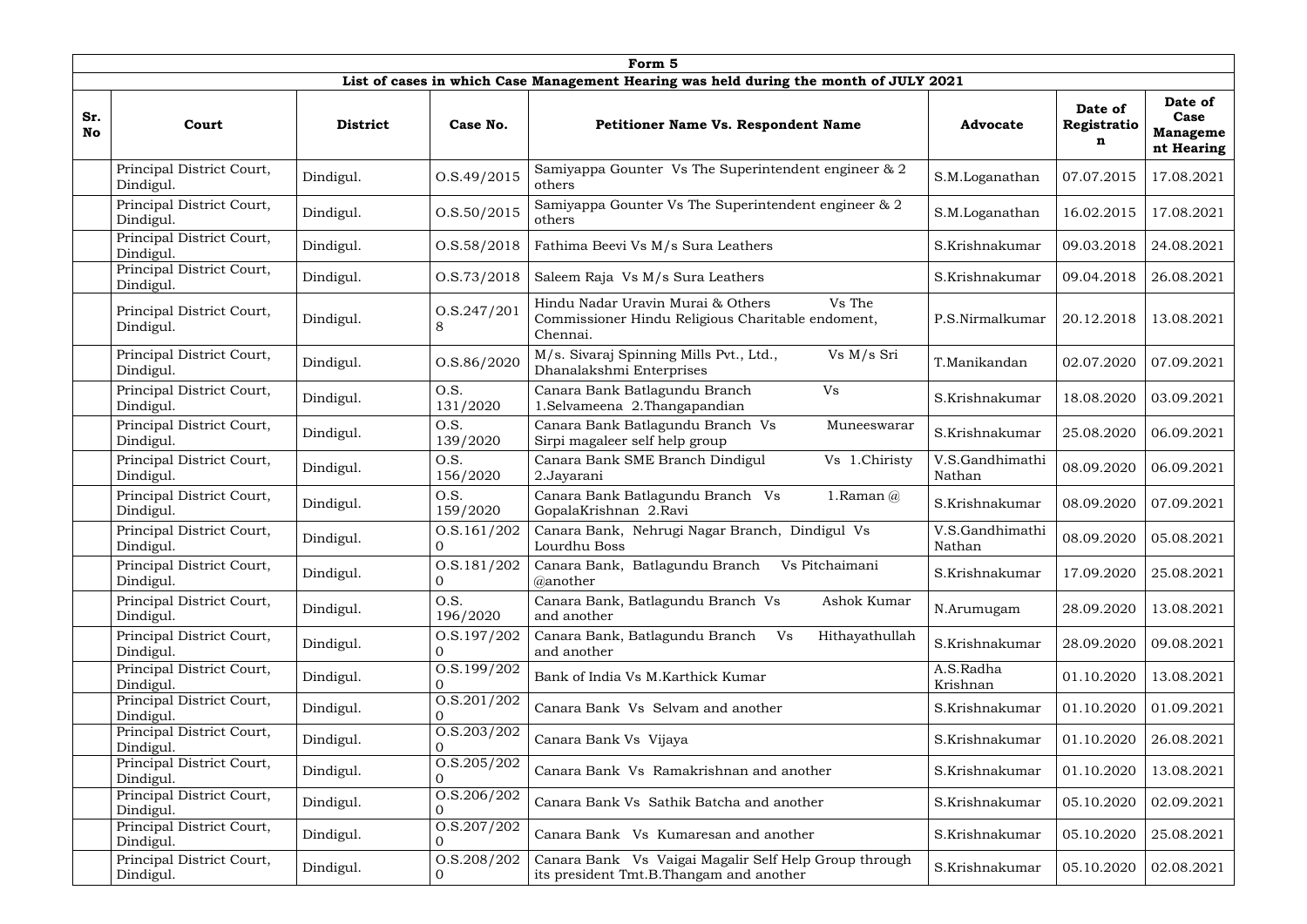| Form 5 | | | | | | | |
|---|---|---|---|---|---|---|---|
| **List of cases in which Case Management Hearing was held during the month of JULY 2021** | | | | | | | |
| **Sr. No** | **Court** | **District** | **Case No.** | **Petitioner Name Vs. Respondent Name** | **Advocate** | **Date of Registration** | **Date of Case Management Hearing** |
| | Principal District Court, Dindigul. | Dindigul. | O.S.49/2015 | Samiyappa Gounter Vs The Superintendent engineer & 2 others | S.M.Loganathan | 07.07.2015 | 17.08.2021 |
| | Principal District Court, Dindigul. | Dindigul. | O.S.50/2015 | Samiyappa Gounter Vs The Superintendent engineer & 2 others | S.M.Loganathan | 16.02.2015 | 17.08.2021 |
| | Principal District Court, Dindigul. | Dindigul. | O.S.58/2018 | Fathima Beevi Vs M/s Sura Leathers | S.Krishnakumar | 09.03.2018 | 24.08.2021 |
| | Principal District Court, Dindigul. | Dindigul. | O.S.73/2018 | Saleem Raja Vs M/s Sura Leathers | S.Krishnakumar | 09.04.2018 | 26.08.2021 |
| | Principal District Court, Dindigul. | Dindigul. | O.S.247/2018 | Hindu Nadar Uravin Murai & Others Vs The Commissioner Hindu Religious Charitable endoment, Chennai. | P.S.Nirmalkumar | 20.12.2018 | 13.08.2021 |
| | Principal District Court, Dindigul. | Dindigul. | O.S.86/2020 | M/s. Sivaraj Spinning Mills Pvt., Ltd., Vs M/s Sri Dhanalakshmi Enterprises | T.Manikandan | 02.07.2020 | 07.09.2021 |
| | Principal District Court, Dindigul. | Dindigul. | O.S. 131/2020 | Canara Bank Batlagundu Branch Vs 1.Selvameena 2.Thangapandian | S.Krishnakumar | 18.08.2020 | 03.09.2021 |
| | Principal District Court, Dindigul. | Dindigul. | O.S. 139/2020 | Canara Bank Batlagundu Branch Vs Muneeswarar Sirpi magaleer self help group | S.Krishnakumar | 25.08.2020 | 06.09.2021 |
| | Principal District Court, Dindigul. | Dindigul. | O.S. 156/2020 | Canara Bank SME Branch Dindigul Vs 1.Chiristy 2.Jayarani | V.S.Gandhimathi Nathan | 08.09.2020 | 06.09.2021 |
| | Principal District Court, Dindigul. | Dindigul. | O.S. 159/2020 | Canara Bank Batlagundu Branch Vs 1.Raman @ GopalaKrishnan 2.Ravi | S.Krishnakumar | 08.09.2020 | 07.09.2021 |
| | Principal District Court, Dindigul. | Dindigul. | O.S.161/2020 | Canara Bank, Nehrugi Nagar Branch, Dindigul Vs Lourdhu Boss | V.S.Gandhimathi Nathan | 08.09.2020 | 05.08.2021 |
| | Principal District Court, Dindigul. | Dindigul. | O.S.181/2020 | Canara Bank, Batlagundu Branch Vs Pitchaimani @another | S.Krishnakumar | 17.09.2020 | 25.08.2021 |
| | Principal District Court, Dindigul. | Dindigul. | O.S. 196/2020 | Canara Bank, Batlagundu Branch Vs Ashok Kumar and another | N.Arumugam | 28.09.2020 | 13.08.2021 |
| | Principal District Court, Dindigul. | Dindigul. | O.S.197/2020 | Canara Bank, Batlagundu Branch Vs Hithayathullah and another | S.Krishnakumar | 28.09.2020 | 09.08.2021 |
| | Principal District Court, Dindigul. | Dindigul. | O.S.199/2020 | Bank of India Vs M.Karthick Kumar | A.S.Radha Krishnan | 01.10.2020 | 13.08.2021 |
| | Principal District Court, Dindigul. | Dindigul. | O.S.201/2020 | Canara Bank Vs Selvam and another | S.Krishnakumar | 01.10.2020 | 01.09.2021 |
| | Principal District Court, Dindigul. | Dindigul. | O.S.203/2020 | Canara Bank Vs Vijaya | S.Krishnakumar | 01.10.2020 | 26.08.2021 |
| | Principal District Court, Dindigul. | Dindigul. | O.S.205/2020 | Canara Bank Vs Ramakrishnan and another | S.Krishnakumar | 01.10.2020 | 13.08.2021 |
| | Principal District Court, Dindigul. | Dindigul. | O.S.206/2020 | Canara Bank Vs Sathik Batcha and another | S.Krishnakumar | 05.10.2020 | 02.09.2021 |
| | Principal District Court, Dindigul. | Dindigul. | O.S.207/2020 | Canara Bank Vs Kumaresan and another | S.Krishnakumar | 05.10.2020 | 25.08.2021 |
| | Principal District Court, Dindigul. | Dindigul. | O.S.208/2020 | Canara Bank Vs Vaigai Magalir Self Help Group through its president Tmt.B.Thangam and another | S.Krishnakumar | 05.10.2020 | 02.08.2021 |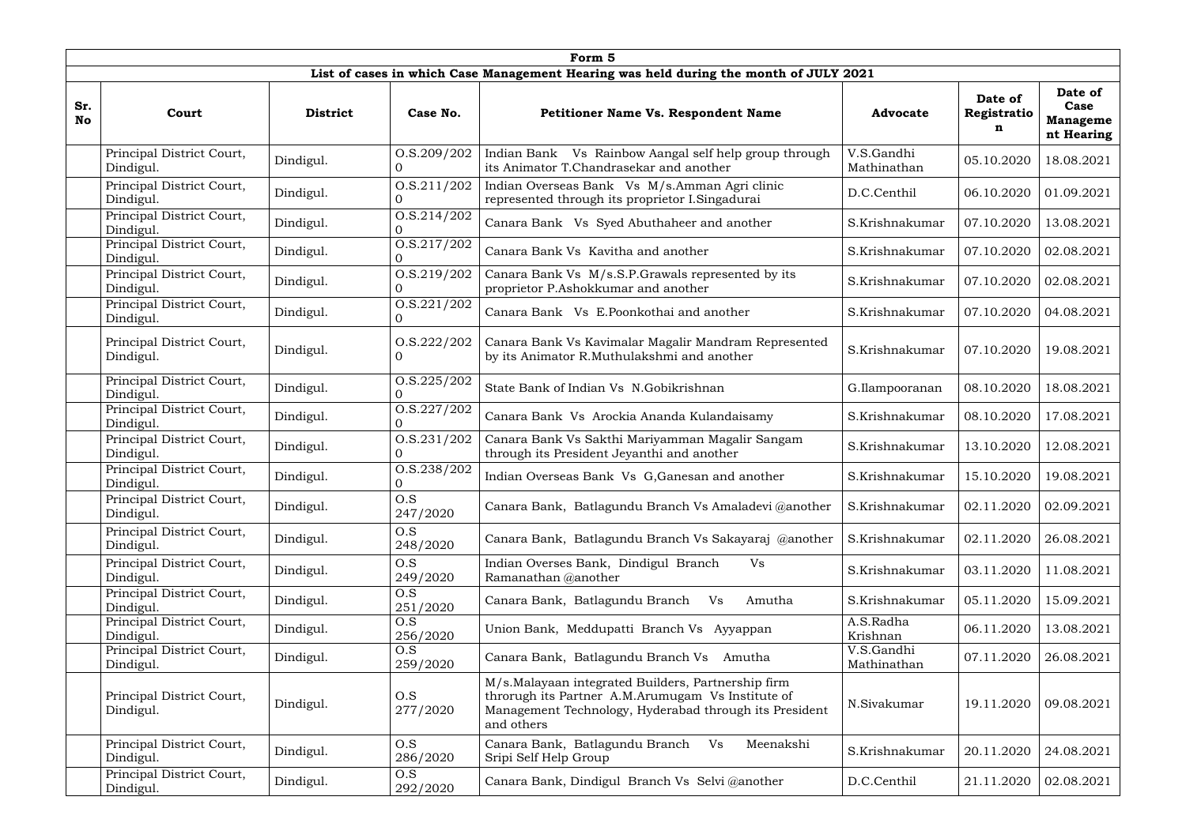| Form 5 | | | | | | | |
|---|---|---|---|---|---|---|---|
| **List of cases in which Case Management Hearing was held during the month of JULY 2021** | | | | | | | |
| **Sr. No** | **Court** | **District** | **Case No.** | **Petitioner Name Vs. Respondent Name** | **Advocate** | **Date of Registration** | **Date of Case Management Hearing** |
| | Principal District Court, Dindigul. | Dindigul. | O.S.209/2020 | Indian Bank Vs Rainbow Aangal self help group through its Animator T.Chandrasekar and another | V.S.Gandhi Mathinathan | 05.10.2020 | 18.08.2021 |
| | Principal District Court, Dindigul. | Dindigul. | O.S.211/2020 | Indian Overseas Bank Vs M/s.Amman Agri clinic represented through its proprietor I.Singadurai | D.C.Centhil | 06.10.2020 | 01.09.2021 |
| | Principal District Court, Dindigul. | Dindigul. | O.S.214/2020 | Canara Bank Vs Syed Abuthaheer and another | S.Krishnakumar | 07.10.2020 | 13.08.2021 |
| | Principal District Court, Dindigul. | Dindigul. | O.S.217/2020 | Canara Bank Vs Kavitha and another | S.Krishnakumar | 07.10.2020 | 02.08.2021 |
| | Principal District Court, Dindigul. | Dindigul. | O.S.219/2020 | Canara Bank Vs M/s.S.P.Grawals represented by its proprietor P.Ashokkumar and another | S.Krishnakumar | 07.10.2020 | 02.08.2021 |
| | Principal District Court, Dindigul. | Dindigul. | O.S.221/2020 | Canara Bank Vs E.Poonkothai and another | S.Krishnakumar | 07.10.2020 | 04.08.2021 |
| | Principal District Court, Dindigul. | Dindigul. | O.S.222/2020 | Canara Bank Vs Kavimalar Magalir Mandram Represented by its Animator R.Muthulakshmi and another | S.Krishnakumar | 07.10.2020 | 19.08.2021 |
| | Principal District Court, Dindigul. | Dindigul. | O.S.225/2020 | State Bank of Indian Vs N.Gobikrishnan | G.Ilampooranan | 08.10.2020 | 18.08.2021 |
| | Principal District Court, Dindigul. | Dindigul. | O.S.227/2020 | Canara Bank Vs Arockia Ananda Kulandaisamy | S.Krishnakumar | 08.10.2020 | 17.08.2021 |
| | Principal District Court, Dindigul. | Dindigul. | O.S.231/2020 | Canara Bank Vs Sakthi Mariyamman Magalir Sangam through its President Jeyanthi and another | S.Krishnakumar | 13.10.2020 | 12.08.2021 |
| | Principal District Court, Dindigul. | Dindigul. | O.S.238/2020 | Indian Overseas Bank Vs G,Ganesan and another | S.Krishnakumar | 15.10.2020 | 19.08.2021 |
| | Principal District Court, Dindigul. | Dindigul. | O.S 247/2020 | Canara Bank, Batlagundu Branch Vs Amaladevi @another | S.Krishnakumar | 02.11.2020 | 02.09.2021 |
| | Principal District Court, Dindigul. | Dindigul. | O.S 248/2020 | Canara Bank, Batlagundu Branch Vs Sakayaraj @another | S.Krishnakumar | 02.11.2020 | 26.08.2021 |
| | Principal District Court, Dindigul. | Dindigul. | O.S 249/2020 | Indian Overses Bank, Dindigul Branch Vs Ramanathan @another | S.Krishnakumar | 03.11.2020 | 11.08.2021 |
| | Principal District Court, Dindigul. | Dindigul. | O.S 251/2020 | Canara Bank, Batlagundu Branch Vs Amutha | S.Krishnakumar | 05.11.2020 | 15.09.2021 |
| | Principal District Court, Dindigul. | Dindigul. | O.S 256/2020 | Union Bank, Meddupatti Branch Vs Ayyappan | A.S.Radha Krishnan | 06.11.2020 | 13.08.2021 |
| | Principal District Court, Dindigul. | Dindigul. | O.S 259/2020 | Canara Bank, Batlagundu Branch Vs Amutha | V.S.Gandhi Mathinathan | 07.11.2020 | 26.08.2021 |
| | Principal District Court, Dindigul. | Dindigul. | O.S 277/2020 | M/s.Malayaan integrated Builders, Partnership firm throrugh its Partner A.M.Arumugam Vs Institute of Management Technology, Hyderabad through its President and others | N.Sivakumar | 19.11.2020 | 09.08.2021 |
| | Principal District Court, Dindigul. | Dindigul. | O.S 286/2020 | Canara Bank, Batlagundu Branch Vs Meenakshi Sripi Self Help Group | S.Krishnakumar | 20.11.2020 | 24.08.2021 |
| | Principal District Court, Dindigul. | Dindigul. | O.S 292/2020 | Canara Bank, Dindigul Branch Vs Selvi @another | D.C.Centhil | 21.11.2020 | 02.08.2021 |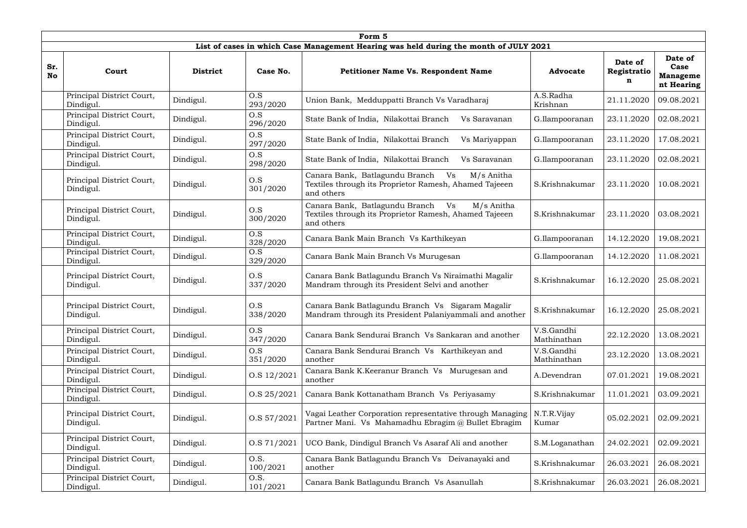| Form 5 | | | | | | | |
|---|---|---|---|---|---|---|---|
| **List of cases in which Case Management Hearing was held during the month of JULY 2021** | | | | | | | |
| **Sr. No** | **Court** | **District** | **Case No.** | **Petitioner Name Vs. Respondent Name** | **Advocate** | **Date of Registration** | **Date of Case Management Hearing** |
| | Principal District Court, Dindigul. | Dindigul. | O.S 293/2020 | Union Bank, Medduppatti Branch Vs Varadharaj | A.S.Radha Krishnan | 21.11.2020 | 09.08.2021 |
| | Principal District Court, Dindigul. | Dindigul. | O.S 296/2020 | State Bank of India, Nilakottai Branch Vs Saravanan | G.Ilampooranan | 23.11.2020 | 02.08.2021 |
| | Principal District Court, Dindigul. | Dindigul. | O.S 297/2020 | State Bank of India, Nilakottai Branch Vs Mariyappan | G.Ilampooranan | 23.11.2020 | 17.08.2021 |
| | Principal District Court, Dindigul. | Dindigul. | O.S 298/2020 | State Bank of India, Nilakottai Branch Vs Saravanan | G.Ilampooranan | 23.11.2020 | 02.08.2021 |
| | Principal District Court, Dindigul. | Dindigul. | O.S 301/2020 | Canara Bank, Batlagundu Branch Vs M/s Anitha Textiles through its Proprietor Ramesh, Ahamed Tajeeen and others | S.Krishnakumar | 23.11.2020 | 10.08.2021 |
| | Principal District Court, Dindigul. | Dindigul. | O.S 300/2020 | Canara Bank, Batlagundu Branch Vs M/s Anitha Textiles through its Proprietor Ramesh, Ahamed Tajeeen and others | S.Krishnakumar | 23.11.2020 | 03.08.2021 |
| | Principal District Court, Dindigul. | Dindigul. | O.S 328/2020 | Canara Bank Main Branch Vs Karthikeyan | G.Ilampooranan | 14.12.2020 | 19.08.2021 |
| | Principal District Court, Dindigul. | Dindigul. | O.S 329/2020 | Canara Bank Main Branch Vs Murugesan | G.Ilampooranan | 14.12.2020 | 11.08.2021 |
| | Principal District Court, Dindigul. | Dindigul. | O.S 337/2020 | Canara Bank Batlagundu Branch Vs Niraimathi Magalir Mandram through its President Selvi and another | S.Krishnakumar | 16.12.2020 | 25.08.2021 |
| | Principal District Court, Dindigul. | Dindigul. | O.S 338/2020 | Canara Bank Batlagundu Branch Vs Sigaram Magalir Mandram through its President Palaniyammali and another | S.Krishnakumar | 16.12.2020 | 25.08.2021 |
| | Principal District Court, Dindigul. | Dindigul. | O.S 347/2020 | Canara Bank Sendurai Branch Vs Sankaran and another | V.S.Gandhi Mathinathan | 22.12.2020 | 13.08.2021 |
| | Principal District Court, Dindigul. | Dindigul. | O.S 351/2020 | Canara Bank Sendurai Branch Vs Karthikeyan and another | V.S.Gandhi Mathinathan | 23.12.2020 | 13.08.2021 |
| | Principal District Court, Dindigul. | Dindigul. | O.S 12/2021 | Canara Bank K.Keeranur Branch Vs Murugesan and another | A.Devendran | 07.01.2021 | 19.08.2021 |
| | Principal District Court, Dindigul. | Dindigul. | O.S 25/2021 | Canara Bank Kottanatham Branch Vs Periyasamy | S.Krishnakumar | 11.01.2021 | 03.09.2021 |
| | Principal District Court, Dindigul. | Dindigul. | O.S 57/2021 | Vagai Leather Corporation representative through Managing Partner Mani. Vs Mahamadhu Ebragim @ Bullet Ebragim | N.T.R.Vijay Kumar | 05.02.2021 | 02.09.2021 |
| | Principal District Court, Dindigul. | Dindigul. | O.S 71/2021 | UCO Bank, Dindigul Branch Vs Asaraf Ali and another | S.M.Loganathan | 24.02.2021 | 02.09.2021 |
| | Principal District Court, Dindigul. | Dindigul. | O.S. 100/2021 | Canara Bank Batlagundu Branch Vs Deivanayaki and another | S.Krishnakumar | 26.03.2021 | 26.08.2021 |
| | Principal District Court, Dindigul. | Dindigul. | O.S. 101/2021 | Canara Bank Batlagundu Branch Vs Asanullah | S.Krishnakumar | 26.03.2021 | 26.08.2021 |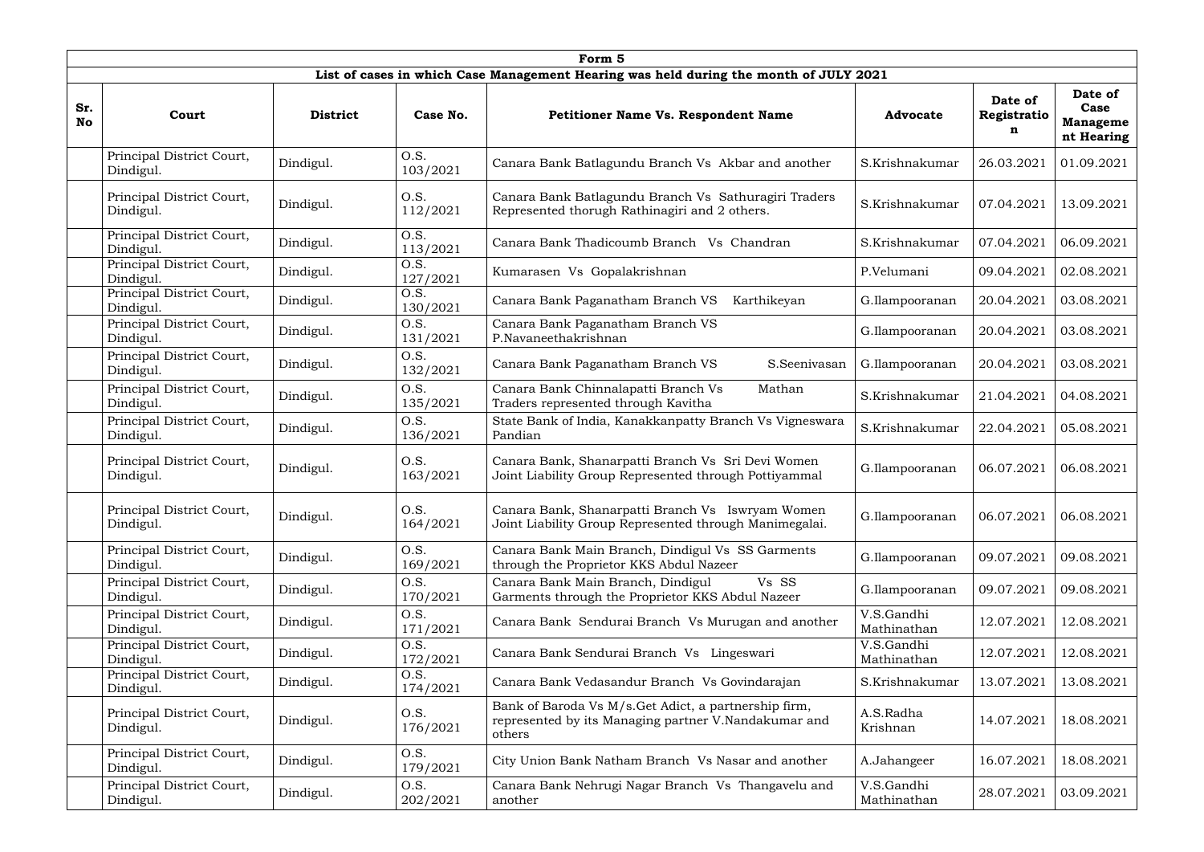| Form 5 | | | | | | | |
|---|---|---|---|---|---|---|---|
| **List of cases in which Case Management Hearing was held during the month of JULY 2021** | | | | | | | |
| **Sr. No** | **Court** | **District** | **Case No.** | **Petitioner Name Vs. Respondent Name** | **Advocate** | **Date of Registration** | **Date of Case Management Hearing** |
| | Principal District Court, Dindigul. | Dindigul. | O.S. 103/2021 | Canara Bank Batlagundu Branch Vs Akbar and another | S.Krishnakumar | 26.03.2021 | 01.09.2021 |
| | Principal District Court, Dindigul. | Dindigul. | O.S. 112/2021 | Canara Bank Batlagundu Branch Vs Sathuragiri Traders Represented thorugh Rathinagiri and 2 others. | S.Krishnakumar | 07.04.2021 | 13.09.2021 |
| | Principal District Court, Dindigul. | Dindigul. | O.S. 113/2021 | Canara Bank Thadicoumb Branch Vs Chandran | S.Krishnakumar | 07.04.2021 | 06.09.2021 |
| | Principal District Court, Dindigul. | Dindigul. | O.S. 127/2021 | Kumarasen Vs Gopalakrishnan | P.Velumani | 09.04.2021 | 02.08.2021 |
| | Principal District Court, Dindigul. | Dindigul. | O.S. 130/2021 | Canara Bank Paganatham Branch VS Karthikeyan | G.Ilampooranan | 20.04.2021 | 03.08.2021 |
| | Principal District Court, Dindigul. | Dindigul. | O.S. 131/2021 | Canara Bank Paganatham Branch VS P.Navaneethakrishnan | G.Ilampooranan | 20.04.2021 | 03.08.2021 |
| | Principal District Court, Dindigul. | Dindigul. | O.S. 132/2021 | Canara Bank Paganatham Branch VS S.Seenivasan | G.Ilampooranan | 20.04.2021 | 03.08.2021 |
| | Principal District Court, Dindigul. | Dindigul. | O.S. 135/2021 | Canara Bank Chinnalapatti Branch Vs Mathan Traders represented through Kavitha | S.Krishnakumar | 21.04.2021 | 04.08.2021 |
| | Principal District Court, Dindigul. | Dindigul. | O.S. 136/2021 | State Bank of India, Kanakkanpatty Branch Vs Vigneswara Pandian | S.Krishnakumar | 22.04.2021 | 05.08.2021 |
| | Principal District Court, Dindigul. | Dindigul. | O.S. 163/2021 | Canara Bank, Shanarpatti Branch Vs Sri Devi Women Joint Liability Group Represented through Pottiyammal | G.Ilampooranan | 06.07.2021 | 06.08.2021 |
| | Principal District Court, Dindigul. | Dindigul. | O.S. 164/2021 | Canara Bank, Shanarpatti Branch Vs Iswryam Women Joint Liability Group Represented through Manimegalai. | G.Ilampooranan | 06.07.2021 | 06.08.2021 |
| | Principal District Court, Dindigul. | Dindigul. | O.S. 169/2021 | Canara Bank Main Branch, Dindigul Vs SS Garments through the Proprietor KKS Abdul Nazeer | G.Ilampooranan | 09.07.2021 | 09.08.2021 |
| | Principal District Court, Dindigul. | Dindigul. | O.S. 170/2021 | Canara Bank Main Branch, Dindigul Vs SS Garments through the Proprietor KKS Abdul Nazeer | G.Ilampooranan | 09.07.2021 | 09.08.2021 |
| | Principal District Court, Dindigul. | Dindigul. | O.S. 171/2021 | Canara Bank Sendurai Branch Vs Murugan and another | V.S.Gandhi Mathinathan | 12.07.2021 | 12.08.2021 |
| | Principal District Court, Dindigul. | Dindigul. | O.S. 172/2021 | Canara Bank Sendurai Branch Vs Lingeswari | V.S.Gandhi Mathinathan | 12.07.2021 | 12.08.2021 |
| | Principal District Court, Dindigul. | Dindigul. | O.S. 174/2021 | Canara Bank Vedasandur Branch Vs Govindarajan | S.Krishnakumar | 13.07.2021 | 13.08.2021 |
| | Principal District Court, Dindigul. | Dindigul. | O.S. 176/2021 | Bank of Baroda Vs M/s.Get Adict, a partnership firm, represented by its Managing partner V.Nandakumar and others | A.S.Radha Krishnan | 14.07.2021 | 18.08.2021 |
| | Principal District Court, Dindigul. | Dindigul. | O.S. 179/2021 | City Union Bank Natham Branch Vs Nasar and another | A.Jahangeer | 16.07.2021 | 18.08.2021 |
| | Principal District Court, Dindigul. | Dindigul. | O.S. 202/2021 | Canara Bank Nehrugi Nagar Branch Vs Thangavelu and another | V.S.Gandhi Mathinathan | 28.07.2021 | 03.09.2021 |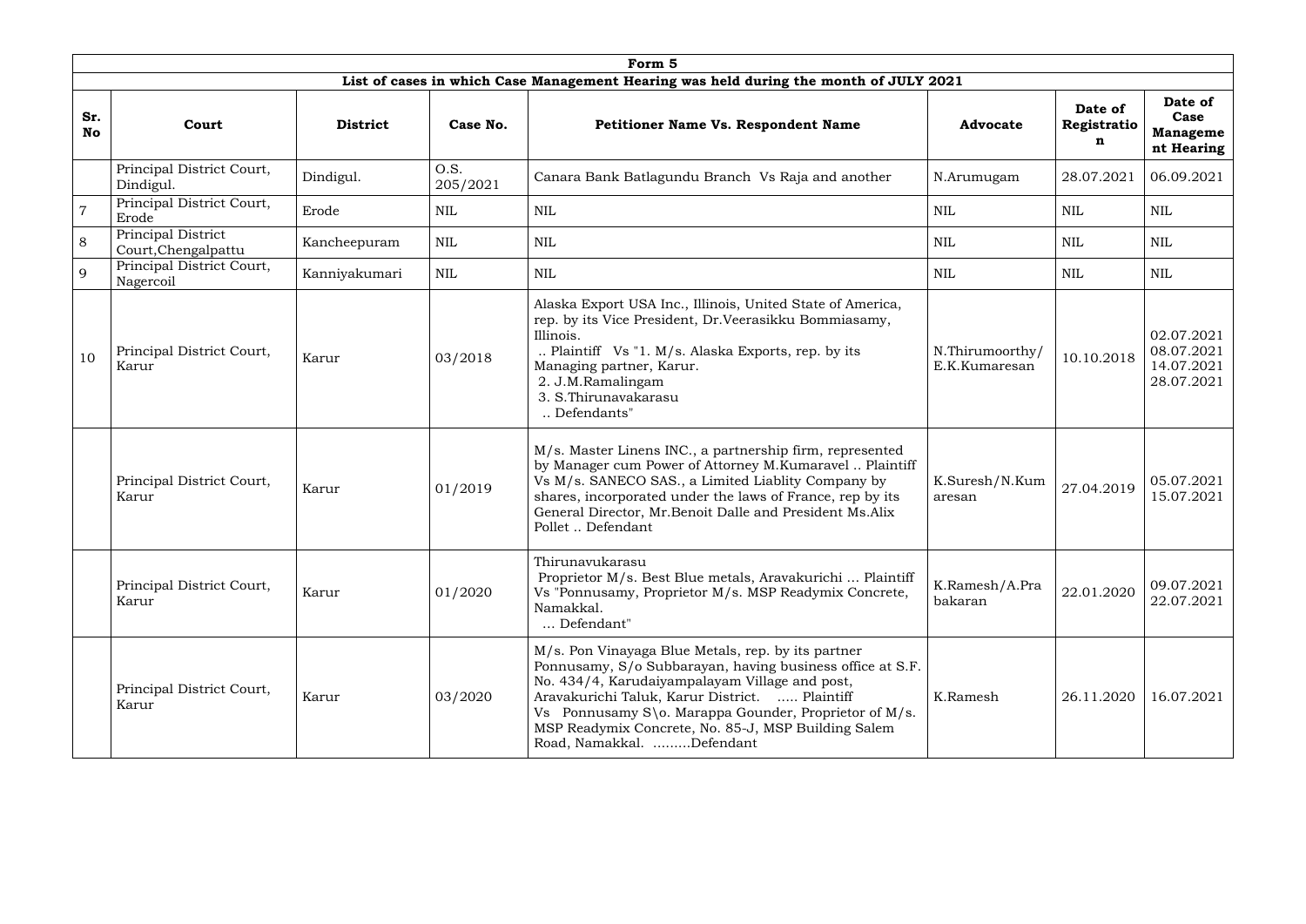| Form 5 | | | | | | | |
|---|---|---|---|---|---|---|---|
| **List of cases in which Case Management Hearing was held during the month of JULY 2021** | | | | | | | |
| **Sr. No** | **Court** | **District** | **Case No.** | **Petitioner Name Vs. Respondent Name** | **Advocate** | **Date of Registration** | **Date of Case Management Hearing** |
| | Principal District Court, Dindigul. | Dindigul. | O.S. 205/2021 | Canara Bank Batlagundu Branch Vs Raja and another | N.Arumugam | 28.07.2021 | 06.09.2021 |
| 7 | Principal District Court, Erode | Erode | NIL | NIL | NIL | NIL | NIL |
| 8 | Principal District Court,Chengalpattu | Kancheepuram | NIL | NIL | NIL | NIL | NIL |
| 9 | Principal District Court, Nagercoil | Kanniyakumari | NIL | NIL | NIL | NIL | NIL |
| 10 | Principal District Court, Karur | Karur | 03/2018 | Alaska Export USA Inc., Illinois, United State of America, rep. by its Vice President, Dr.Veerasikku Bommiasamy, Illinois. .. Plaintiff Vs "1. M/s. Alaska Exports, rep. by its Managing partner, Karur. 2. J.M.Ramalingam 3. S.Thirunavakarasu .. Defendants" | N.Thirumoorthy/ E.K.Kumaresan | 10.10.2018 | 02.07.2021 08.07.2021 14.07.2021 28.07.2021 |
| | Principal District Court, Karur | Karur | 01/2019 | M/s. Master Linens INC., a partnership firm, represented by Manager cum Power of Attorney M.Kumaravel .. Plaintiff Vs M/s. SANECO SAS., a Limited Liablity Company by shares, incorporated under the laws of France, rep by its General Director, Mr.Benoit Dalle and President Ms.Alix Pollet .. Defendant | K.Suresh/N.Kumaresan | 27.04.2019 | 05.07.2021 15.07.2021 |
| | Principal District Court, Karur | Karur | 01/2020 | Thirunavukarasu Proprietor M/s. Best Blue metals, Aravakurichi ... Plaintiff Vs "Ponnusamy, Proprietor M/s. MSP Readymix Concrete, Namakkal. ... Defendant" | K.Ramesh/A.Prabakaran | 22.01.2020 | 09.07.2021 22.07.2021 |
| | Principal District Court, Karur | Karur | 03/2020 | M/s. Pon Vinayaga Blue Metals, rep. by its partner Ponnusamy, S/o Subbarayan, having business office at S.F. No. 434/4, Karudaiyampalayam Village and post, Aravakurichi Taluk, Karur District. ..... Plaintiff Vs Ponnusamy S\o. Marappa Gounder, Proprietor of M/s. MSP Readymix Concrete, No. 85-J, MSP Building Salem Road, Namakkal. .........Defendant | K.Ramesh | 26.11.2020 | 16.07.2021 |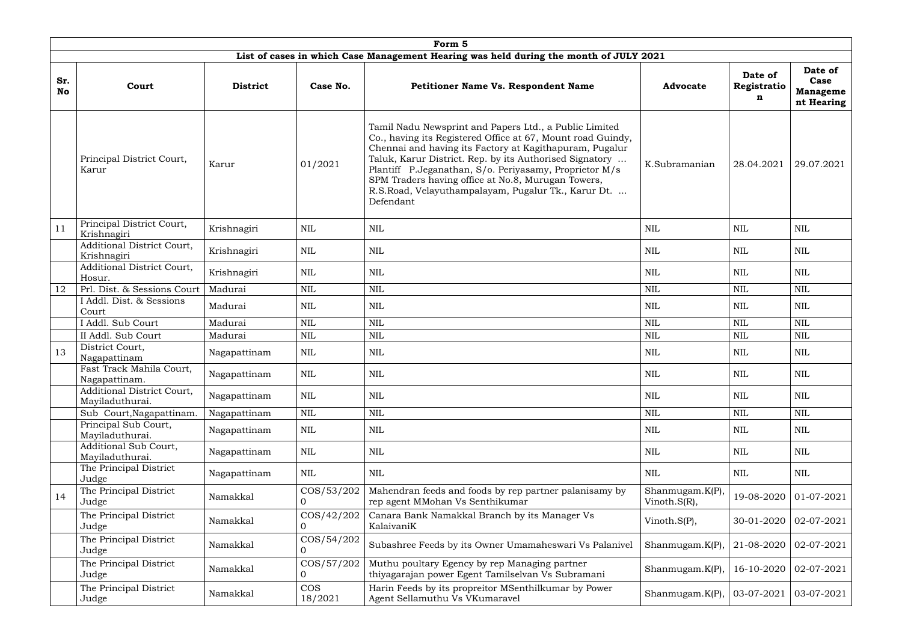| Form 5 | | | | | | | |
|---|---|---|---|---|---|---|---|
| **List of cases in which Case Management Hearing was held during the month of JULY 2021** | | | | | | | |
| **Sr. No** | **Court** | **District** | **Case No.** | **Petitioner Name Vs. Respondent Name** | **Advocate** | **Date of Registration** | **Date of Case Management Hearing** |
| | Principal District Court, Karur | Karur | 01/2021 | Tamil Nadu Newsprint and Papers Ltd., a Public Limited Co., having its Registered Office at 67, Mount road Guindy, Chennai and having its Factory at Kagithapuram, Pugalur Taluk, Karur District. Rep. by its Authorised Signatory ... Plantiff P.Jeganathan, S/o. Periyasamy, Proprietor M/s SPM Traders having office at No.8, Murugan Towers, R.S.Road, Velayuthampalayam, Pugalur Tk., Karur Dt. ... Defendant | K.Subramanian | 28.04.2021 | 29.07.2021 |
| 11 | Principal District Court, Krishnagiri | Krishnagiri | NIL | NIL | NIL | NIL | NIL |
| | Additional District Court, Krishnagiri | Krishnagiri | NIL | NIL | NIL | NIL | NIL |
| | Additional District Court, Hosur. | Krishnagiri | NIL | NIL | NIL | NIL | NIL |
| 12 | Prl. Dist. & Sessions Court | Madurai | NIL | NIL | NIL | NIL | NIL |
| | I Addl. Dist. & Sessions Court | Madurai | NIL | NIL | NIL | NIL | NIL |
| | I Addl. Sub Court | Madurai | NIL | NIL | NIL | NIL | NIL |
| | II Addl. Sub Court | Madurai | NIL | NIL | NIL | NIL | NIL |
| 13 | District Court, Nagapattinam | Nagapattinam | NIL | NIL | NIL | NIL | NIL |
| | Fast Track Mahila Court, Nagapattinam. | Nagapattinam | NIL | NIL | NIL | NIL | NIL |
| | Additional District Court, Mayiladuthurai. | Nagapattinam | NIL | NIL | NIL | NIL | NIL |
| | Sub Court,Nagapattinam. | Nagapattinam | NIL | NIL | NIL | NIL | NIL |
| | Principal Sub Court, Mayiladuthurai. | Nagapattinam | NIL | NIL | NIL | NIL | NIL |
| | Additional Sub Court, Mayiladuthurai. | Nagapattinam | NIL | NIL | NIL | NIL | NIL |
| | The Principal District Judge | Nagapattinam | NIL | NIL | NIL | NIL | NIL |
| 14 | The Principal District Judge | Namakkal | COS/53/2020 | Mahendran feeds and foods by rep partner palanisamy by rep agent MMohan Vs Senthikumar | Shanmugam.K(P), Vinoth.S(R), | 19-08-2020 | 01-07-2021 |
| | The Principal District Judge | Namakkal | COS/42/2020 | Canara Bank Namakkal Branch by its Manager Vs KalaivaniK | Vinoth.S(P), | 30-01-2020 | 02-07-2021 |
| | The Principal District Judge | Namakkal | COS/54/2020 | Subashree Feeds by its Owner Umamaheswari Vs Palanivel | Shanmugam.K(P), | 21-08-2020 | 02-07-2021 |
| | The Principal District Judge | Namakkal | COS/57/2020 | Muthu poultary Egency by rep Managing partner thiyagarajan power Egent Tamilselvan Vs Subramani | Shanmugam.K(P), | 16-10-2020 | 02-07-2021 |
| | The Principal District Judge | Namakkal | COS 18/2021 | Harin Feeds by its propreitor MSenthilkumar by Power Agent Sellamuthu Vs VKumaravel | Shanmugam.K(P), | 03-07-2021 | 03-07-2021 |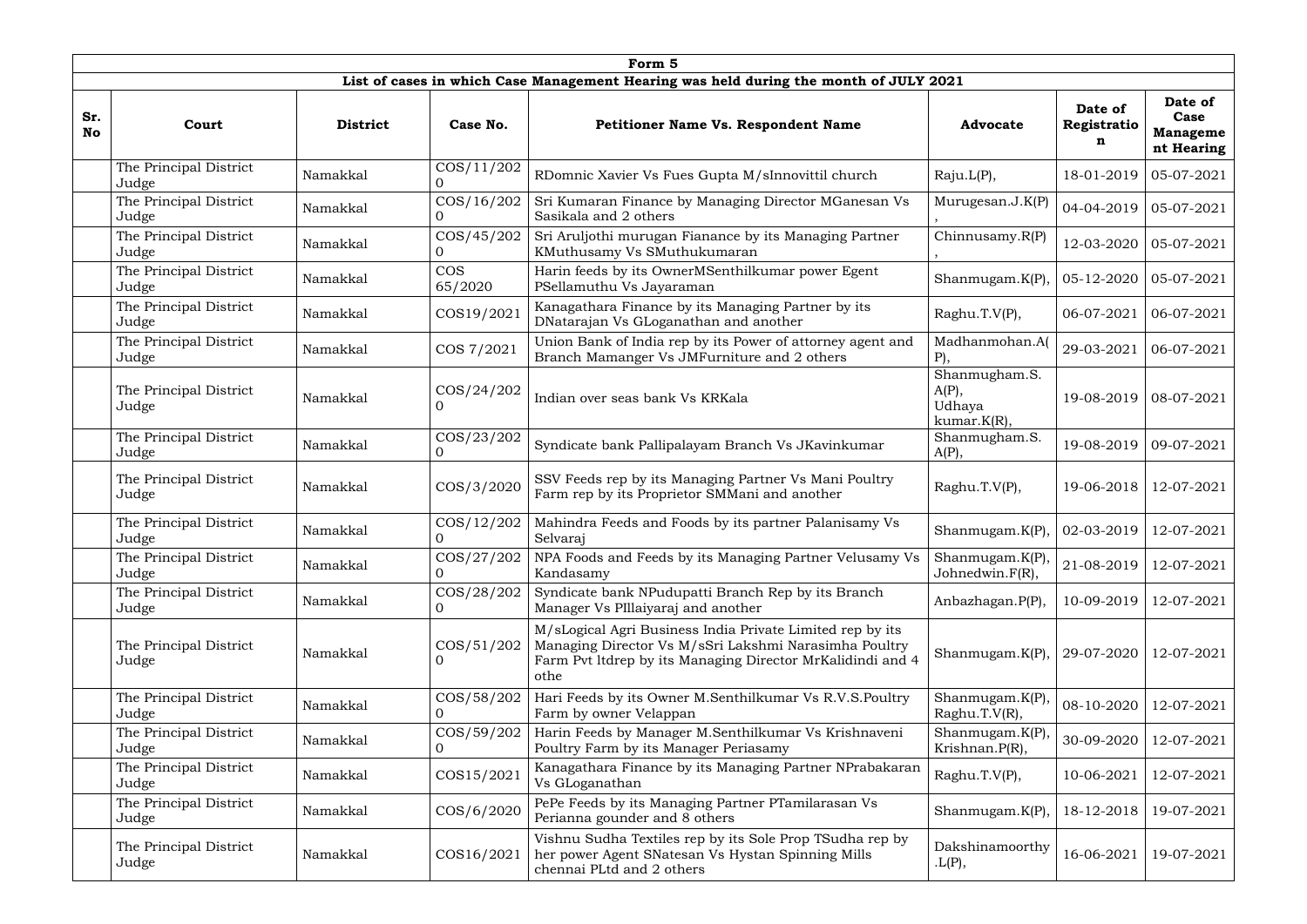| Form 5 | | | | | | | |
|---|---|---|---|---|---|---|---|
| **List of cases in which Case Management Hearing was held during the month of JULY 2021** | | | | | | | |
| **Sr. No** | **Court** | **District** | **Case No.** | **Petitioner Name Vs. Respondent Name** | **Advocate** | **Date of Registration** | **Date of Case Management Hearing** |
| | The Principal District Judge | Namakkal | COS/11/2020 | RDomnic Xavier Vs Fues Gupta M/sInnovittil church | Raju.L(P), | 18-01-2019 | 05-07-2021 |
| | The Principal District Judge | Namakkal | COS/16/2020 | Sri Kumaran Finance by Managing Director MGanesan Vs Sasikala and 2 others | Murugesan.J.K(P), | 04-04-2019 | 05-07-2021 |
| | The Principal District Judge | Namakkal | COS/45/2020 | Sri Aruljothi murugan Fianance by its Managing Partner KMuthusamy Vs SMuthukumaran | Chinnusamy.R(P), | 12-03-2020 | 05-07-2021 |
| | The Principal District Judge | Namakkal | COS 65/2020 | Harin feeds by its OwnerMSenthilkumar power Egent PSellamuthu Vs Jayaraman | Shanmugam.K(P), | 05-12-2020 | 05-07-2021 |
| | The Principal District Judge | Namakkal | COS19/2021 | Kanagathara Finance by its Managing Partner by its DNatarajan Vs GLoganathan and another | Raghu.T.V(P), | 06-07-2021 | 06-07-2021 |
| | The Principal District Judge | Namakkal | COS 7/2021 | Union Bank of India rep by its Power of attorney agent and Branch Mamanger Vs JMFurniture and 2 others | Madhanmohan.A(P), | 29-03-2021 | 06-07-2021 |
| | The Principal District Judge | Namakkal | COS/24/2020 | Indian over seas bank Vs KRKala | Shanmugham.S.A(P), Udhaya kumar.K(R), | 19-08-2019 | 08-07-2021 |
| | The Principal District Judge | Namakkal | COS/23/2020 | Syndicate bank Pallipalayam Branch Vs JKavinkumar | Shanmugham.S.A(P), | 19-08-2019 | 09-07-2021 |
| | The Principal District Judge | Namakkal | COS/3/2020 | SSV Feeds rep by its Managing Partner Vs Mani Poultry Farm rep by its Proprietor SMMani and another | Raghu.T.V(P), | 19-06-2018 | 12-07-2021 |
| | The Principal District Judge | Namakkal | COS/12/2020 | Mahindra Feeds and Foods by its partner Palanisamy Vs Selvaraj | Shanmugam.K(P), | 02-03-2019 | 12-07-2021 |
| | The Principal District Judge | Namakkal | COS/27/2020 | NPA Foods and Feeds by its Managing Partner Velusamy Vs Kandasamy | Shanmugam.K(P), Johnedwin.F(R), | 21-08-2019 | 12-07-2021 |
| | The Principal District Judge | Namakkal | COS/28/2020 | Syndicate bank NPudupatti Branch Rep by its Branch Manager Vs PIllaiyaraj and another | Anbazhagan.P(P), | 10-09-2019 | 12-07-2021 |
| | The Principal District Judge | Namakkal | COS/51/2020 | M/sLogical Agri Business India Private Limited rep by its Managing Director Vs M/sSri Lakshmi Narasimha Poultry Farm Pvt ltdrep by its Managing Director MrKalidindi and 4 othe | Shanmugam.K(P), | 29-07-2020 | 12-07-2021 |
| | The Principal District Judge | Namakkal | COS/58/2020 | Hari Feeds by its Owner M.Senthilkumar Vs R.V.S.Poultry Farm by owner Velappan | Shanmugam.K(P), Raghu.T.V(R), | 08-10-2020 | 12-07-2021 |
| | The Principal District Judge | Namakkal | COS/59/2020 | Harin Feeds by Manager M.Senthilkumar Vs Krishnaveni Poultry Farm by its Manager Periasamy | Shanmugam.K(P), Krishnan.P(R), | 30-09-2020 | 12-07-2021 |
| | The Principal District Judge | Namakkal | COS15/2021 | Kanagathara Finance by its Managing Partner NPrabakaran Vs GLoganathan | Raghu.T.V(P), | 10-06-2021 | 12-07-2021 |
| | The Principal District Judge | Namakkal | COS/6/2020 | PePe Feeds by its Managing Partner PTamilarasan Vs Perianna gounder and 8 others | Shanmugam.K(P), | 18-12-2018 | 19-07-2021 |
| | The Principal District Judge | Namakkal | COS16/2021 | Vishnu Sudha Textiles rep by its Sole Prop TSudha rep by her power Agent SNatesan Vs Hystan Spinning Mills chennai PLtd and 2 others | Dakshinamoorthy.L(P), | 16-06-2021 | 19-07-2021 |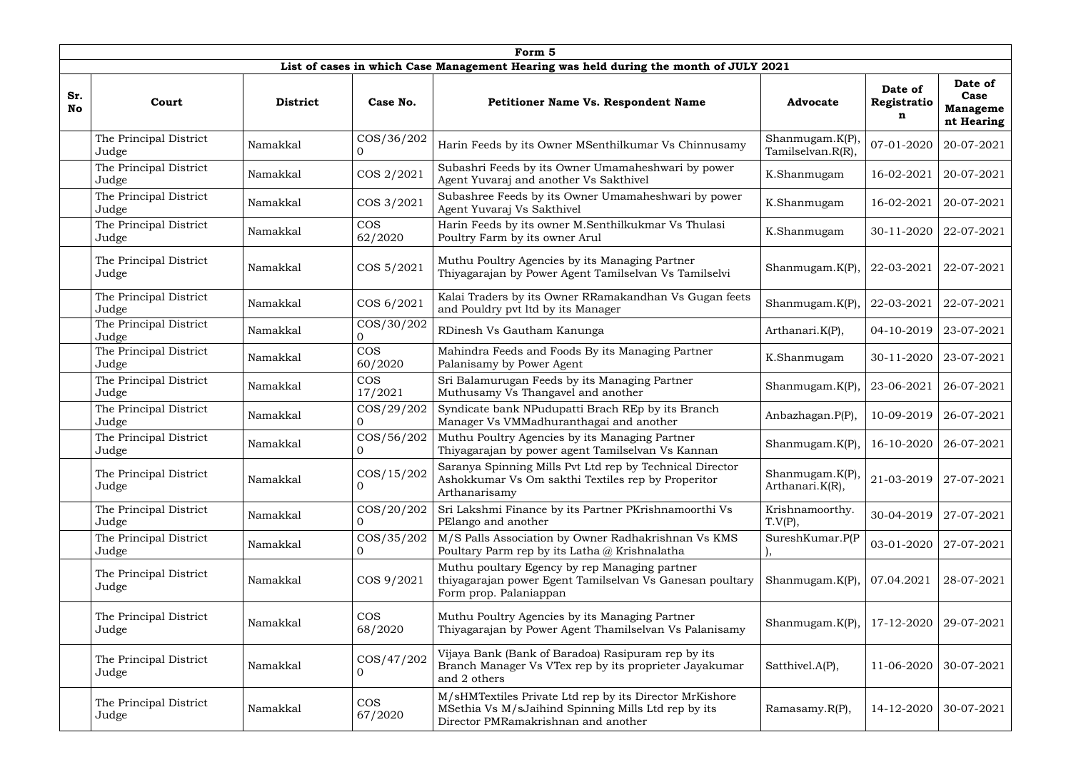| Form 5 | | | | | | | |
|---|---|---|---|---|---|---|---|
| **List of cases in which Case Management Hearing was held during the month of JULY 2021** | | | | | | | |
| **Sr. No** | **Court** | **District** | **Case No.** | **Petitioner Name Vs. Respondent Name** | **Advocate** | **Date of Registration** | **Date of Case Management Hearing** |
| | The Principal District Judge | Namakkal | COS/36/2020 | Harin Feeds by its Owner MSenthilkumar Vs Chinnusamy | Shanmugam.K(P), Tamilselvan.R(R), | 07-01-2020 | 20-07-2021 |
| | The Principal District Judge | Namakkal | COS 2/2021 | Subashri Feeds by its Owner Umamaheshwari by power Agent Yuvaraj and another Vs Sakthivel | K.Shanmugam | 16-02-2021 | 20-07-2021 |
| | The Principal District Judge | Namakkal | COS 3/2021 | Subashree Feeds by its Owner Umamaheshwari by power Agent Yuvaraj Vs Sakthivel | K.Shanmugam | 16-02-2021 | 20-07-2021 |
| | The Principal District Judge | Namakkal | COS 62/2020 | Harin Feeds by its owner M.Senthilkukmar Vs Thulasi Poultry Farm by its owner Arul | K.Shanmugam | 30-11-2020 | 22-07-2021 |
| | The Principal District Judge | Namakkal | COS 5/2021 | Muthu Poultry Agencies by its Managing Partner Thiyagarajan by Power Agent Tamilselvan Vs Tamilselvi | Shanmugam.K(P), | 22-03-2021 | 22-07-2021 |
| | The Principal District Judge | Namakkal | COS 6/2021 | Kalai Traders by its Owner RRamakandhan Vs Gugan feets and Pouldry pvt ltd by its Manager | Shanmugam.K(P), | 22-03-2021 | 22-07-2021 |
| | The Principal District Judge | Namakkal | COS/30/2020 | RDinesh Vs Gautham Kanunga | Arthanari.K(P), | 04-10-2019 | 23-07-2021 |
| | The Principal District Judge | Namakkal | COS 60/2020 | Mahindra Feeds and Foods By its Managing Partner Palanisamy by Power Agent | K.Shanmugam | 30-11-2020 | 23-07-2021 |
| | The Principal District Judge | Namakkal | COS 17/2021 | Sri Balamurugan Feeds by its Managing Partner Muthusamy Vs Thangavel and another | Shanmugam.K(P), | 23-06-2021 | 26-07-2021 |
| | The Principal District Judge | Namakkal | COS/29/2020 | Syndicate bank NPudupatti Brach REp by its Branch Manager Vs VMMadhuranthagai and another | Anbazhagan.P(P), | 10-09-2019 | 26-07-2021 |
| | The Principal District Judge | Namakkal | COS/56/2020 | Muthu Poultry Agencies by its Managing Partner Thiyagarajan by power agent Tamilselvan Vs Kannan | Shanmugam.K(P), | 16-10-2020 | 26-07-2021 |
| | The Principal District Judge | Namakkal | COS/15/2020 | Saranya Spinning Mills Pvt Ltd rep by Technical Director Ashokkumar Vs Om sakthi Textiles rep by Properitor Arthanarisamy | Shanmugam.K(P), Arthanari.K(R), | 21-03-2019 | 27-07-2021 |
| | The Principal District Judge | Namakkal | COS/20/2020 | Sri Lakshmi Finance by its Partner PKrishnamoorthi Vs PElango and another | Krishnamoorthy.T.V(P), | 30-04-2019 | 27-07-2021 |
| | The Principal District Judge | Namakkal | COS/35/2020 | M/S Palls Association by Owner Radhakrishnan Vs KMS Poultary Parm rep by its Latha @ Krishnalatha | SureshKumar.P(P), | 03-01-2020 | 27-07-2021 |
| | The Principal District Judge | Namakkal | COS 9/2021 | Muthu poultary Egency by rep Managing partner thiyagarajan power Egent Tamilselvan Vs Ganesan poultary Form prop. Palaniappan | Shanmugam.K(P), | 07.04.2021 | 28-07-2021 |
| | The Principal District Judge | Namakkal | COS 68/2020 | Muthu Poultry Agencies by its Managing Partner Thiyagarajan by Power Agent Thamilselvan Vs Palanisamy | Shanmugam.K(P), | 17-12-2020 | 29-07-2021 |
| | The Principal District Judge | Namakkal | COS/47/2020 | Vijaya Bank (Bank of Baradoa) Rasipuram rep by its Branch Manager Vs VTex rep by its proprieter Jayakumar and 2 others | Satthivel.A(P), | 11-06-2020 | 30-07-2021 |
| | The Principal District Judge | Namakkal | COS 67/2020 | M/sHMTextiles Private Ltd rep by its Director MrKishore MSethia Vs M/sJaihind Spinning Mills Ltd rep by its Director PMRamakrishnan and another | Ramasamy.R(P), | 14-12-2020 | 30-07-2021 |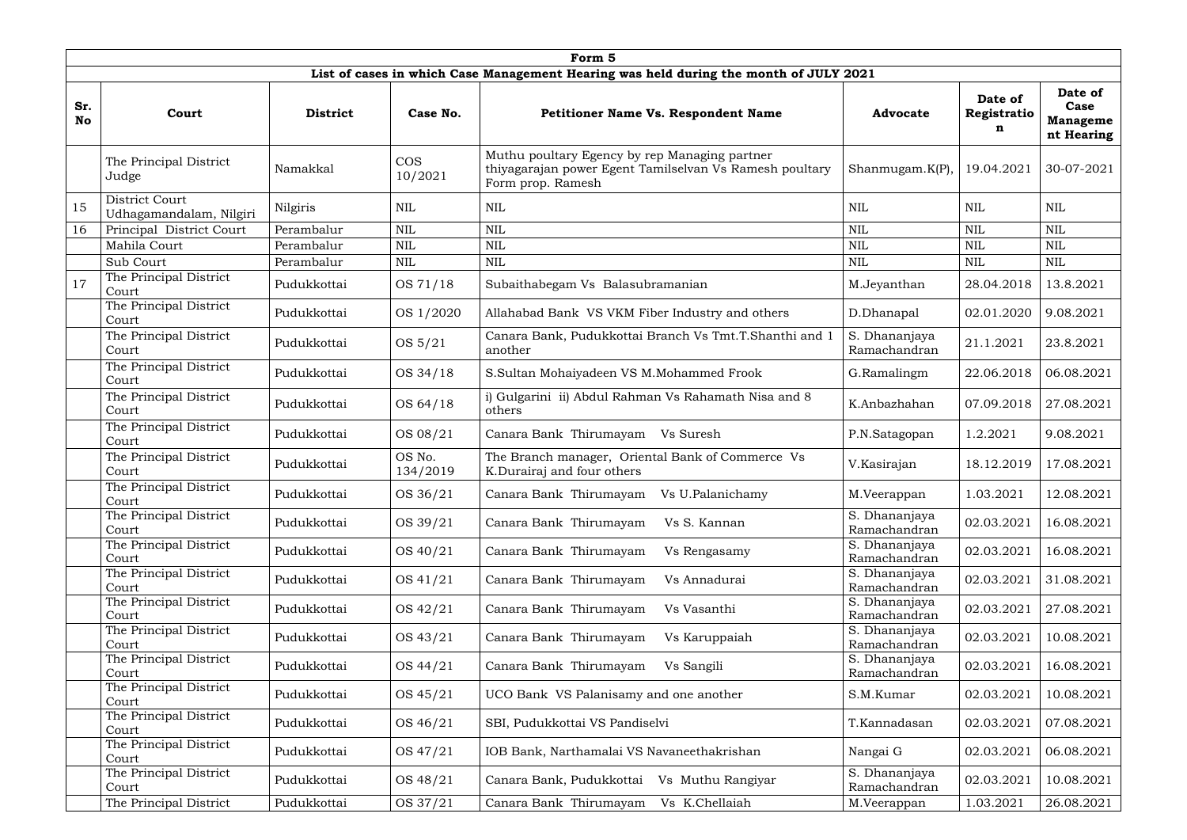| Form 5 | | | | | | | |
|---|---|---|---|---|---|---|---|
| **List of cases in which Case Management Hearing was held during the month of JULY 2021** | | | | | | | |
| **Sr. No** | **Court** | **District** | **Case No.** | **Petitioner Name Vs. Respondent Name** | **Advocate** | **Date of Registration** | **Date of Case Management Hearing** |
| | The Principal District Judge | Namakkal | COS 10/2021 | Muthu poultary Egency by rep Managing partner thiyagarajan power Egent Tamilselvan Vs Ramesh poultary Form prop. Ramesh | Shanmugam.K(P), | 19.04.2021 | 30-07-2021 |
| 15 | District Court Udhagamandalam, Nilgiri | Nilgiris | NIL | NIL | NIL | NIL | NIL |
| 16 | Principal District Court | Perambalur | NIL | NIL | NIL | NIL | NIL |
| | Mahila Court | Perambalur | NIL | NIL | NIL | NIL | NIL |
| | Sub Court | Perambalur | NIL | NIL | NIL | NIL | NIL |
| 17 | The Principal District Court | Pudukkottai | OS 71/18 | Subaithabegam Vs Balasubramanian | M.Jeyanthan | 28.04.2018 | 13.8.2021 |
| | The Principal District Court | Pudukkottai | OS 1/2020 | Allahabad Bank VS VKM Fiber Industry and others | D.Dhanapal | 02.01.2020 | 9.08.2021 |
| | The Principal District Court | Pudukkottai | OS 5/21 | Canara Bank, Pudukkottai Branch Vs Tmt.T.Shanthi and 1 another | S. Dhananjaya Ramachandran | 21.1.2021 | 23.8.2021 |
| | The Principal District Court | Pudukkottai | OS 34/18 | S.Sultan Mohaiyadeen VS M.Mohammed Frook | G.Ramalingm | 22.06.2018 | 06.08.2021 |
| | The Principal District Court | Pudukkottai | OS 64/18 | i) Gulgarini ii) Abdul Rahman Vs Rahamath Nisa and 8 others | K.Anbazhahan | 07.09.2018 | 27.08.2021 |
| | The Principal District Court | Pudukkottai | OS 08/21 | Canara Bank Thirumayam Vs Suresh | P.N.Satagopan | 1.2.2021 | 9.08.2021 |
| | The Principal District Court | Pudukkottai | OS No. 134/2019 | The Branch manager, Oriental Bank of Commerce Vs K.Durairaj and four others | V.Kasirajan | 18.12.2019 | 17.08.2021 |
| | The Principal District Court | Pudukkottai | OS 36/21 | Canara Bank Thirumayam Vs U.Palanichamy | M.Veerappan | 1.03.2021 | 12.08.2021 |
| | The Principal District Court | Pudukkottai | OS 39/21 | Canara Bank Thirumayam Vs S. Kannan | S. Dhananjaya Ramachandran | 02.03.2021 | 16.08.2021 |
| | The Principal District Court | Pudukkottai | OS 40/21 | Canara Bank Thirumayam Vs Rengasamy | S. Dhananjaya Ramachandran | 02.03.2021 | 16.08.2021 |
| | The Principal District Court | Pudukkottai | OS 41/21 | Canara Bank Thirumayam Vs Annadurai | S. Dhananjaya Ramachandran | 02.03.2021 | 31.08.2021 |
| | The Principal District Court | Pudukkottai | OS 42/21 | Canara Bank Thirumayam Vs Vasanthi | S. Dhananjaya Ramachandran | 02.03.2021 | 27.08.2021 |
| | The Principal District Court | Pudukkottai | OS 43/21 | Canara Bank Thirumayam Vs Karuppaiah | S. Dhananjaya Ramachandran | 02.03.2021 | 10.08.2021 |
| | The Principal District Court | Pudukkottai | OS 44/21 | Canara Bank Thirumayam Vs Sangili | S. Dhananjaya Ramachandran | 02.03.2021 | 16.08.2021 |
| | The Principal District Court | Pudukkottai | OS 45/21 | UCO Bank VS Palanisamy and one another | S.M.Kumar | 02.03.2021 | 10.08.2021 |
| | The Principal District Court | Pudukkottai | OS 46/21 | SBI, Pudukkottai VS Pandiselvi | T.Kannadasan | 02.03.2021 | 07.08.2021 |
| | The Principal District Court | Pudukkottai | OS 47/21 | IOB Bank, Narthamalai VS Navaneethakrishan | Nangai G | 02.03.2021 | 06.08.2021 |
| | The Principal District Court | Pudukkottai | OS 48/21 | Canara Bank, Pudukkottai Vs Muthu Rangiyar | S. Dhananjaya Ramachandran | 02.03.2021 | 10.08.2021 |
| | The Principal District | Pudukkottai | OS 37/21 | Canara Bank Thirumayam Vs K.Chellaiah | M.Veerappan | 1.03.2021 | 26.08.2021 |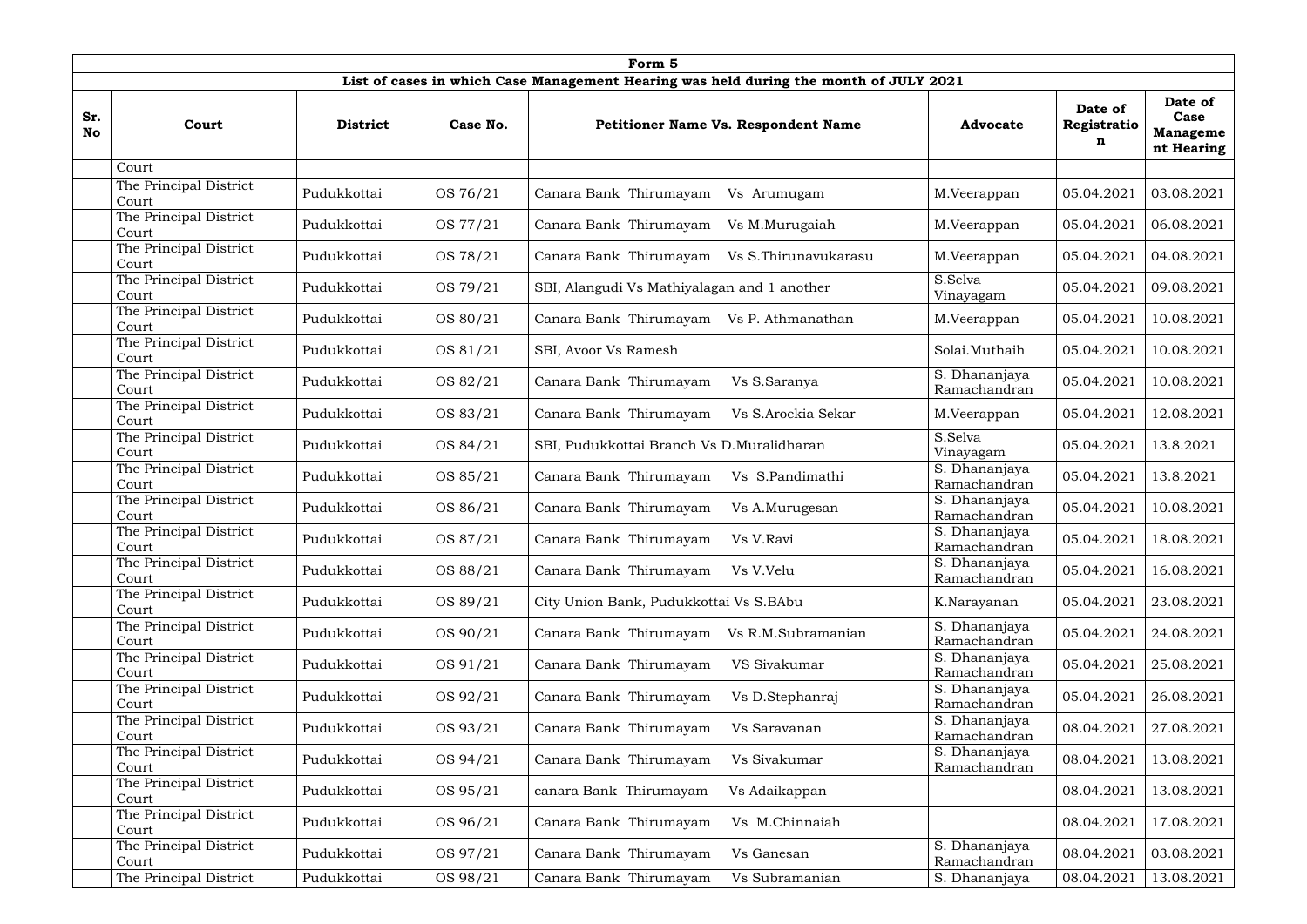| Form 5 | | | | | | | |
|---|---|---|---|---|---|---|---|
| **List of cases in which Case Management Hearing was held during the month of JULY 2021** | | | | | | | |
| **Sr. No** | **Court** | **District** | **Case No.** | **Petitioner Name Vs. Respondent Name** | **Advocate** | **Date of Registration** | **Date of Case Management Hearing** |
| | Court | | | | | | |
| | The Principal District Court | Pudukkottai | OS 76/21 | Canara Bank Thirumayam Vs Arumugam | M.Veerappan | 05.04.2021 | 03.08.2021 |
| | The Principal District Court | Pudukkottai | OS 77/21 | Canara Bank Thirumayam Vs M.Murugaiah | M.Veerappan | 05.04.2021 | 06.08.2021 |
| | The Principal District Court | Pudukkottai | OS 78/21 | Canara Bank Thirumayam Vs S.Thirunavukarasu | M.Veerappan | 05.04.2021 | 04.08.2021 |
| | The Principal District Court | Pudukkottai | OS 79/21 | SBI, Alangudi Vs Mathiyalagan and 1 another | S.Selva Vinayagam | 05.04.2021 | 09.08.2021 |
| | The Principal District Court | Pudukkottai | OS 80/21 | Canara Bank Thirumayam Vs P. Athmanathan | M.Veerappan | 05.04.2021 | 10.08.2021 |
| | The Principal District Court | Pudukkottai | OS 81/21 | SBI, Avoor Vs Ramesh | Solai.Muthaih | 05.04.2021 | 10.08.2021 |
| | The Principal District Court | Pudukkottai | OS 82/21 | Canara Bank Thirumayam Vs S.Saranya | S. Dhananjaya Ramachandran | 05.04.2021 | 10.08.2021 |
| | The Principal District Court | Pudukkottai | OS 83/21 | Canara Bank Thirumayam Vs S.Arockia Sekar | M.Veerappan | 05.04.2021 | 12.08.2021 |
| | The Principal District Court | Pudukkottai | OS 84/21 | SBI, Pudukkottai Branch Vs D.Muralidharan | S.Selva Vinayagam | 05.04.2021 | 13.8.2021 |
| | The Principal District Court | Pudukkottai | OS 85/21 | Canara Bank Thirumayam Vs S.Pandimathi | S. Dhananjaya Ramachandran | 05.04.2021 | 13.8.2021 |
| | The Principal District Court | Pudukkottai | OS 86/21 | Canara Bank Thirumayam Vs A.Murugesan | S. Dhananjaya Ramachandran | 05.04.2021 | 10.08.2021 |
| | The Principal District Court | Pudukkottai | OS 87/21 | Canara Bank Thirumayam Vs V.Ravi | S. Dhananjaya Ramachandran | 05.04.2021 | 18.08.2021 |
| | The Principal District Court | Pudukkottai | OS 88/21 | Canara Bank Thirumayam Vs V.Velu | S. Dhananjaya Ramachandran | 05.04.2021 | 16.08.2021 |
| | The Principal District Court | Pudukkottai | OS 89/21 | City Union Bank, Pudukkottai Vs S.BAbu | K.Narayanan | 05.04.2021 | 23.08.2021 |
| | The Principal District Court | Pudukkottai | OS 90/21 | Canara Bank Thirumayam Vs R.M.Subramanian | S. Dhananjaya Ramachandran | 05.04.2021 | 24.08.2021 |
| | The Principal District Court | Pudukkottai | OS 91/21 | Canara Bank Thirumayam VS Sivakumar | S. Dhananjaya Ramachandran | 05.04.2021 | 25.08.2021 |
| | The Principal District Court | Pudukkottai | OS 92/21 | Canara Bank Thirumayam Vs D.Stephanraj | S. Dhananjaya Ramachandran | 05.04.2021 | 26.08.2021 |
| | The Principal District Court | Pudukkottai | OS 93/21 | Canara Bank Thirumayam Vs Saravanan | S. Dhananjaya Ramachandran | 08.04.2021 | 27.08.2021 |
| | The Principal District Court | Pudukkottai | OS 94/21 | Canara Bank Thirumayam Vs Sivakumar | S. Dhananjaya Ramachandran | 08.04.2021 | 13.08.2021 |
| | The Principal District Court | Pudukkottai | OS 95/21 | canara Bank Thirumayam Vs Adaikappan | | 08.04.2021 | 13.08.2021 |
| | The Principal District Court | Pudukkottai | OS 96/21 | Canara Bank Thirumayam Vs M.Chinnaiah | | 08.04.2021 | 17.08.2021 |
| | The Principal District Court | Pudukkottai | OS 97/21 | Canara Bank Thirumayam Vs Ganesan | S. Dhananjaya Ramachandran | 08.04.2021 | 03.08.2021 |
| | The Principal District | Pudukkottai | OS 98/21 | Canara Bank Thirumayam Vs Subramanian | S. Dhananjaya | 08.04.2021 | 13.08.2021 |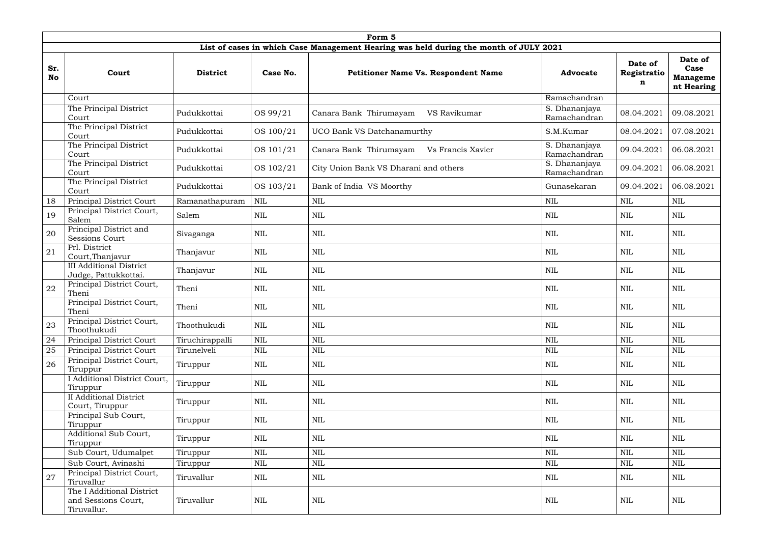| Form 5 | | | | | | | |
|---|---|---|---|---|---|---|---|
| List of cases in which Case Management Hearing was held during the month of JULY 2021 | | | | | | | |
| **Sr. No** | **Court** | **District** | **Case No.** | **Petitioner Name Vs. Respondent Name** | **Advocate** | **Date of Registration** | **Date of Case Management Hearing** |
| | Court | | | | Ramachandran | | |
| | The Principal District Court | Pudukkottai | OS 99/21 | Canara Bank Thirumayam VS Ravikumar | S. Dhananjaya Ramachandran | 08.04.2021 | 09.08.2021 |
| | The Principal District Court | Pudukkottai | OS 100/21 | UCO Bank VS Datchanamurthy | S.M.Kumar | 08.04.2021 | 07.08.2021 |
| | The Principal District Court | Pudukkottai | OS 101/21 | Canara Bank Thirumayam Vs Francis Xavier | S. Dhananjaya Ramachandran | 09.04.2021 | 06.08.2021 |
| | The Principal District Court | Pudukkottai | OS 102/21 | City Union Bank VS Dharani and others | S. Dhananjaya Ramachandran | 09.04.2021 | 06.08.2021 |
| | The Principal District Court | Pudukkottai | OS 103/21 | Bank of India VS Moorthy | Gunasekaran | 09.04.2021 | 06.08.2021 |
| 18 | Principal District Court | Ramanathapuram | NIL | NIL | NIL | NIL | NIL |
| 19 | Principal District Court, Salem | Salem | NIL | NIL | NIL | NIL | NIL |
| 20 | Principal District and Sessions Court | Sivaganga | NIL | NIL | NIL | NIL | NIL |
| 21 | Prl. District Court,Thanjavur | Thanjavur | NIL | NIL | NIL | NIL | NIL |
| | III Additional District Judge, Pattukkottai. | Thanjavur | NIL | NIL | NIL | NIL | NIL |
| 22 | Principal District Court, Theni | Theni | NIL | NIL | NIL | NIL | NIL |
| | Principal District Court, Theni | Theni | NIL | NIL | NIL | NIL | NIL |
| 23 | Principal District Court, Thoothukudi | Thoothukudi | NIL | NIL | NIL | NIL | NIL |
| 24 | Principal District Court | Tiruchirappalli | NIL | NIL | NIL | NIL | NIL |
| 25 | Principal District Court | Tirunelveli | NIL | NIL | NIL | NIL | NIL |
| 26 | Principal District Court, Tiruppur | Tiruppur | NIL | NIL | NIL | NIL | NIL |
| | I Additional District Court, Tiruppur | Tiruppur | NIL | NIL | NIL | NIL | NIL |
| | II Additional District Court, Tiruppur | Tiruppur | NIL | NIL | NIL | NIL | NIL |
| | Principal Sub Court, Tiruppur | Tiruppur | NIL | NIL | NIL | NIL | NIL |
| | Additional Sub Court, Tiruppur | Tiruppur | NIL | NIL | NIL | NIL | NIL |
| | Sub Court, Udumalpet | Tiruppur | NIL | NIL | NIL | NIL | NIL |
| | Sub Court, Avinashi | Tiruppur | NIL | NIL | NIL | NIL | NIL |
| 27 | Principal District Court, Tiruvallur | Tiruvallur | NIL | NIL | NIL | NIL | NIL |
| | The I Additional District and Sessions Court, Tiruvallur. | Tiruvallur | NIL | NIL | NIL | NIL | NIL |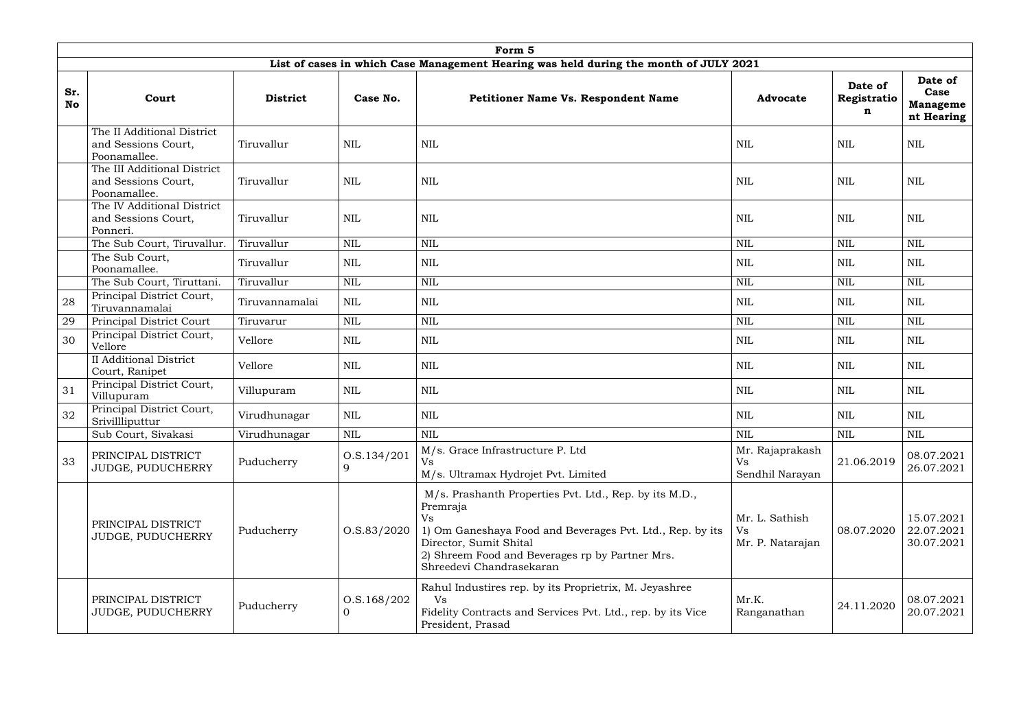| Form 5 | | | | | | | |
|---|---|---|---|---|---|---|---|
| List of cases in which Case Management Hearing was held during the month of JULY 2021 | | | | | | | |
| **Sr. No** | **Court** | **District** | **Case No.** | **Petitioner Name Vs. Respondent Name** | **Advocate** | **Date of Registration** | **Date of Case Management Hearing** |
| | The II Additional District and Sessions Court, Poonamallee. | Tiruvallur | NIL | NIL | NIL | NIL | NIL |
| | The III Additional District and Sessions Court, Poonamallee. | Tiruvallur | NIL | NIL | NIL | NIL | NIL |
| | The IV Additional District and Sessions Court, Ponneri. | Tiruvallur | NIL | NIL | NIL | NIL | NIL |
| | The Sub Court, Tiruvallur. | Tiruvallur | NIL | NIL | NIL | NIL | NIL |
| | The Sub Court, Poonamallee. | Tiruvallur | NIL | NIL | NIL | NIL | NIL |
| | The Sub Court, Tiruttani. | Tiruvallur | NIL | NIL | NIL | NIL | NIL |
| 28 | Principal District Court, Tiruvannamalai | Tiruvannamalai | NIL | NIL | NIL | NIL | NIL |
| 29 | Principal District Court | Tiruvarur | NIL | NIL | NIL | NIL | NIL |
| 30 | Principal District Court, Vellore | Vellore | NIL | NIL | NIL | NIL | NIL |
| | II Additional District Court, Ranipet | Vellore | NIL | NIL | NIL | NIL | NIL |
| 31 | Principal District Court, Villupuram | Villupuram | NIL | NIL | NIL | NIL | NIL |
| 32 | Principal District Court, Srivillliputtur | Virudhunagar | NIL | NIL | NIL | NIL | NIL |
| | Sub Court, Sivakasi | Virudhunagar | NIL | NIL | NIL | NIL | NIL |
| 33 | PRINCIPAL DISTRICT JUDGE, PUDUCHERRY | Puducherry | O.S.134/2019 | M/s. Grace Infrastructure P. Ltd<br>Vs<br>M/s. Ultramax Hydrojet Pvt. Limited | Mr. Rajaprakash<br>Vs<br>Sendhil Narayan | 21.06.2019 | 08.07.2021<br>26.07.2021 |
| | PRINCIPAL DISTRICT JUDGE, PUDUCHERRY | Puducherry | O.S.83/2020 | M/s. Prashanth Properties Pvt. Ltd., Rep. by its M.D., Premraja<br>Vs<br>1) Om Ganeshaya Food and Beverages Pvt. Ltd., Rep. by its Director, Sumit Shital<br>2) Shreem Food and Beverages rp by Partner Mrs. Shreedevi Chandrasekaran | Mr. L. Sathish<br>Vs<br>Mr. P. Natarajan | 08.07.2020 | 15.07.2021<br>22.07.2021<br>30.07.2021 |
| | PRINCIPAL DISTRICT JUDGE, PUDUCHERRY | Puducherry | O.S.168/2020 | Rahul Industires rep. by its Proprietrix, M. Jeyashree<br>Vs<br>Fidelity Contracts and Services Pvt. Ltd., rep. by its Vice President, Prasad | Mr.K. Ranganathan | 24.11.2020 | 08.07.2021<br>20.07.2021 |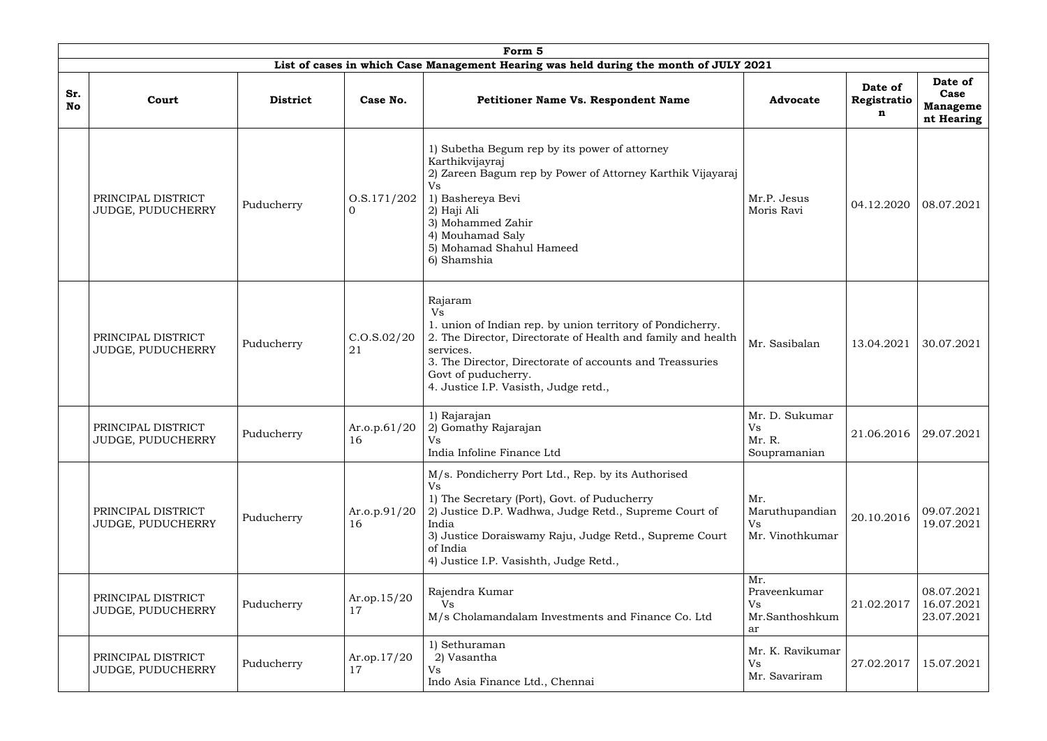| Form 5 | | | | | | | |
|---|---|---|---|---|---|---|---|
| **List of cases in which Case Management Hearing was held during the month of JULY 2021** | | | | | | | |
| **Sr. No** | **Court** | **District** | **Case No.** | **Petitioner Name Vs. Respondent Name** | **Advocate** | **Date of Registration** | **Date of Case Management Hearing** |
| | PRINCIPAL DISTRICT JUDGE, PUDUCHERRY | Puducherry | O.S.171/2020 | 1) Subetha Begum rep by its power of attorney Karthikvijayraj<br>2) Zareen Bagum rep by Power of Attorney Karthik Vijayaraj<br>Vs<br>1) Bashereya Bevi<br>2) Haji Ali<br>3) Mohammed Zahir<br>4) Mouhamad Saly<br>5) Mohamad Shahul Hameed<br>6) Shamshia | Mr.P. Jesus Moris Ravi | 04.12.2020 | 08.07.2021 |
| | PRINCIPAL DISTRICT JUDGE, PUDUCHERRY | Puducherry | C.O.S.02/2021 | Rajaram<br>Vs<br>1. union of Indian rep. by union territory of Pondicherry.<br>2. The Director, Directorate of Health and family and health services.<br>3. The Director, Directorate of accounts and Treassuries Govt of puducherry.<br>4. Justice I.P. Vasisth, Judge retd., | Mr. Sasibalan | 13.04.2021 | 30.07.2021 |
| | PRINCIPAL DISTRICT JUDGE, PUDUCHERRY | Puducherry | Ar.o.p.61/2016 | 1) Rajarajan<br>2) Gomathy Rajarajan<br>Vs<br>India Infoline Finance Ltd | Mr. D. Sukumar<br>Vs<br>Mr. R. Soupramanian | 21.06.2016 | 29.07.2021 |
| | PRINCIPAL DISTRICT JUDGE, PUDUCHERRY | Puducherry | Ar.o.p.91/2016 | M/s. Pondicherry Port Ltd., Rep. by its Authorised<br>Vs<br>1) The Secretary (Port), Govt. of Puducherry<br>2) Justice D.P. Wadhwa, Judge Retd., Supreme Court of India<br>3) Justice Doraiswamy Raju, Judge Retd., Supreme Court of India<br>4) Justice I.P. Vasishth, Judge Retd., | Mr. Maruthupandian<br>Vs<br>Mr. Vinothkumar | 20.10.2016 | 09.07.2021<br>19.07.2021 |
| | PRINCIPAL DISTRICT JUDGE, PUDUCHERRY | Puducherry | Ar.op.15/2017 | Rajendra Kumar<br>Vs<br>M/s Cholamandalam Investments and Finance Co. Ltd | Mr. Praveenkumar<br>Vs<br>Mr.Santhoshkumar | 21.02.2017 | 08.07.2021<br>16.07.2021<br>23.07.2021 |
| | PRINCIPAL DISTRICT JUDGE, PUDUCHERRY | Puducherry | Ar.op.17/2017 | 1) Sethuraman<br>2) Vasantha<br>Vs<br>Indo Asia Finance Ltd., Chennai | Mr. K. Ravikumar<br>Vs<br>Mr. Savariram | 27.02.2017 | 15.07.2021 |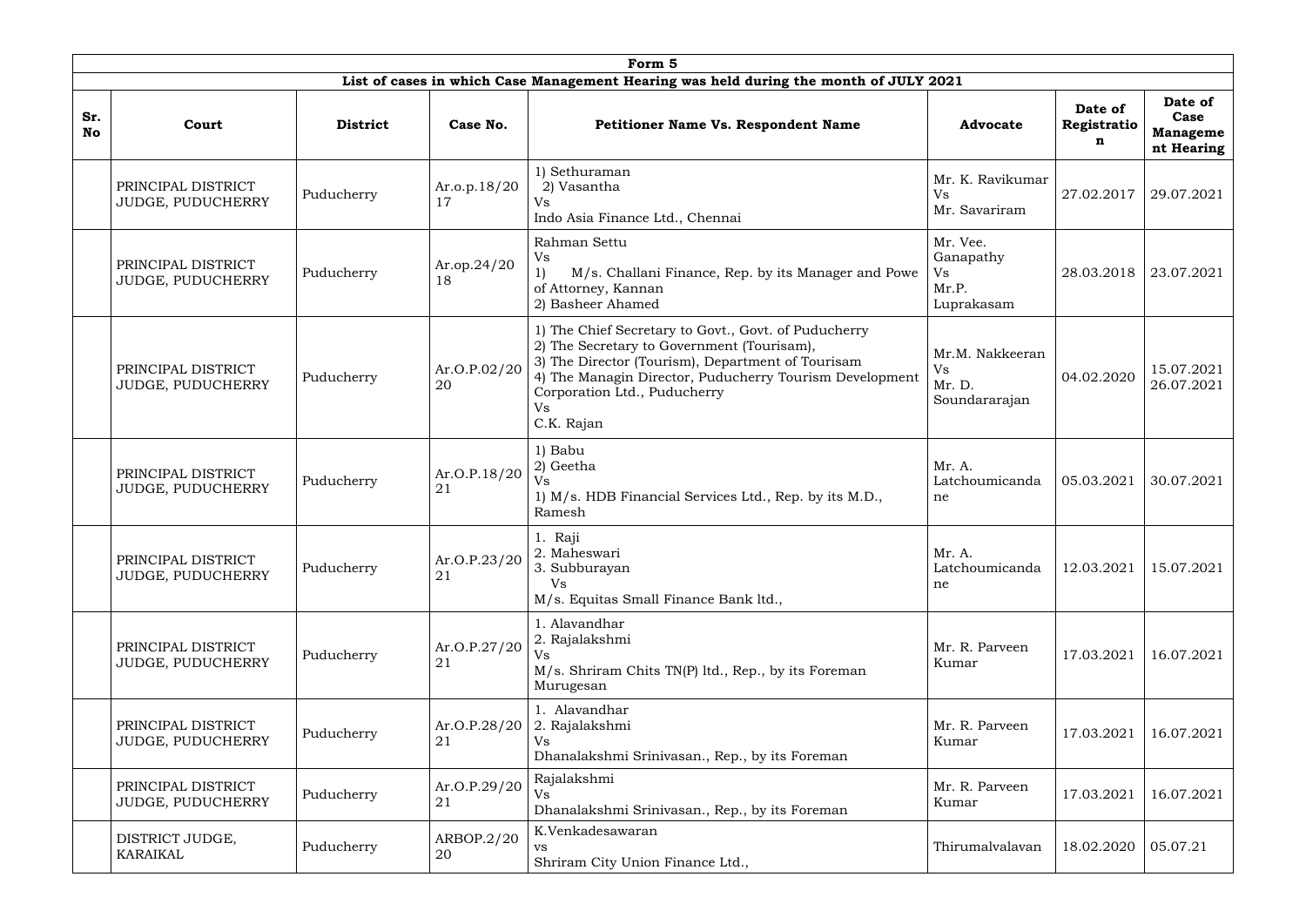| Form 5 | | | | | | | |
|---|---|---|---|---|---|---|---|
| **List of cases in which Case Management Hearing was held during the month of JULY 2021** | | | | | | | |
| **Sr. No** | **Court** | **District** | **Case No.** | **Petitioner Name Vs. Respondent Name** | **Advocate** | **Date of Registration** | **Date of Case Management Hearing** |
| | PRINCIPAL DISTRICT JUDGE, PUDUCHERRY | Puducherry | Ar.o.p.18/2017 | 1) Sethuraman 2) Vasantha Vs Indo Asia Finance Ltd., Chennai | Mr. K. Ravikumar Vs Mr. Savariram | 27.02.2017 | 29.07.2021 |
| | PRINCIPAL DISTRICT JUDGE, PUDUCHERRY | Puducherry | Ar.op.24/2018 | Rahman Settu Vs 1) M/s. Challani Finance, Rep. by its Manager and Powe of Attorney, Kannan 2) Basheer Ahamed | Mr. Vee. Ganapathy Vs Mr.P. Luprakasam | 28.03.2018 | 23.07.2021 |
| | PRINCIPAL DISTRICT JUDGE, PUDUCHERRY | Puducherry | Ar.O.P.02/2020 | 1) The Chief Secretary to Govt., Govt. of Puducherry 2) The Secretary to Government (Tourisam), 3) The Director (Tourism), Department of Tourisam 4) The Managin Director, Puducherry Tourism Development Corporation Ltd., Puducherry Vs C.K. Rajan | Mr.M. Nakkeeran Vs Mr. D. Soundararajan | 04.02.2020 | 15.07.2021 26.07.2021 |
| | PRINCIPAL DISTRICT JUDGE, PUDUCHERRY | Puducherry | Ar.O.P.18/2021 | 1) Babu 2) Geetha Vs 1) M/s. HDB Financial Services Ltd., Rep. by its M.D., Ramesh | Mr. A. Latchoumicandane | 05.03.2021 | 30.07.2021 |
| | PRINCIPAL DISTRICT JUDGE, PUDUCHERRY | Puducherry | Ar.O.P.23/2021 | 1. Raji 2. Maheswari 3. Subburayan Vs M/s. Equitas Small Finance Bank ltd., | Mr. A. Latchoumicandane | 12.03.2021 | 15.07.2021 |
| | PRINCIPAL DISTRICT JUDGE, PUDUCHERRY | Puducherry | Ar.O.P.27/2021 | 1. Alavandhar 2. Rajalakshmi Vs M/s. Shriram Chits TN(P) ltd., Rep., by its Foreman Murugesan | Mr. R. Parveen Kumar | 17.03.2021 | 16.07.2021 |
| | PRINCIPAL DISTRICT JUDGE, PUDUCHERRY | Puducherry | Ar.O.P.28/2021 | 1. Alavandhar 2. Rajalakshmi Vs Dhanalakshmi Srinivasan., Rep., by its Foreman | Mr. R. Parveen Kumar | 17.03.2021 | 16.07.2021 |
| | PRINCIPAL DISTRICT JUDGE, PUDUCHERRY | Puducherry | Ar.O.P.29/2021 | Rajalakshmi Vs Dhanalakshmi Srinivasan., Rep., by its Foreman | Mr. R. Parveen Kumar | 17.03.2021 | 16.07.2021 |
| | DISTRICT JUDGE, KARAIKAL | Puducherry | ARBOP.2/2020 | K.Venkadesawaran vs Shriram City Union Finance Ltd., | Thirumalvalavan | 18.02.2020 | 05.07.21 |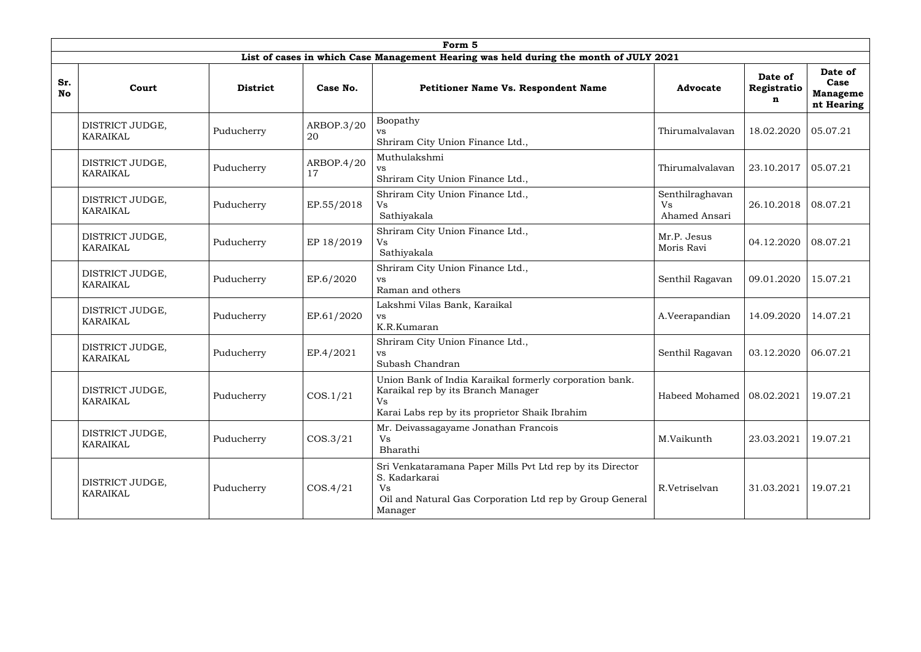| Form 5 | | | | | | | |
|---|---|---|---|---|---|---|---|
| **List of cases in which Case Management Hearing was held during the month of JULY 2021** | | | | | | | |
| **Sr. No** | **Court** | **District** | **Case No.** | **Petitioner Name Vs. Respondent Name** | **Advocate** | **Date of Registration** | **Date of Case Management Hearing** |
| | DISTRICT JUDGE, KARAIKAL | Puducherry | ARBOP.3/2020 | Boopathy vs Shriram City Union Finance Ltd., | Thirumalvalavan | 18.02.2020 | 05.07.21 |
| | DISTRICT JUDGE, KARAIKAL | Puducherry | ARBOP.4/2017 | Muthulakshmi vs Shriram City Union Finance Ltd., | Thirumalvalavan | 23.10.2017 | 05.07.21 |
| | DISTRICT JUDGE, KARAIKAL | Puducherry | EP.55/2018 | Shriram City Union Finance Ltd., Vs Sathiyakala | Senthilraghavan Vs Ahamed Ansari | 26.10.2018 | 08.07.21 |
| | DISTRICT JUDGE, KARAIKAL | Puducherry | EP 18/2019 | Shriram City Union Finance Ltd., Vs Sathiyakala | Mr.P. Jesus Moris Ravi | 04.12.2020 | 08.07.21 |
| | DISTRICT JUDGE, KARAIKAL | Puducherry | EP.6/2020 | Shriram City Union Finance Ltd., vs Raman and others | Senthil Ragavan | 09.01.2020 | 15.07.21 |
| | DISTRICT JUDGE, KARAIKAL | Puducherry | EP.61/2020 | Lakshmi Vilas Bank, Karaikal vs K.R.Kumaran | A.Veerapandian | 14.09.2020 | 14.07.21 |
| | DISTRICT JUDGE, KARAIKAL | Puducherry | EP.4/2021 | Shriram City Union Finance Ltd., vs Subash Chandran | Senthil Ragavan | 03.12.2020 | 06.07.21 |
| | DISTRICT JUDGE, KARAIKAL | Puducherry | COS.1/21 | Union Bank of India Karaikal formerly corporation bank. Karaikal rep by its Branch Manager Vs Karai Labs rep by its proprietor Shaik Ibrahim | Habeed Mohamed | 08.02.2021 | 19.07.21 |
| | DISTRICT JUDGE, KARAIKAL | Puducherry | COS.3/21 | Mr. Deivassagayame Jonathan Francois Vs Bharathi | M.Vaikunth | 23.03.2021 | 19.07.21 |
| | DISTRICT JUDGE, KARAIKAL | Puducherry | COS.4/21 | Sri Venkataramana Paper Mills Pvt Ltd rep by its Director S. Kadarkarai Vs Oil and Natural Gas Corporation Ltd rep by Group General Manager | R.Vetriselvan | 31.03.2021 | 19.07.21 |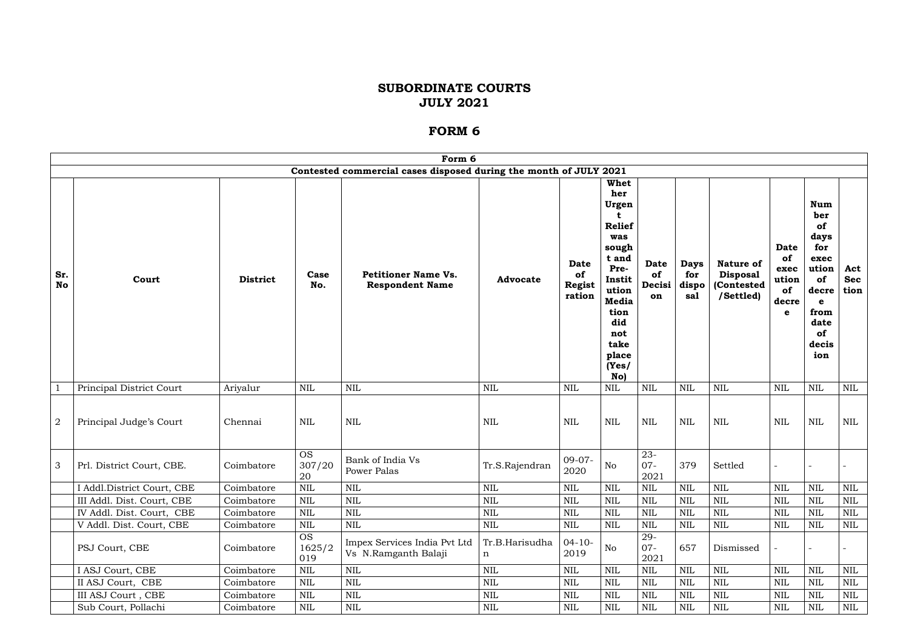# SUBORDINATE COURTS
# JULY 2021

## FORM 6

| Form 6 | | | | | | | | | | | | | |
|---|---|---|---|---|---|---|---|---|---|---|---|---|---|
| Contested commercial cases disposed during the month of JULY 2021 | | | | | | | | | | | | | |
| **Sr. No** | **Court** | **District** | **Case No.** | **Petitioner Name Vs. Respondent Name** | **Advocate** | **Date of Registration** | **Whether Urgent Relief was sought and Pre-Institution Mediation did not take place (Yes/No)** | **Date of Decision** | **Days for disposal** | **Nature of Disposal (Contested /Settled)** | **Date of execution of decree** | **Number of days for execution of decree from date of decision** | **Act Section** |
| 1 | Principal District Court | Ariyalur | NIL | NIL | NIL | NIL | NIL | NIL | NIL | NIL | NIL | NIL | NIL |
| 2 | Principal Judge's Court | Chennai | NIL | NIL | NIL | NIL | NIL | NIL | NIL | NIL | NIL | NIL | NIL |
| 3 | Prl. District Court, CBE. | Coimbatore | OS 307/2020 | Bank of India Vs Power Palas | Tr.S.Rajendran | 09-07-2020 | No | 23-07-2021 | 379 | Settled | - | - | - |
| | I Addl.District Court, CBE | Coimbatore | NIL | NIL | NIL | NIL | NIL | NIL | NIL | NIL | NIL | NIL | NIL |
| | III Addl. Dist. Court, CBE | Coimbatore | NIL | NIL | NIL | NIL | NIL | NIL | NIL | NIL | NIL | NIL | NIL |
| | IV Addl. Dist. Court, CBE | Coimbatore | NIL | NIL | NIL | NIL | NIL | NIL | NIL | NIL | NIL | NIL | NIL |
| | V Addl. Dist. Court, CBE | Coimbatore | NIL | NIL | NIL | NIL | NIL | NIL | NIL | NIL | NIL | NIL | NIL |
| | PSJ Court, CBE | Coimbatore | OS 1625/2019 | Impex Services India Pvt Ltd Vs N.Ramganth Balaji | Tr.B.Harisudhan | 04-10-2019 | No | 29-07-2021 | 657 | Dismissed | - | - | - |
| | I ASJ Court, CBE | Coimbatore | NIL | NIL | NIL | NIL | NIL | NIL | NIL | NIL | NIL | NIL | NIL |
| | II ASJ Court, CBE | Coimbatore | NIL | NIL | NIL | NIL | NIL | NIL | NIL | NIL | NIL | NIL | NIL |
| | III ASJ Court , CBE | Coimbatore | NIL | NIL | NIL | NIL | NIL | NIL | NIL | NIL | NIL | NIL | NIL |
| | Sub Court, Pollachi | Coimbatore | NIL | NIL | NIL | NIL | NIL | NIL | NIL | NIL | NIL | NIL | NIL |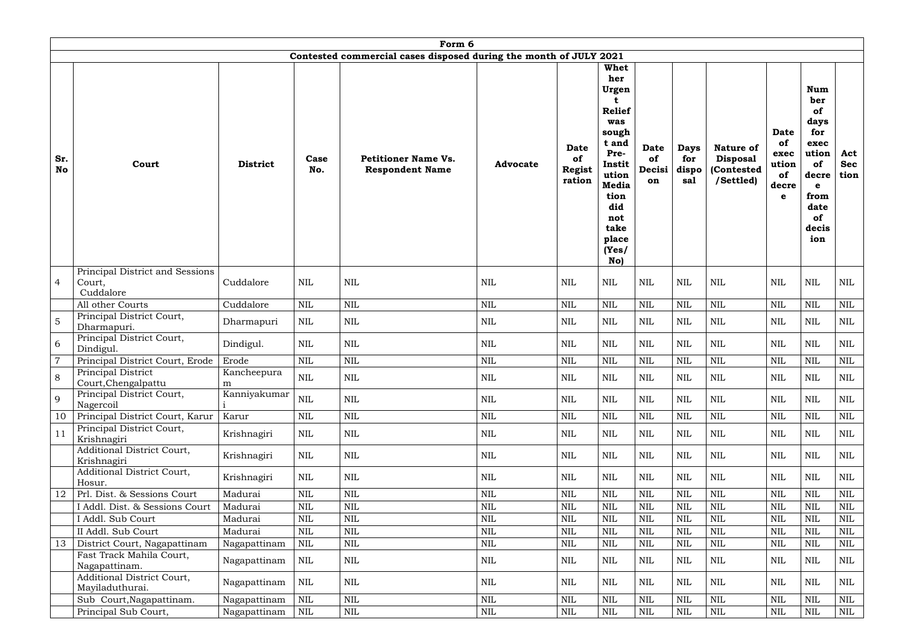| Form 6 | | | | | | | | | | | | | |
|---|---|---|---|---|---|---|---|---|---|---|---|---|---|
| Contested commercial cases disposed during the month of JULY 2021 | | | | | | | | | | | | | |
| **Sr. No** | **Court** | **District** | **Case No.** | **Petitioner Name Vs. Respondent Name** | **Advocate** | **Date of Registration** | **Whether Urgent Relief was sought and Pre-Institution Mediation did not take place (Yes/No)** | **Date of Decision** | **Days for disposal** | **Nature of Disposal (Contested /Settled)** | **Date of execution of decree** | **Number of days for execution of decree from date of decision** | **Act Section** |
| 4 | Principal District and Sessions Court, Cuddalore | Cuddalore | NIL | NIL | NIL | NIL | NIL | NIL | NIL | NIL | NIL | NIL | NIL |
| | All other Courts | Cuddalore | NIL | NIL | NIL | NIL | NIL | NIL | NIL | NIL | NIL | NIL | NIL |
| 5 | Principal District Court, Dharmapuri. | Dharmapuri | NIL | NIL | NIL | NIL | NIL | NIL | NIL | NIL | NIL | NIL | NIL |
| 6 | Principal District Court, Dindigul. | Dindigul. | NIL | NIL | NIL | NIL | NIL | NIL | NIL | NIL | NIL | NIL | NIL |
| 7 | Principal District Court, Erode | Erode | NIL | NIL | NIL | NIL | NIL | NIL | NIL | NIL | NIL | NIL | NIL |
| 8 | Principal District Court,Chengalpattu | Kancheepuram | NIL | NIL | NIL | NIL | NIL | NIL | NIL | NIL | NIL | NIL | NIL |
| 9 | Principal District Court, Nagercoil | Kanniyakumari | NIL | NIL | NIL | NIL | NIL | NIL | NIL | NIL | NIL | NIL | NIL |
| 10 | Principal District Court, Karur | Karur | NIL | NIL | NIL | NIL | NIL | NIL | NIL | NIL | NIL | NIL | NIL |
| 11 | Principal District Court, Krishnagiri | Krishnagiri | NIL | NIL | NIL | NIL | NIL | NIL | NIL | NIL | NIL | NIL | NIL |
| | Additional District Court, Krishnagiri | Krishnagiri | NIL | NIL | NIL | NIL | NIL | NIL | NIL | NIL | NIL | NIL | NIL |
| | Additional District Court, Hosur. | Krishnagiri | NIL | NIL | NIL | NIL | NIL | NIL | NIL | NIL | NIL | NIL | NIL |
| 12 | Prl. Dist. & Sessions Court | Madurai | NIL | NIL | NIL | NIL | NIL | NIL | NIL | NIL | NIL | NIL | NIL |
| | I Addl. Dist. & Sessions Court | Madurai | NIL | NIL | NIL | NIL | NIL | NIL | NIL | NIL | NIL | NIL | NIL |
| | I Addl. Sub Court | Madurai | NIL | NIL | NIL | NIL | NIL | NIL | NIL | NIL | NIL | NIL | NIL |
| | II Addl. Sub Court | Madurai | NIL | NIL | NIL | NIL | NIL | NIL | NIL | NIL | NIL | NIL | NIL |
| 13 | District Court, Nagapattinam | Nagapattinam | NIL | NIL | NIL | NIL | NIL | NIL | NIL | NIL | NIL | NIL | NIL |
| | Fast Track Mahila Court, Nagapattinam. | Nagapattinam | NIL | NIL | NIL | NIL | NIL | NIL | NIL | NIL | NIL | NIL | NIL |
| | Additional District Court, Mayiladuthurai. | Nagapattinam | NIL | NIL | NIL | NIL | NIL | NIL | NIL | NIL | NIL | NIL | NIL |
| | Sub Court,Nagapattinam. | Nagapattinam | NIL | NIL | NIL | NIL | NIL | NIL | NIL | NIL | NIL | NIL | NIL |
| | Principal Sub Court, | Nagapattinam | NIL | NIL | NIL | NIL | NIL | NIL | NIL | NIL | NIL | NIL | NIL |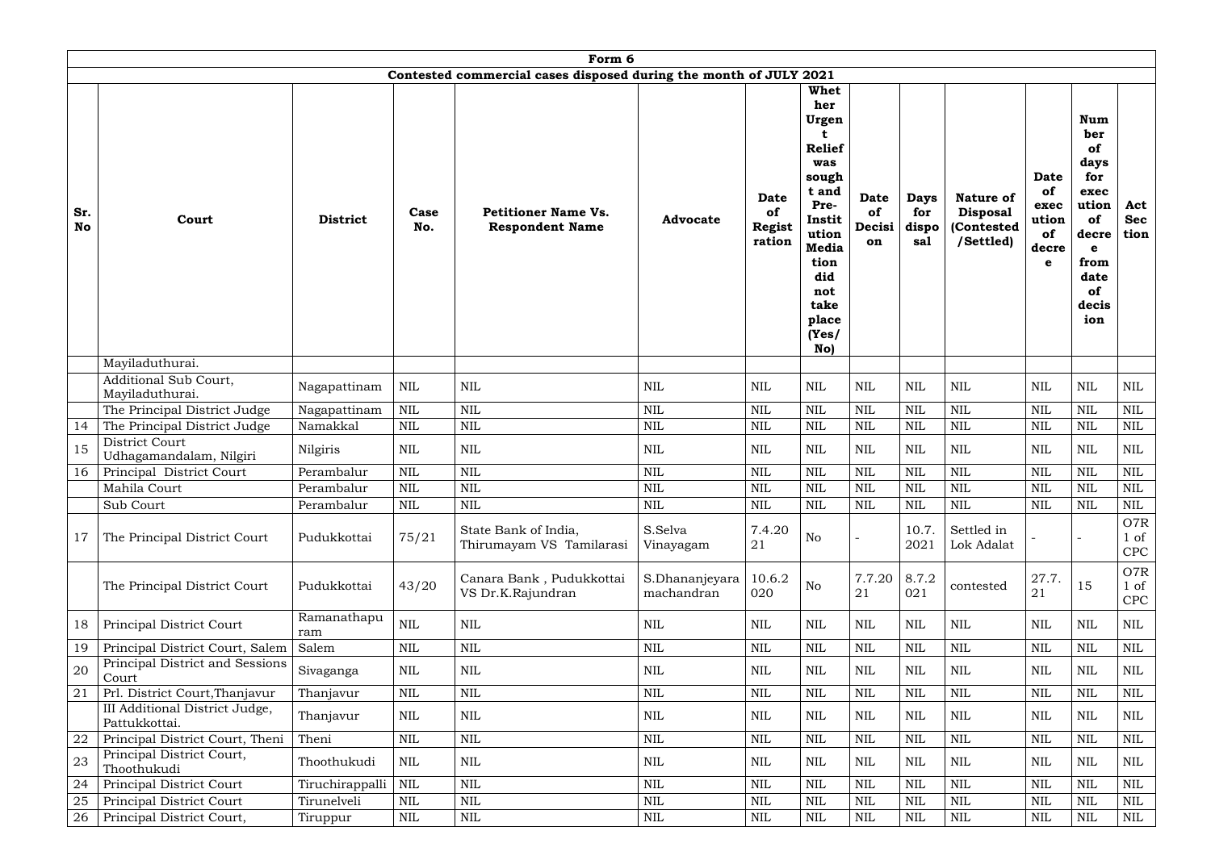| Form 6 | | | | | | | | | | | | | | |
|---|---|---|---|---|---|---|---|---|---|---|---|---|---|---|
| Contested commercial cases disposed during the month of JULY 2021 | | | | | | | | | | | | | | |
| **Sr. No** | **Court** | **District** | **Case No.** | **Petitioner Name Vs. Respondent Name** | **Advocate** | **Date of Registration** | **Whether Urgent Relief was sought and Pre-Institution Mediation did not take place (Yes/ No)** | **Date of Decision** | **Days for disposal** | **Nature of Disposal (Contested /Settled)** | **Date of execution of decree** | **Number of days for execution of decree from date of decision** | **Act Section** |
| | Mayiladuthurai. | | | | | | | | | | | | |
| | Additional Sub Court, Mayiladuthurai. | Nagapattinam | NIL | NIL | NIL | NIL | NIL | NIL | NIL | NIL | NIL | NIL | NIL |
| | The Principal District Judge | Nagapattinam | NIL | NIL | NIL | NIL | NIL | NIL | NIL | NIL | NIL | NIL | NIL |
| 14 | The Principal District Judge | Namakkal | NIL | NIL | NIL | NIL | NIL | NIL | NIL | NIL | NIL | NIL | NIL |
| 15 | District Court Udhagamandalam, Nilgiri | Nilgiris | NIL | NIL | NIL | NIL | NIL | NIL | NIL | NIL | NIL | NIL | NIL |
| 16 | Principal District Court | Perambalur | NIL | NIL | NIL | NIL | NIL | NIL | NIL | NIL | NIL | NIL | NIL |
| | Mahila Court | Perambalur | NIL | NIL | NIL | NIL | NIL | NIL | NIL | NIL | NIL | NIL | NIL |
| | Sub Court | Perambalur | NIL | NIL | NIL | NIL | NIL | NIL | NIL | NIL | NIL | NIL | NIL |
| 17 | The Principal District Court | Pudukkottai | 75/21 | State Bank of India, Thirumayam VS Tamilarasi | S.Selva Vinayagam | 7.4.2021 | No | - | 10.7.2021 | Settled in Lok Adalat | - | - | O7R 1 of CPC |
| | The Principal District Court | Pudukkottai | 43/20 | Canara Bank , Pudukkottai VS Dr.K.Rajundran | S.Dhananjeyaramachandran | 10.6.2020 | No | 7.7.2021 | 8.7.2021 | contested | 27.7.21 | 15 | O7R 1 of CPC |
| 18 | Principal District Court | Ramanathapuram | NIL | NIL | NIL | NIL | NIL | NIL | NIL | NIL | NIL | NIL | NIL |
| 19 | Principal District Court, Salem | Salem | NIL | NIL | NIL | NIL | NIL | NIL | NIL | NIL | NIL | NIL | NIL |
| 20 | Principal District and Sessions Court | Sivaganga | NIL | NIL | NIL | NIL | NIL | NIL | NIL | NIL | NIL | NIL | NIL |
| 21 | Prl. District Court,Thanjavur | Thanjavur | NIL | NIL | NIL | NIL | NIL | NIL | NIL | NIL | NIL | NIL | NIL |
| | III Additional District Judge, Pattukkottai. | Thanjavur | NIL | NIL | NIL | NIL | NIL | NIL | NIL | NIL | NIL | NIL | NIL |
| 22 | Principal District Court, Theni | Theni | NIL | NIL | NIL | NIL | NIL | NIL | NIL | NIL | NIL | NIL | NIL |
| 23 | Principal District Court, Thoothukudi | Thoothukudi | NIL | NIL | NIL | NIL | NIL | NIL | NIL | NIL | NIL | NIL | NIL |
| 24 | Principal District Court | Tiruchirappalli | NIL | NIL | NIL | NIL | NIL | NIL | NIL | NIL | NIL | NIL | NIL |
| 25 | Principal District Court | Tirunelveli | NIL | NIL | NIL | NIL | NIL | NIL | NIL | NIL | NIL | NIL | NIL |
| 26 | Principal District Court, | Tiruppur | NIL | NIL | NIL | NIL | NIL | NIL | NIL | NIL | NIL | NIL | NIL |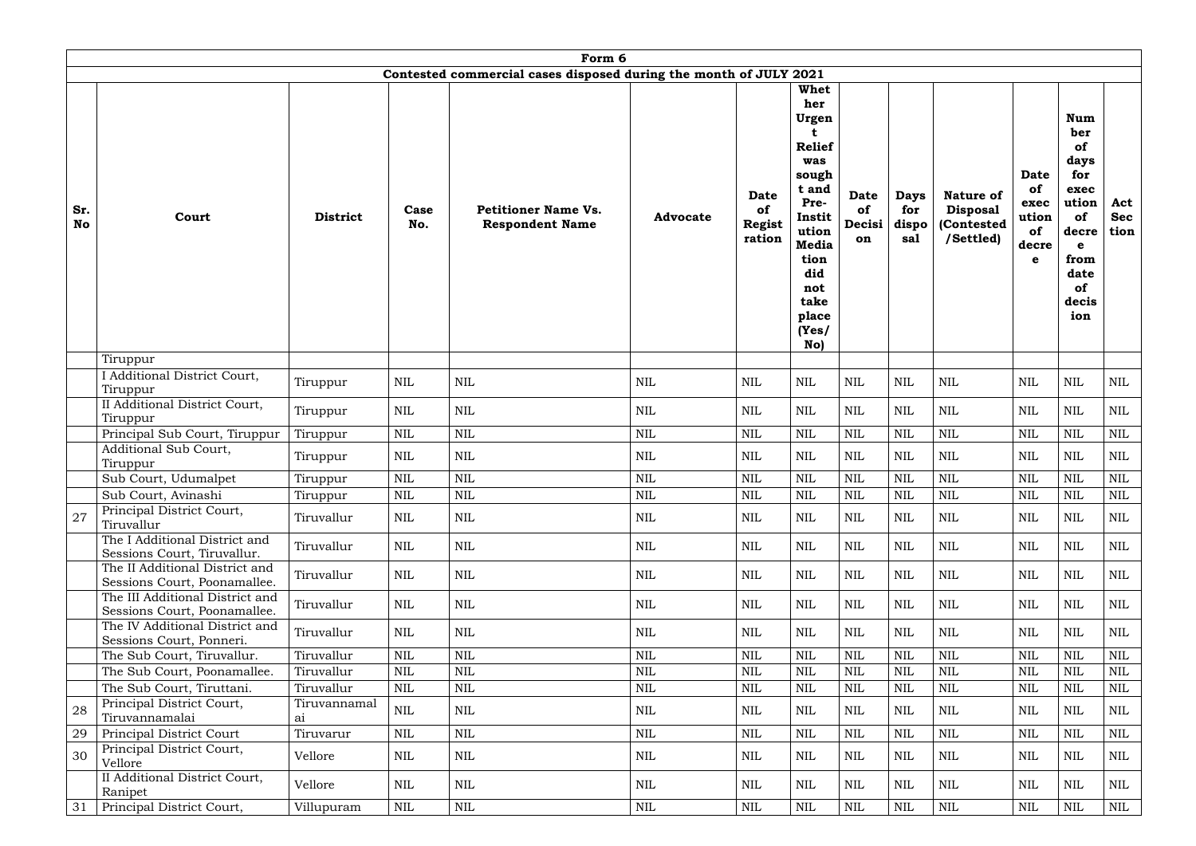| Form 6 | | | | | | | | | | | | | | |
|---|---|---|---|---|---|---|---|---|---|---|---|---|---|---|
| Contested commercial cases disposed during the month of JULY 2021 | | | | | | | | | | | | | | |
| **Sr. No** | **Court** | **District** | **Case No.** | **Petitioner Name Vs. Respondent Name** | **Advocate** | **Date of Registration** | **Whether Urgent Relief was sought and Pre-Institution Mediation did not take place (Yes/ No)** | **Date of Decision** | **Days for disposal** | **Nature of Disposal (Contested /Settled)** | **Date of execution of decree** | **Number of days for execution of decree from date of decision** | **Act Section** |
| | Tiruppur | | | | | | | | | | | | |
| | I Additional District Court, Tiruppur | Tiruppur | NIL | NIL | NIL | NIL | NIL | NIL | NIL | NIL | NIL | NIL | NIL |
| | II Additional District Court, Tiruppur | Tiruppur | NIL | NIL | NIL | NIL | NIL | NIL | NIL | NIL | NIL | NIL | NIL |
| | Principal Sub Court, Tiruppur | Tiruppur | NIL | NIL | NIL | NIL | NIL | NIL | NIL | NIL | NIL | NIL | NIL |
| | Additional Sub Court, Tiruppur | Tiruppur | NIL | NIL | NIL | NIL | NIL | NIL | NIL | NIL | NIL | NIL | NIL |
| | Sub Court, Udumalpet | Tiruppur | NIL | NIL | NIL | NIL | NIL | NIL | NIL | NIL | NIL | NIL | NIL |
| | Sub Court, Avinashi | Tiruppur | NIL | NIL | NIL | NIL | NIL | NIL | NIL | NIL | NIL | NIL | NIL |
| 27 | Principal District Court, Tiruvallur | Tiruvallur | NIL | NIL | NIL | NIL | NIL | NIL | NIL | NIL | NIL | NIL | NIL |
| | The I Additional District and Sessions Court, Tiruvallur. | Tiruvallur | NIL | NIL | NIL | NIL | NIL | NIL | NIL | NIL | NIL | NIL | NIL |
| | The II Additional District and Sessions Court, Poonamallee. | Tiruvallur | NIL | NIL | NIL | NIL | NIL | NIL | NIL | NIL | NIL | NIL | NIL |
| | The III Additional District and Sessions Court, Poonamallee. | Tiruvallur | NIL | NIL | NIL | NIL | NIL | NIL | NIL | NIL | NIL | NIL | NIL |
| | The IV Additional District and Sessions Court, Ponneri. | Tiruvallur | NIL | NIL | NIL | NIL | NIL | NIL | NIL | NIL | NIL | NIL | NIL |
| | The Sub Court, Tiruvallur. | Tiruvallur | NIL | NIL | NIL | NIL | NIL | NIL | NIL | NIL | NIL | NIL | NIL |
| | The Sub Court, Poonamallee. | Tiruvallur | NIL | NIL | NIL | NIL | NIL | NIL | NIL | NIL | NIL | NIL | NIL |
| | The Sub Court, Tiruttani. | Tiruvallur | NIL | NIL | NIL | NIL | NIL | NIL | NIL | NIL | NIL | NIL | NIL |
| 28 | Principal District Court, Tiruvannamalai | Tiruvannamalai | NIL | NIL | NIL | NIL | NIL | NIL | NIL | NIL | NIL | NIL | NIL |
| 29 | Principal District Court | Tiruvarur | NIL | NIL | NIL | NIL | NIL | NIL | NIL | NIL | NIL | NIL | NIL |
| 30 | Principal District Court, Vellore | Vellore | NIL | NIL | NIL | NIL | NIL | NIL | NIL | NIL | NIL | NIL | NIL |
| | II Additional District Court, Ranipet | Vellore | NIL | NIL | NIL | NIL | NIL | NIL | NIL | NIL | NIL | NIL | NIL |
| 31 | Principal District Court, | Villupuram | NIL | NIL | NIL | NIL | NIL | NIL | NIL | NIL | NIL | NIL | NIL |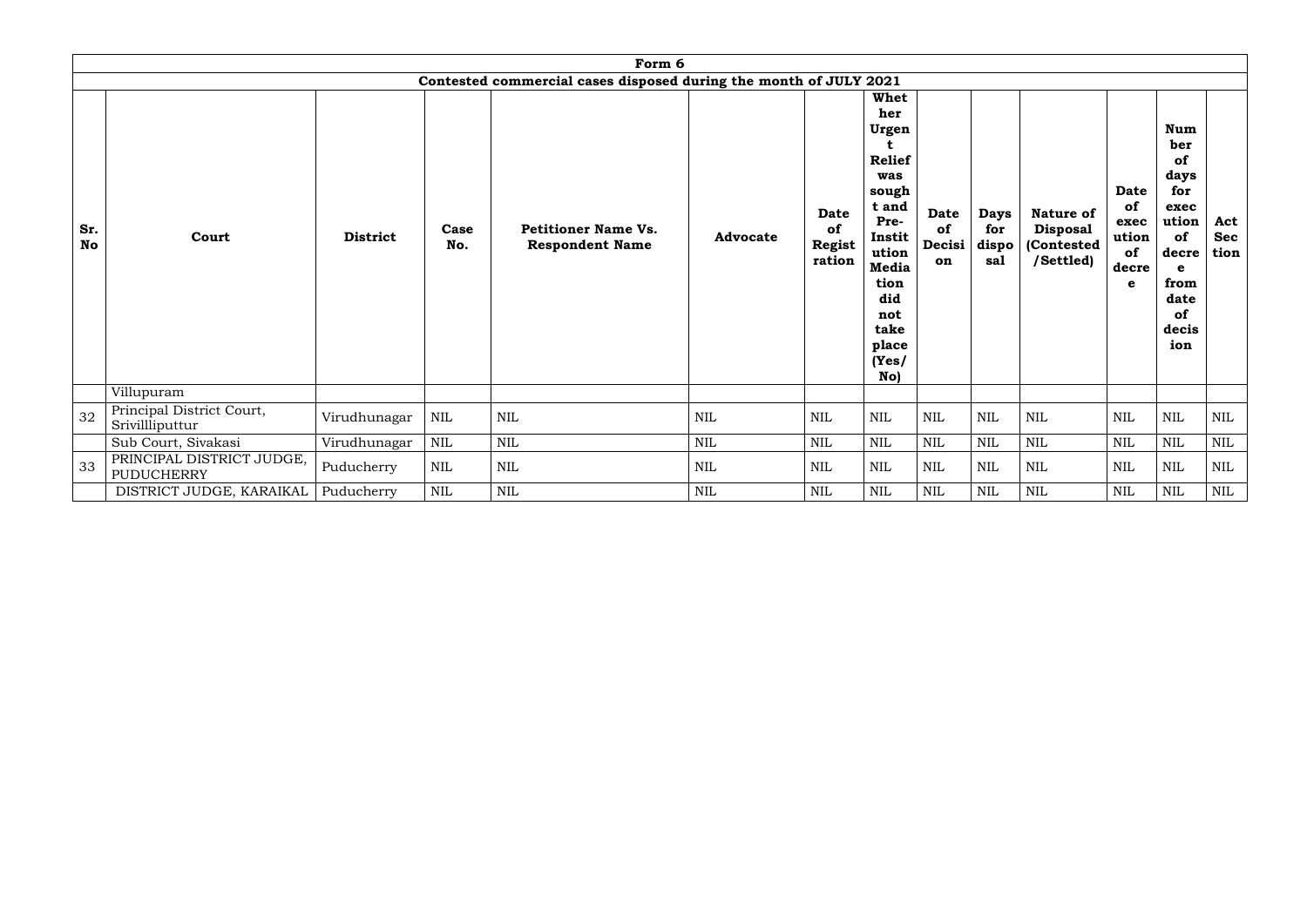| Form 6 | | | | | | | | | | | | | |
|---|---|---|---|---|---|---|---|---|---|---|---|---|---|
| Contested commercial cases disposed during the month of JULY 2021 | | | | | | | | | | | | | |
| **Sr. No** | **Court** | **District** | **Case No.** | **Petitioner Name Vs. Respondent Name** | **Advocate** | **Date of Registration** | **Whether Urgent Relief was sought and Pre-Institution Mediation did not take place (Yes/ No)** | **Date of Decision** | **Days for disposal** | **Nature of Disposal (Contested /Settled)** | **Date of execution of decree** | **Number of days for execution of decree from date of decision** | **Act Section** |
| | Villupuram | | | | | | | | | | | | |
| 32 | Principal District Court, Srivillliputtur | Virudhunagar | NIL | NIL | NIL | NIL | NIL | NIL | NIL | NIL | NIL | NIL | NIL |
| | Sub Court, Sivakasi | Virudhunagar | NIL | NIL | NIL | NIL | NIL | NIL | NIL | NIL | NIL | NIL | NIL |
| 33 | PRINCIPAL DISTRICT JUDGE, PUDUCHERRY | Puducherry | NIL | NIL | NIL | NIL | NIL | NIL | NIL | NIL | NIL | NIL | NIL |
| | DISTRICT JUDGE, KARAIKAL | Puducherry | NIL | NIL | NIL | NIL | NIL | NIL | NIL | NIL | NIL | NIL | NIL |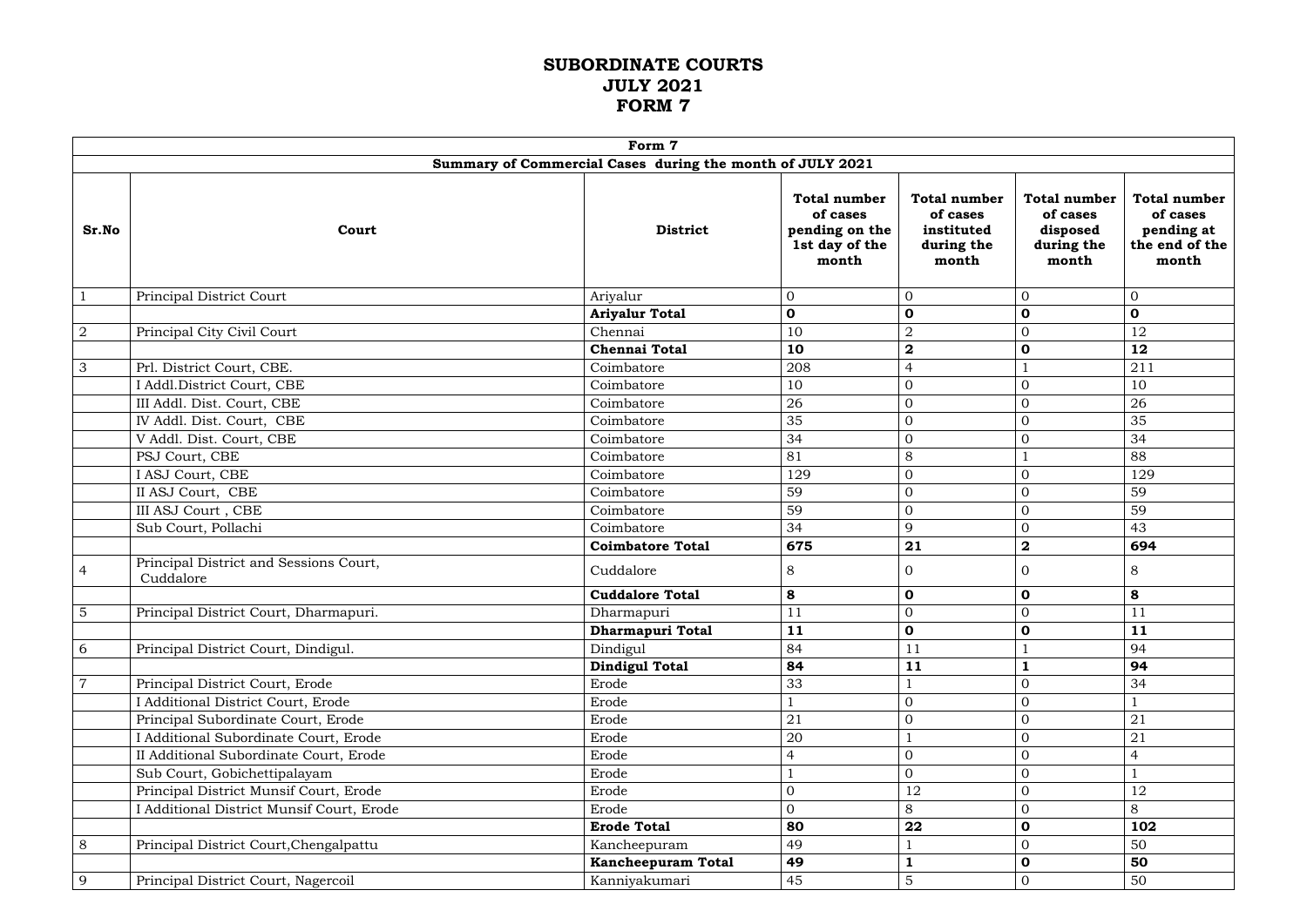# SUBORDINATE COURTS
# JULY 2021
# FORM 7

| Form 7 | | | | | | |
|---|---|---|---|---|---|---|
| **Summary of Commercial Cases during the month of JULY 2021** | | | | | | |
| **Sr.No** | **Court** | **District** | **Total number of cases pending on the 1st day of the month** | **Total number of cases instituted during the month** | **Total number of cases disposed during the month** | **Total number of cases pending at the end of the month** |
| 1 | Principal District Court | Ariyalur | 0 | 0 | 0 | 0 |
| | | **Ariyalur Total** | **0** | **0** | **0** | **0** |
| 2 | Principal City Civil Court | Chennai | 10 | 2 | 0 | 12 |
| | | **Chennai Total** | **10** | **2** | **0** | **12** |
| 3 | Prl. District Court, CBE. | Coimbatore | 208 | 4 | 1 | 211 |
| | I Addl.District Court, CBE | Coimbatore | 10 | 0 | 0 | 10 |
| | III Addl. Dist. Court, CBE | Coimbatore | 26 | 0 | 0 | 26 |
| | IV Addl. Dist. Court, CBE | Coimbatore | 35 | 0 | 0 | 35 |
| | V Addl. Dist. Court, CBE | Coimbatore | 34 | 0 | 0 | 34 |
| | PSJ Court, CBE | Coimbatore | 81 | 8 | 1 | 88 |
| | I ASJ Court, CBE | Coimbatore | 129 | 0 | 0 | 129 |
| | II ASJ Court, CBE | Coimbatore | 59 | 0 | 0 | 59 |
| | III ASJ Court , CBE | Coimbatore | 59 | 0 | 0 | 59 |
| | Sub Court, Pollachi | Coimbatore | 34 | 9 | 0 | 43 |
| | | **Coimbatore Total** | **675** | **21** | **2** | **694** |
| 4 | Principal District and Sessions Court, Cuddalore | Cuddalore | 8 | 0 | 0 | 8 |
| | | **Cuddalore Total** | **8** | **0** | **0** | **8** |
| 5 | Principal District Court, Dharmapuri. | Dharmapuri | 11 | 0 | 0 | 11 |
| | | **Dharmapuri Total** | **11** | **0** | **0** | **11** |
| 6 | Principal District Court, Dindigul. | Dindigul | 84 | 11 | 1 | 94 |
| | | **Dindigul Total** | **84** | **11** | **1** | **94** |
| 7 | Principal District Court, Erode | Erode | 33 | 1 | 0 | 34 |
| | I Additional District Court, Erode | Erode | 1 | 0 | 0 | 1 |
| | Principal Subordinate Court, Erode | Erode | 21 | 0 | 0 | 21 |
| | I Additional Subordinate Court, Erode | Erode | 20 | 1 | 0 | 21 |
| | II Additional Subordinate Court, Erode | Erode | 4 | 0 | 0 | 4 |
| | Sub Court, Gobichettipalayam | Erode | 1 | 0 | 0 | 1 |
| | Principal District Munsif Court, Erode | Erode | 0 | 12 | 0 | 12 |
| | I Additional District Munsif Court, Erode | Erode | 0 | 8 | 0 | 8 |
| | | **Erode Total** | **80** | **22** | **0** | **102** |
| 8 | Principal District Court,Chengalpattu | Kancheepuram | 49 | 1 | 0 | 50 |
| | | **Kancheepuram Total** | **49** | **1** | **0** | **50** |
| 9 | Principal District Court, Nagercoil | Kanniyakumari | 45 | 5 | 0 | 50 |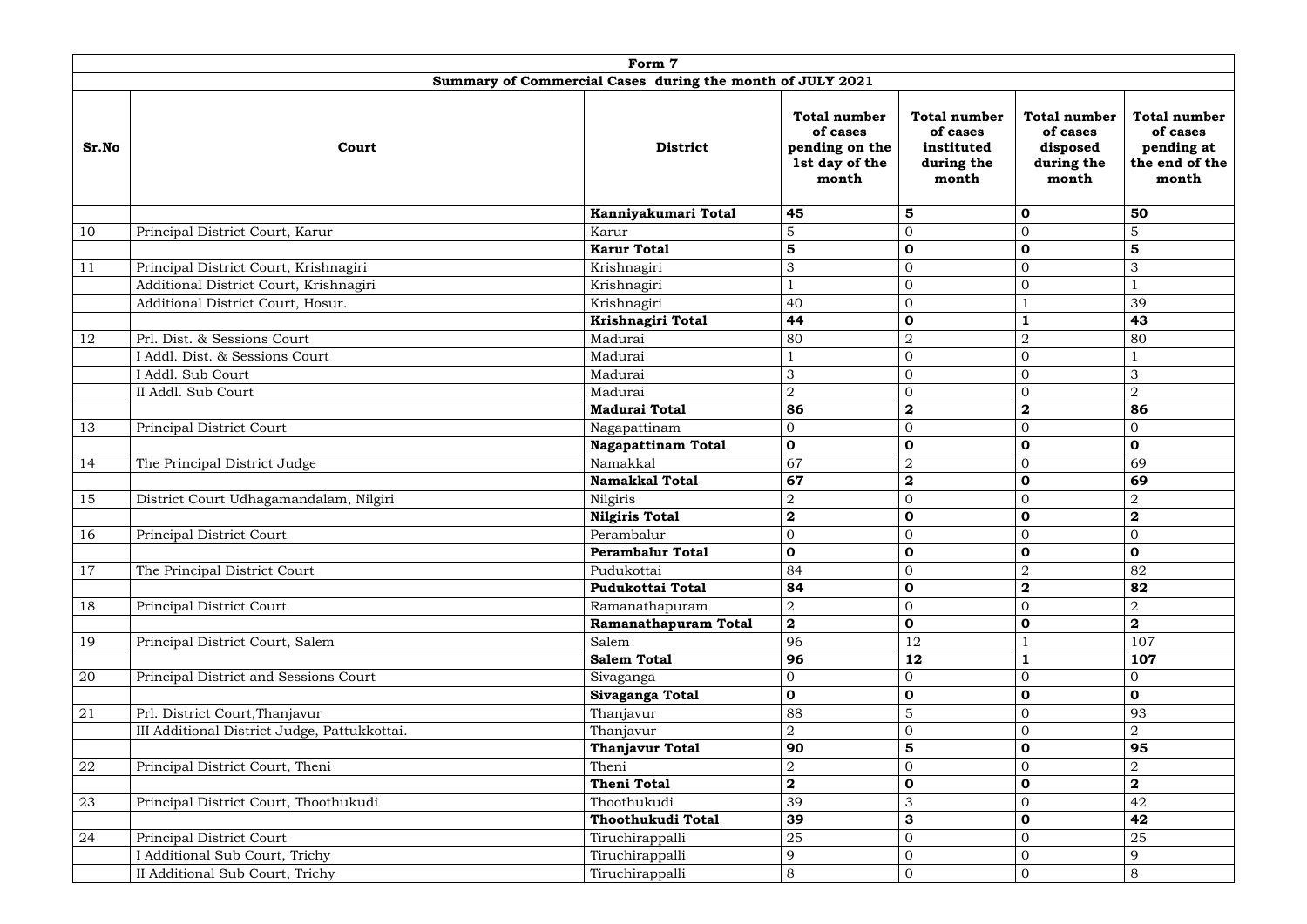| Form 7 | | | | | | |
|---|---|---|---|---|---|---|
| **Summary of Commercial Cases during the month of JULY 2021** | | | | | | |
| **Sr.No** | **Court** | **District** | **Total number of cases pending on the 1st day of the month** | **Total number of cases instituted during the month** | **Total number of cases disposed during the month** | **Total number of cases pending at the end of the month** |
| | | **Kanniyakumari Total** | **45** | **5** | **0** | **50** |
| 10 | Principal District Court, Karur | Karur | 5 | 0 | 0 | 5 |
| | | **Karur Total** | **5** | **0** | **0** | **5** |
| 11 | Principal District Court, Krishnagiri | Krishnagiri | 3 | 0 | 0 | 3 |
| | Additional District Court, Krishnagiri | Krishnagiri | 1 | 0 | 0 | 1 |
| | Additional District Court, Hosur. | Krishnagiri | 40 | 0 | 1 | 39 |
| | | **Krishnagiri Total** | **44** | **0** | **1** | **43** |
| 12 | Prl. Dist. & Sessions Court | Madurai | 80 | 2 | 2 | 80 |
| | I Addl. Dist. & Sessions Court | Madurai | 1 | 0 | 0 | 1 |
| | I Addl. Sub Court | Madurai | 3 | 0 | 0 | 3 |
| | II Addl. Sub Court | Madurai | 2 | 0 | 0 | 2 |
| | | **Madurai Total** | **86** | **2** | **2** | **86** |
| 13 | Principal District Court | Nagapattinam | 0 | 0 | 0 | 0 |
| | | **Nagapattinam Total** | **0** | **0** | **0** | **0** |
| 14 | The Principal District Judge | Namakkal | 67 | 2 | 0 | 69 |
| | | **Namakkal Total** | **67** | **2** | **0** | **69** |
| 15 | District Court Udhagamandalam, Nilgiri | Nilgiris | 2 | 0 | 0 | 2 |
| | | **Nilgiris Total** | **2** | **0** | **0** | **2** |
| 16 | Principal District Court | Perambalur | 0 | 0 | 0 | 0 |
| | | **Perambalur Total** | **0** | **0** | **0** | **0** |
| 17 | The Principal District Court | Pudukottai | 84 | 0 | 2 | 82 |
| | | **Pudukottai Total** | **84** | **0** | **2** | **82** |
| 18 | Principal District Court | Ramanathapuram | 2 | 0 | 0 | 2 |
| | | **Ramanathapuram Total** | **2** | **0** | **0** | **2** |
| 19 | Principal District Court, Salem | Salem | 96 | 12 | 1 | 107 |
| | | **Salem Total** | **96** | **12** | **1** | **107** |
| 20 | Principal District and Sessions Court | Sivaganga | 0 | 0 | 0 | 0 |
| | | **Sivaganga Total** | **0** | **0** | **0** | **0** |
| 21 | Prl. District Court,Thanjavur | Thanjavur | 88 | 5 | 0 | 93 |
| | III Additional District Judge, Pattukkottai. | Thanjavur | 2 | 0 | 0 | 2 |
| | | **Thanjavur Total** | **90** | **5** | **0** | **95** |
| 22 | Principal District Court, Theni | Theni | 2 | 0 | 0 | 2 |
| | | **Theni Total** | **2** | **0** | **0** | **2** |
| 23 | Principal District Court, Thoothukudi | Thoothukudi | 39 | 3 | 0 | 42 |
| | | **Thoothukudi Total** | **39** | **3** | **0** | **42** |
| 24 | Principal District Court | Tiruchirappalli | 25 | 0 | 0 | 25 |
| | I Additional Sub Court, Trichy | Tiruchirappalli | 9 | 0 | 0 | 9 |
| | II Additional Sub Court, Trichy | Tiruchirappalli | 8 | 0 | 0 | 8 |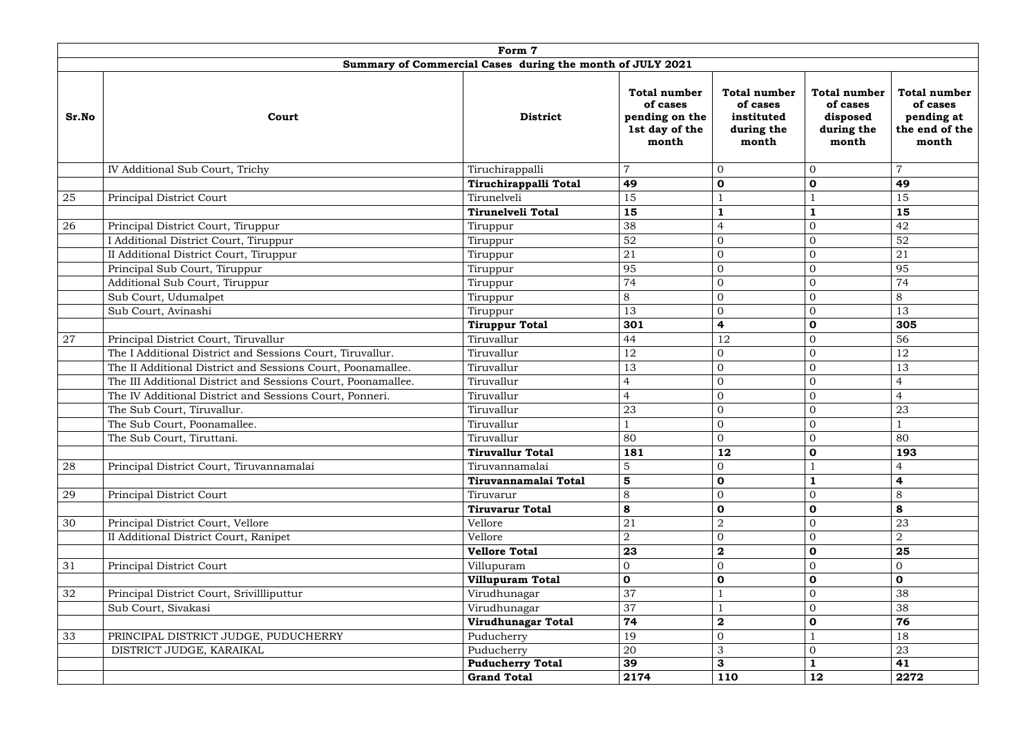| Form 7 | | | | | | |
|---|---|---|---|---|---|---|
| **Summary of Commercial Cases during the month of JULY 2021** | | | | | | |
| **Sr.No** | **Court** | **District** | **Total number of cases pending on the 1st day of the month** | **Total number of cases instituted during the month** | **Total number of cases disposed during the month** | **Total number of cases pending at the end of the month** |
| | IV Additional Sub Court, Trichy | Tiruchirappalli | 7 | 0 | 0 | 7 |
| | | **Tiruchirappalli Total** | **49** | **0** | **0** | **49** |
| 25 | Principal District Court | Tirunelveli | 15 | 1 | 1 | 15 |
| | | **Tirunelveli Total** | **15** | **1** | **1** | **15** |
| 26 | Principal District Court, Tiruppur | Tiruppur | 38 | 4 | 0 | 42 |
| | I Additional District Court, Tiruppur | Tiruppur | 52 | 0 | 0 | 52 |
| | II Additional District Court, Tiruppur | Tiruppur | 21 | 0 | 0 | 21 |
| | Principal Sub Court, Tiruppur | Tiruppur | 95 | 0 | 0 | 95 |
| | Additional Sub Court, Tiruppur | Tiruppur | 74 | 0 | 0 | 74 |
| | Sub Court, Udumalpet | Tiruppur | 8 | 0 | 0 | 8 |
| | Sub Court, Avinashi | Tiruppur | 13 | 0 | 0 | 13 |
| | | **Tiruppur Total** | **301** | **4** | **0** | **305** |
| 27 | Principal District Court, Tiruvallur | Tiruvallur | 44 | 12 | 0 | 56 |
| | The I Additional District and Sessions Court, Tiruvallur. | Tiruvallur | 12 | 0 | 0 | 12 |
| | The II Additional District and Sessions Court, Poonamallee. | Tiruvallur | 13 | 0 | 0 | 13 |
| | The III Additional District and Sessions Court, Poonamallee. | Tiruvallur | 4 | 0 | 0 | 4 |
| | The IV Additional District and Sessions Court, Ponneri. | Tiruvallur | 4 | 0 | 0 | 4 |
| | The Sub Court, Tiruvallur. | Tiruvallur | 23 | 0 | 0 | 23 |
| | The Sub Court, Poonamallee. | Tiruvallur | 1 | 0 | 0 | 1 |
| | The Sub Court, Tiruttani. | Tiruvallur | 80 | 0 | 0 | 80 |
| | | **Tiruvallur Total** | **181** | **12** | **0** | **193** |
| 28 | Principal District Court, Tiruvannamalai | Tiruvannamalai | 5 | 0 | 1 | 4 |
| | | **Tiruvannamalai Total** | **5** | **0** | **1** | **4** |
| 29 | Principal District Court | Tiruvarur | 8 | 0 | 0 | 8 |
| | | **Tiruvarur Total** | **8** | **0** | **0** | **8** |
| 30 | Principal District Court, Vellore | Vellore | 21 | 2 | 0 | 23 |
| | II Additional District Court, Ranipet | Vellore | 2 | 0 | 0 | 2 |
| | | **Vellore Total** | **23** | **2** | **0** | **25** |
| 31 | Principal District Court | Villupuram | 0 | 0 | 0 | 0 |
| | | **Villupuram Total** | **0** | **0** | **0** | **0** |
| 32 | Principal District Court, Srivillliputtur | Virudhunagar | 37 | 1 | 0 | 38 |
| | Sub Court, Sivakasi | Virudhunagar | 37 | 1 | 0 | 38 |
| | | **Virudhunagar Total** | **74** | **2** | **0** | **76** |
| 33 | PRINCIPAL DISTRICT JUDGE, PUDUCHERRY | Puducherry | 19 | 0 | 1 | 18 |
| | DISTRICT JUDGE, KARAIKAL | Puducherry | 20 | 3 | 0 | 23 |
| | | **Puducherry Total** | **39** | **3** | **1** | **41** |
| | | **Grand Total** | **2174** | **110** | **12** | **2272** |